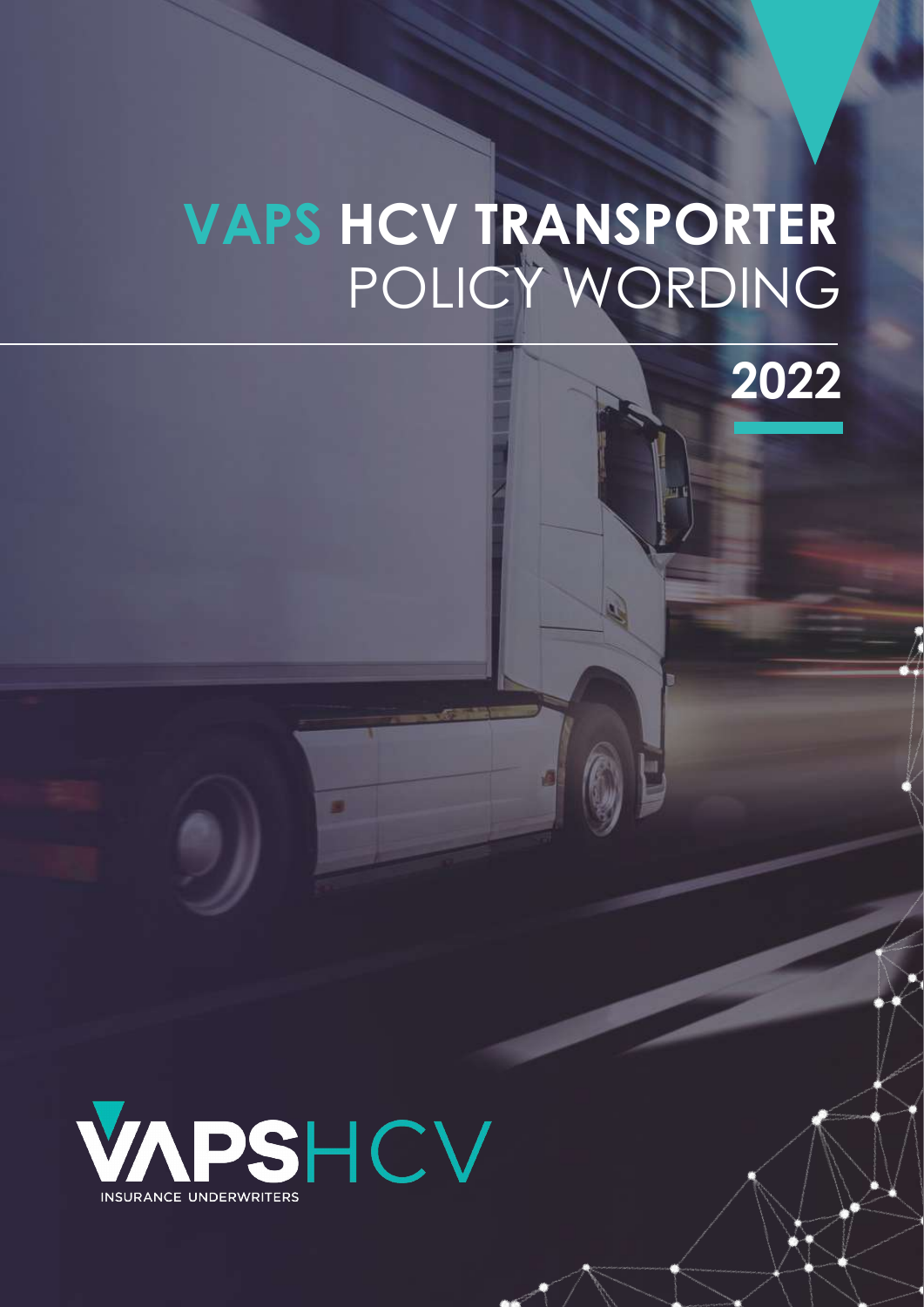# VAPS HCV TRANSPORTER POLICY WORDING

## 2022

VAPSHCV

INSURANCE UNDERWRITERS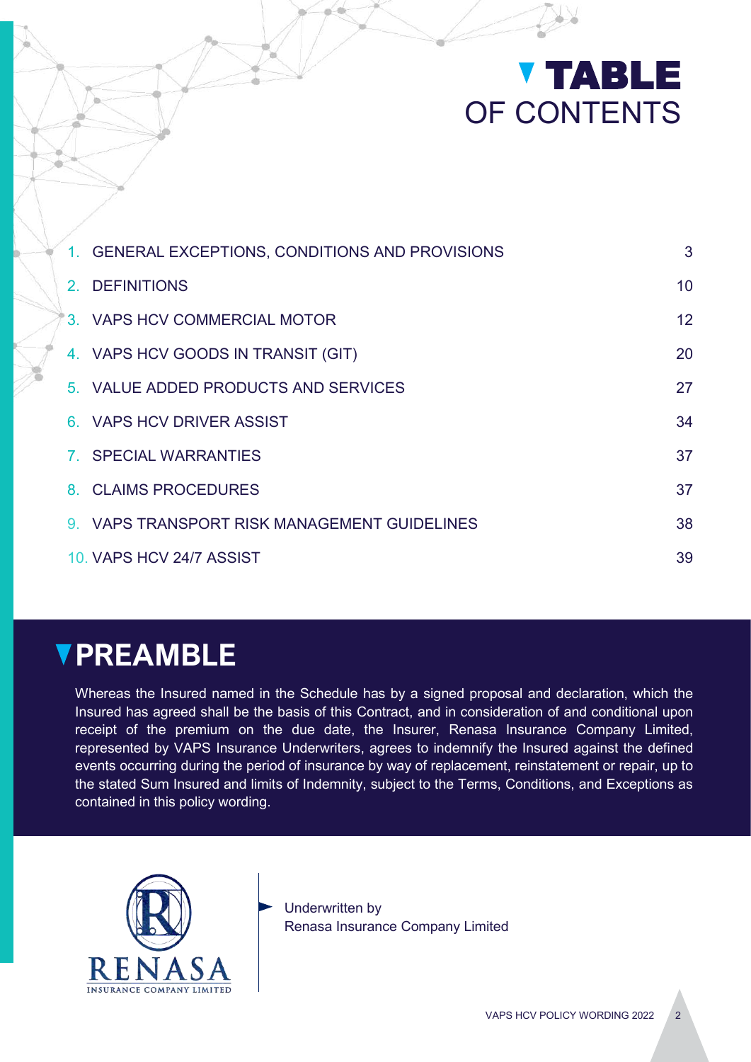# TABLE OF CONTENTS

| | |
|---|---|
| 1. GENERAL EXCEPTIONS, CONDITIONS AND PROVISIONS | 3 |
| 2. DEFINITIONS | 10 |
| 3. VAPS HCV COMMERCIAL MOTOR | 12 |
| 4. VAPS HCV GOODS IN TRANSIT (GIT) | 20 |
| 5. VALUE ADDED PRODUCTS AND SERVICES | 27 |
| 6. VAPS HCV DRIVER ASSIST | 34 |
| 7. SPECIAL WARRANTIES | 37 |
| 8. CLAIMS PROCEDURES | 37 |
| 9. VAPS TRANSPORT RISK MANAGEMENT GUIDELINES | 38 |
| 10. VAPS HCV 24/7 ASSIST | 39 |

# PREAMBLE

Whereas the Insured named in the Schedule has by a signed proposal and declaration, which the Insured has agreed shall be the basis of this Contract, and in consideration of and conditional upon receipt of the premium on the due date, the Insurer, Renasa Insurance Company Limited, represented by VAPS Insurance Underwriters, agrees to indemnify the Insured against the defined events occurring during the period of insurance by way of replacement, reinstatement or repair, up to the stated Sum Insured and limits of Indemnity, subject to the Terms, Conditions, and Exceptions as contained in this policy wording.

RENASA INSURANCE COMPANY LIMITED

Underwritten by
Renasa Insurance Company Limited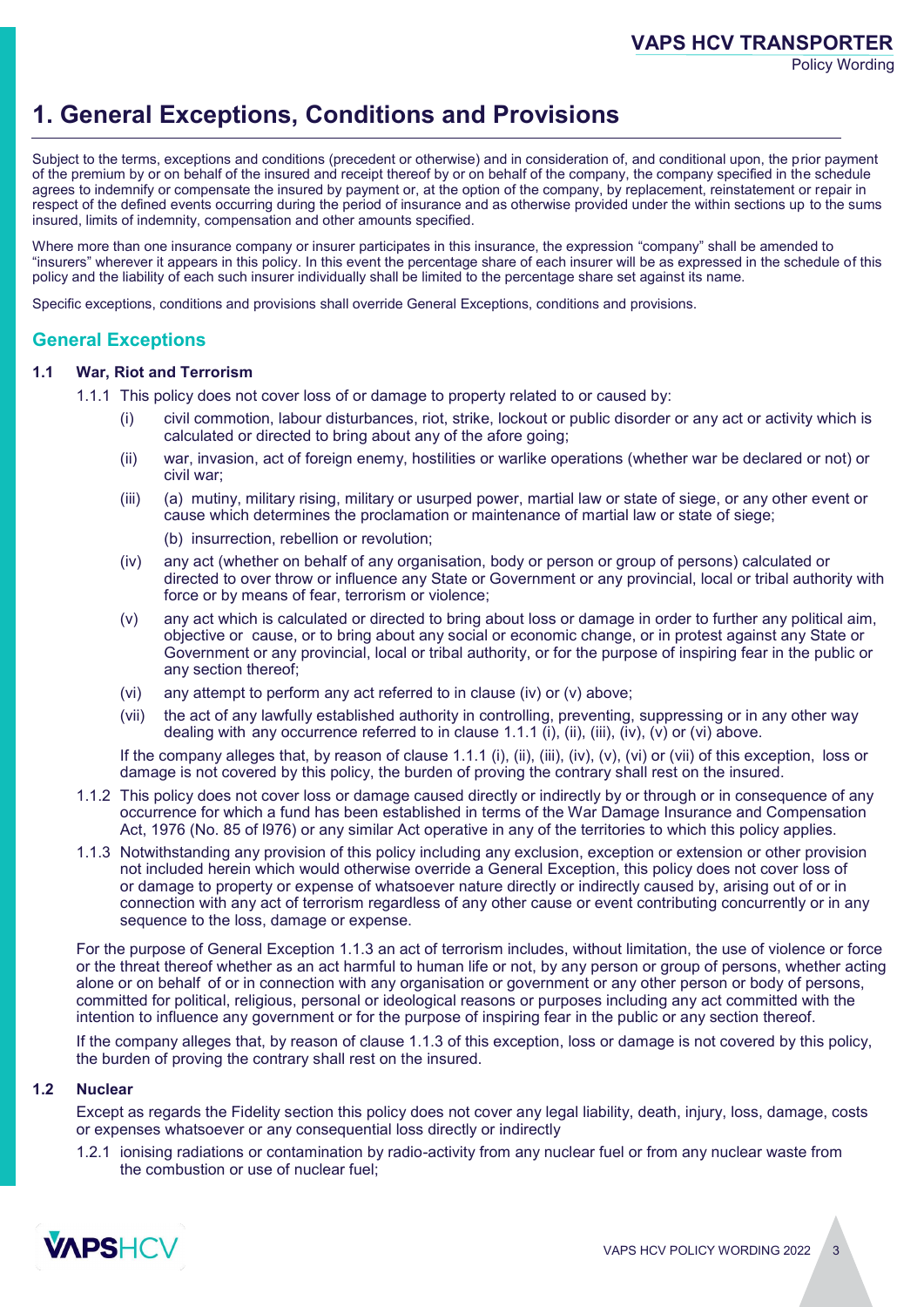# 1. General Exceptions, Conditions and Provisions

Subject to the terms, exceptions and conditions (precedent or otherwise) and in consideration of, and conditional upon, the prior payment of the premium by or on behalf of the insured and receipt thereof by or on behalf of the company, the company specified in the schedule agrees to indemnify or compensate the insured by payment or, at the option of the company, by replacement, reinstatement or repair in respect of the defined events occurring during the period of insurance and as otherwise provided under the within sections up to the sums insured, limits of indemnity, compensation and other amounts specified.

Where more than one insurance company or insurer participates in this insurance, the expression "company" shall be amended to "insurers" wherever it appears in this policy. In this event the percentage share of each insurer will be as expressed in the schedule of this policy and the liability of each such insurer individually shall be limited to the percentage share set against its name.

Specific exceptions, conditions and provisions shall override General Exceptions, conditions and provisions.

## General Exceptions

### 1.1 War, Riot and Terrorism

1.1.1 This policy does not cover loss of or damage to property related to or caused by:

(i) civil commotion, labour disturbances, riot, strike, lockout or public disorder or any act or activity which is calculated or directed to bring about any of the afore going;

(ii) war, invasion, act of foreign enemy, hostilities or warlike operations (whether war be declared or not) or civil war;

(iii) (a) mutiny, military rising, military or usurped power, martial law or state of siege, or any other event or cause which determines the proclamation or maintenance of martial law or state of siege;

(b) insurrection, rebellion or revolution;

(iv) any act (whether on behalf of any organisation, body or person or group of persons) calculated or directed to over throw or influence any State or Government or any provincial, local or tribal authority with force or by means of fear, terrorism or violence;

(v) any act which is calculated or directed to bring about loss or damage in order to further any political aim, objective or cause, or to bring about any social or economic change, or in protest against any State or Government or any provincial, local or tribal authority, or for the purpose of inspiring fear in the public or any section thereof;

(vi) any attempt to perform any act referred to in clause (iv) or (v) above;

(vii) the act of any lawfully established authority in controlling, preventing, suppressing or in any other way dealing with any occurrence referred to in clause 1.1.1 (i), (ii), (iii), (iv), (v) or (vi) above.

If the company alleges that, by reason of clause 1.1.1 (i), (ii), (iii), (iv), (v), (vi) or (vii) of this exception, loss or damage is not covered by this policy, the burden of proving the contrary shall rest on the insured.

1.1.2 This policy does not cover loss or damage caused directly or indirectly by or through or in consequence of any occurrence for which a fund has been established in terms of the War Damage Insurance and Compensation Act, 1976 (No. 85 of l976) or any similar Act operative in any of the territories to which this policy applies.

1.1.3 Notwithstanding any provision of this policy including any exclusion, exception or extension or other provision not included herein which would otherwise override a General Exception, this policy does not cover loss of or damage to property or expense of whatsoever nature directly or indirectly caused by, arising out of or in connection with any act of terrorism regardless of any other cause or event contributing concurrently or in any sequence to the loss, damage or expense.

For the purpose of General Exception 1.1.3 an act of terrorism includes, without limitation, the use of violence or force or the threat thereof whether as an act harmful to human life or not, by any person or group of persons, whether acting alone or on behalf of or in connection with any organisation or government or any other person or body of persons, committed for political, religious, personal or ideological reasons or purposes including any act committed with the intention to influence any government or for the purpose of inspiring fear in the public or any section thereof.

If the company alleges that, by reason of clause 1.1.3 of this exception, loss or damage is not covered by this policy, the burden of proving the contrary shall rest on the insured.

### 1.2 Nuclear

Except as regards the Fidelity section this policy does not cover any legal liability, death, injury, loss, damage, costs or expenses whatsoever or any consequential loss directly or indirectly

1.2.1 ionising radiations or contamination by radio-activity from any nuclear fuel or from any nuclear waste from the combustion or use of nuclear fuel;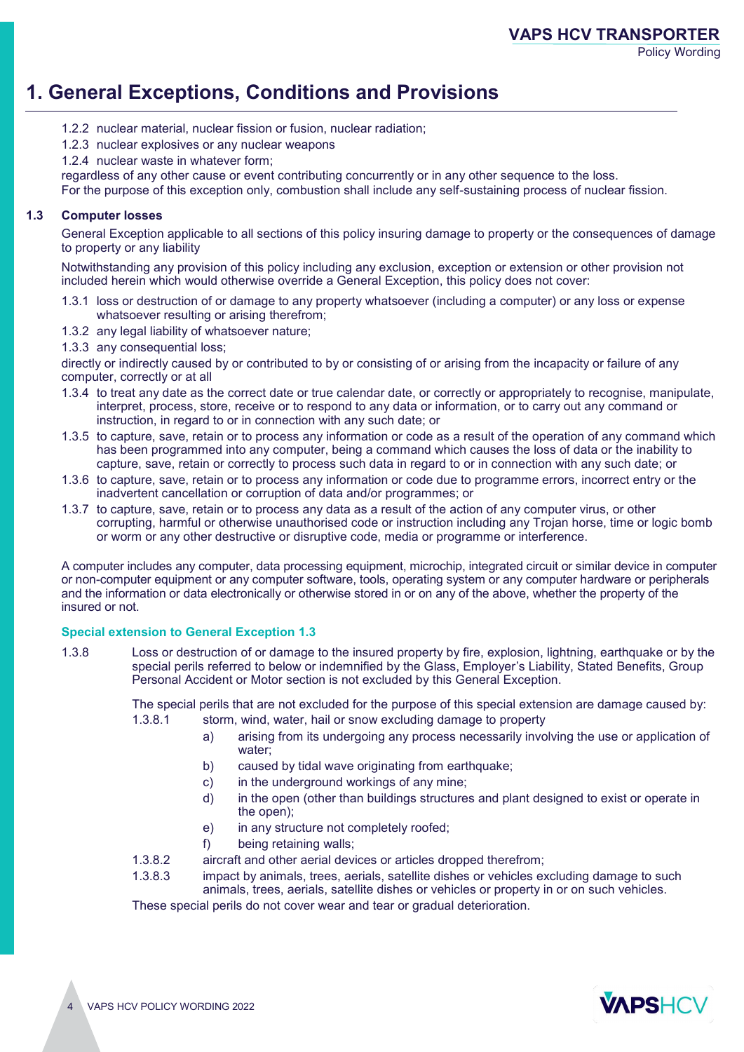# 1. General Exceptions, Conditions and Provisions

1.2.2 nuclear material, nuclear fission or fusion, nuclear radiation;

1.2.3 nuclear explosives or any nuclear weapons

1.2.4 nuclear waste in whatever form;

regardless of any other cause or event contributing concurrently or in any other sequence to the loss.
For the purpose of this exception only, combustion shall include any self-sustaining process of nuclear fission.

### 1.3 Computer losses

General Exception applicable to all sections of this policy insuring damage to property or the consequences of damage to property or any liability

Notwithstanding any provision of this policy including any exclusion, exception or extension or other provision not included herein which would otherwise override a General Exception, this policy does not cover:

1.3.1 loss or destruction of or damage to any property whatsoever (including a computer) or any loss or expense whatsoever resulting or arising therefrom;

1.3.2 any legal liability of whatsoever nature;

1.3.3 any consequential loss;

directly or indirectly caused by or contributed to by or consisting of or arising from the incapacity or failure of any computer, correctly or at all

1.3.4 to treat any date as the correct date or true calendar date, or correctly or appropriately to recognise, manipulate, interpret, process, store, receive or to respond to any data or information, or to carry out any command or instruction, in regard to or in connection with any such date; or

1.3.5 to capture, save, retain or to process any information or code as a result of the operation of any command which has been programmed into any computer, being a command which causes the loss of data or the inability to capture, save, retain or correctly to process such data in regard to or in connection with any such date; or

1.3.6 to capture, save, retain or to process any information or code due to programme errors, incorrect entry or the inadvertent cancellation or corruption of data and/or programmes; or

1.3.7 to capture, save, retain or to process any data as a result of the action of any computer virus, or other corrupting, harmful or otherwise unauthorised code or instruction including any Trojan horse, time or logic bomb or worm or any other destructive or disruptive code, media or programme or interference.

A computer includes any computer, data processing equipment, microchip, integrated circuit or similar device in computer or non-computer equipment or any computer software, tools, operating system or any computer hardware or peripherals and the information or data electronically or otherwise stored in or on any of the above, whether the property of the insured or not.

#### Special extension to General Exception 1.3

1.3.8 Loss or destruction of or damage to the insured property by fire, explosion, lightning, earthquake or by the special perils referred to below or indemnified by the Glass, Employer's Liability, Stated Benefits, Group Personal Accident or Motor section is not excluded by this General Exception.

The special perils that are not excluded for the purpose of this special extension are damage caused by:

1.3.8.1 storm, wind, water, hail or snow excluding damage to property

- a) arising from its undergoing any process necessarily involving the use or application of water;
- b) caused by tidal wave originating from earthquake;
- c) in the underground workings of any mine;
- d) in the open (other than buildings structures and plant designed to exist or operate in the open);
- e) in any structure not completely roofed;
- f) being retaining walls;

1.3.8.2 aircraft and other aerial devices or articles dropped therefrom;

1.3.8.3 impact by animals, trees, aerials, satellite dishes or vehicles excluding damage to such animals, trees, aerials, satellite dishes or vehicles or property in or on such vehicles.

These special perils do not cover wear and tear or gradual deterioration.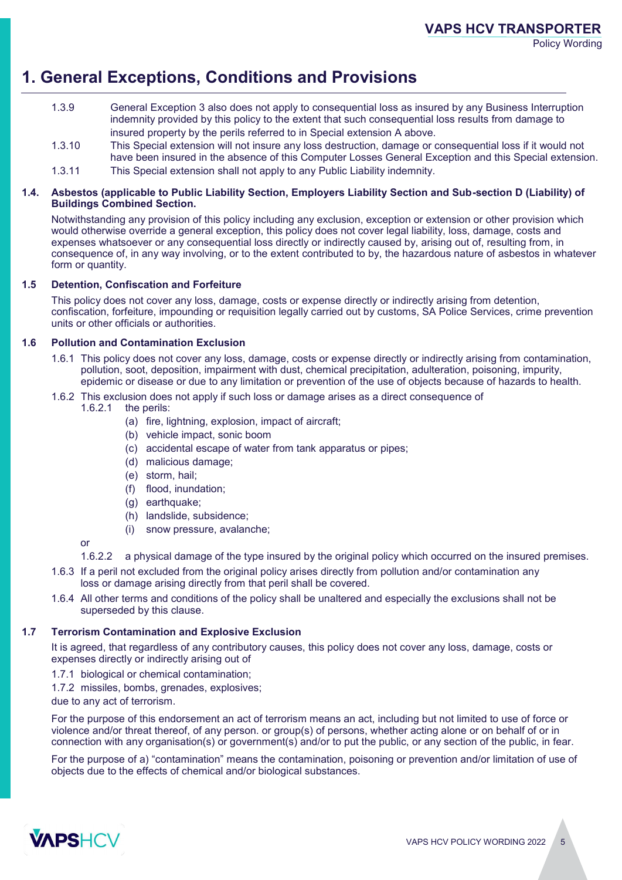# 1. General Exceptions, Conditions and Provisions

1.3.9 General Exception 3 also does not apply to consequential loss as insured by any Business Interruption indemnity provided by this policy to the extent that such consequential loss results from damage to insured property by the perils referred to in Special extension A above.

1.3.10 This Special extension will not insure any loss destruction, damage or consequential loss if it would not have been insured in the absence of this Computer Losses General Exception and this Special extension.

1.3.11 This Special extension shall not apply to any Public Liability indemnity.

### 1.4. Asbestos (applicable to Public Liability Section, Employers Liability Section and Sub-section D (Liability) of Buildings Combined Section.

Notwithstanding any provision of this policy including any exclusion, exception or extension or other provision which would otherwise override a general exception, this policy does not cover legal liability, loss, damage, costs and expenses whatsoever or any consequential loss directly or indirectly caused by, arising out of, resulting from, in consequence of, in any way involving, or to the extent contributed to by, the hazardous nature of asbestos in whatever form or quantity.

### 1.5 Detention, Confiscation and Forfeiture

This policy does not cover any loss, damage, costs or expense directly or indirectly arising from detention, confiscation, forfeiture, impounding or requisition legally carried out by customs, SA Police Services, crime prevention units or other officials or authorities.

### 1.6 Pollution and Contamination Exclusion

1.6.1 This policy does not cover any loss, damage, costs or expense directly or indirectly arising from contamination, pollution, soot, deposition, impairment with dust, chemical precipitation, adulteration, poisoning, impurity, epidemic or disease or due to any limitation or prevention of the use of objects because of hazards to health.

1.6.2 This exclusion does not apply if such loss or damage arises as a direct consequence of

1.6.2.1 the perils:

(a) fire, lightning, explosion, impact of aircraft;
(b) vehicle impact, sonic boom
(c) accidental escape of water from tank apparatus or pipes;
(d) malicious damage;
(e) storm, hail;
(f) flood, inundation;
(g) earthquake;
(h) landslide, subsidence;
(i) snow pressure, avalanche;

or

1.6.2.2 a physical damage of the type insured by the original policy which occurred on the insured premises.

1.6.3 If a peril not excluded from the original policy arises directly from pollution and/or contamination any loss or damage arising directly from that peril shall be covered.

1.6.4 All other terms and conditions of the policy shall be unaltered and especially the exclusions shall not be superseded by this clause.

### 1.7 Terrorism Contamination and Explosive Exclusion

It is agreed, that regardless of any contributory causes, this policy does not cover any loss, damage, costs or expenses directly or indirectly arising out of

1.7.1 biological or chemical contamination;

1.7.2 missiles, bombs, grenades, explosives;

due to any act of terrorism.

For the purpose of this endorsement an act of terrorism means an act, including but not limited to use of force or violence and/or threat thereof, of any person. or group(s) of persons, whether acting alone or on behalf of or in connection with any organisation(s) or government(s) and/or to put the public, or any section of the public, in fear.

For the purpose of a) "contamination" means the contamination, poisoning or prevention and/or limitation of use of objects due to the effects of chemical and/or biological substances.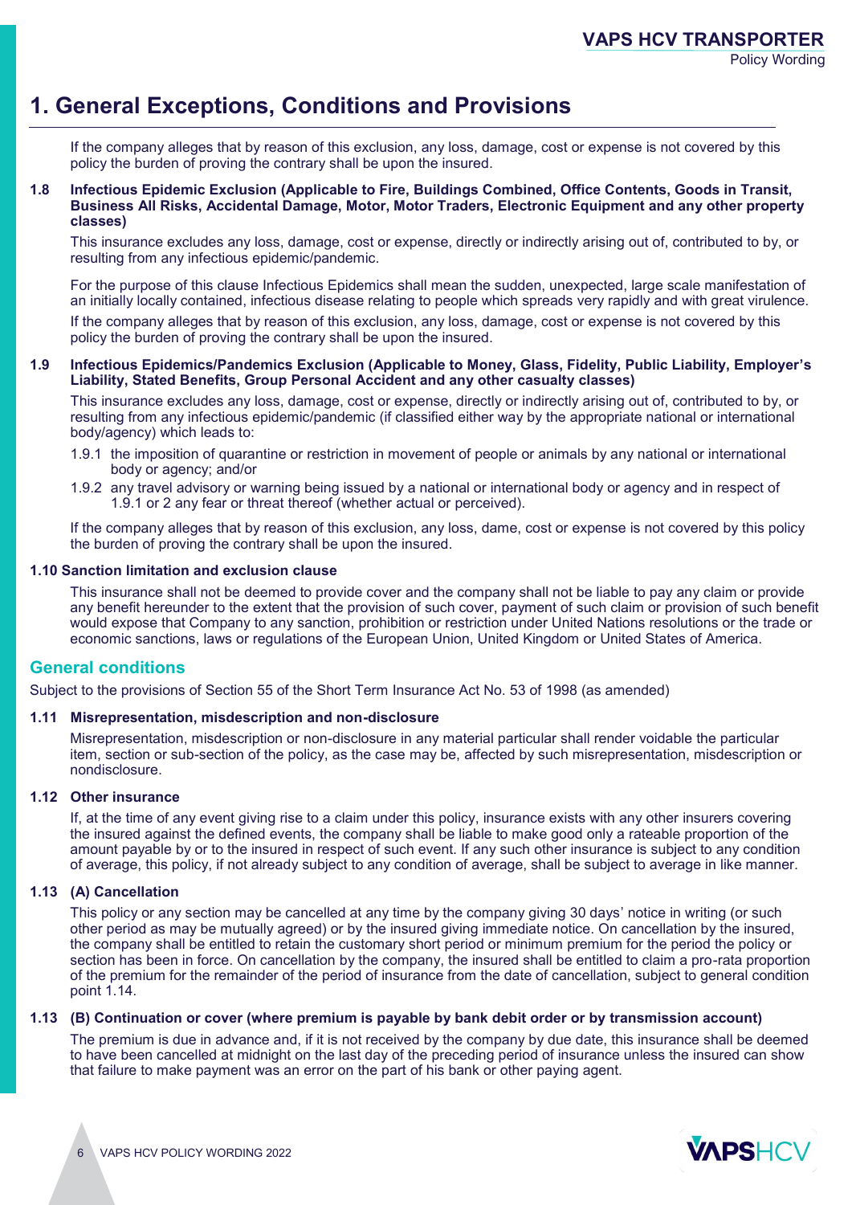# 1. General Exceptions, Conditions and Provisions

If the company alleges that by reason of this exclusion, any loss, damage, cost or expense is not covered by this policy the burden of proving the contrary shall be upon the insured.

**1.8 Infectious Epidemic Exclusion (Applicable to Fire, Buildings Combined, Office Contents, Goods in Transit, Business All Risks, Accidental Damage, Motor, Motor Traders, Electronic Equipment and any other property classes)**

This insurance excludes any loss, damage, cost or expense, directly or indirectly arising out of, contributed to by, or resulting from any infectious epidemic/pandemic.

For the purpose of this clause Infectious Epidemics shall mean the sudden, unexpected, large scale manifestation of an initially locally contained, infectious disease relating to people which spreads very rapidly and with great virulence.

If the company alleges that by reason of this exclusion, any loss, damage, cost or expense is not covered by this policy the burden of proving the contrary shall be upon the insured.

**1.9 Infectious Epidemics/Pandemics Exclusion (Applicable to Money, Glass, Fidelity, Public Liability, Employer's Liability, Stated Benefits, Group Personal Accident and any other casualty classes)**

This insurance excludes any loss, damage, cost or expense, directly or indirectly arising out of, contributed to by, or resulting from any infectious epidemic/pandemic (if classified either way by the appropriate national or international body/agency) which leads to:

1.9.1 the imposition of quarantine or restriction in movement of people or animals by any national or international body or agency; and/or

1.9.2 any travel advisory or warning being issued by a national or international body or agency and in respect of 1.9.1 or 2 any fear or threat thereof (whether actual or perceived).

If the company alleges that by reason of this exclusion, any loss, dame, cost or expense is not covered by this policy the burden of proving the contrary shall be upon the insured.

**1.10 Sanction limitation and exclusion clause**

This insurance shall not be deemed to provide cover and the company shall not be liable to pay any claim or provide any benefit hereunder to the extent that the provision of such cover, payment of such claim or provision of such benefit would expose that Company to any sanction, prohibition or restriction under United Nations resolutions or the trade or economic sanctions, laws or regulations of the European Union, United Kingdom or United States of America.

## General conditions

Subject to the provisions of Section 55 of the Short Term Insurance Act No. 53 of 1998 (as amended)

**1.11 Misrepresentation, misdescription and non-disclosure**

Misrepresentation, misdescription or non-disclosure in any material particular shall render voidable the particular item, section or sub-section of the policy, as the case may be, affected by such misrepresentation, misdescription or nondisclosure.

**1.12 Other insurance**

If, at the time of any event giving rise to a claim under this policy, insurance exists with any other insurers covering the insured against the defined events, the company shall be liable to make good only a rateable proportion of the amount payable by or to the insured in respect of such event. If any such other insurance is subject to any condition of average, this policy, if not already subject to any condition of average, shall be subject to average in like manner.

**1.13 (A) Cancellation**

This policy or any section may be cancelled at any time by the company giving 30 days' notice in writing (or such other period as may be mutually agreed) or by the insured giving immediate notice. On cancellation by the insured, the company shall be entitled to retain the customary short period or minimum premium for the period the policy or section has been in force. On cancellation by the company, the insured shall be entitled to claim a pro-rata proportion of the premium for the remainder of the period of insurance from the date of cancellation, subject to general condition point 1.14.

**1.13 (B) Continuation or cover (where premium is payable by bank debit order or by transmission account)**

The premium is due in advance and, if it is not received by the company by due date, this insurance shall be deemed to have been cancelled at midnight on the last day of the preceding period of insurance unless the insured can show that failure to make payment was an error on the part of his bank or other paying agent.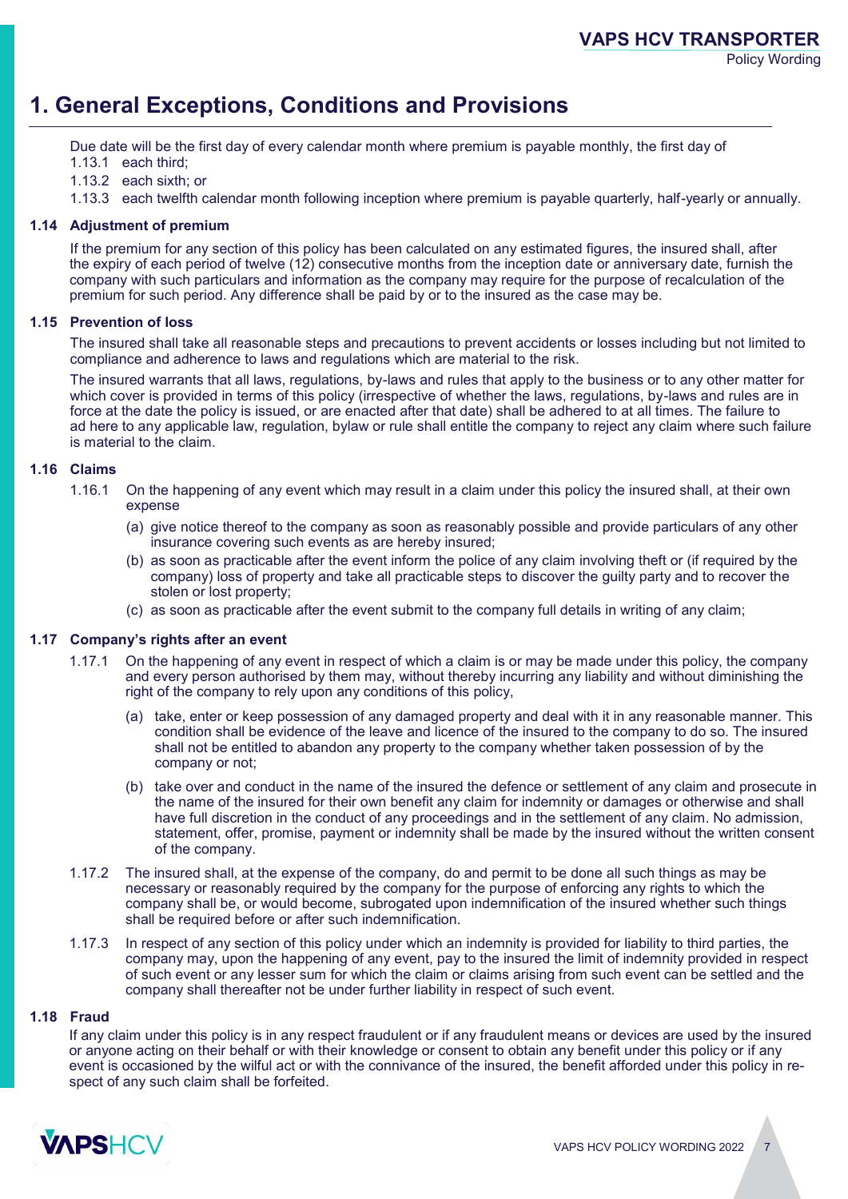# 1. General Exceptions, Conditions and Provisions

Due date will be the first day of every calendar month where premium is payable monthly, the first day of

1.13.1 each third;

1.13.2 each sixth; or

1.13.3 each twelfth calendar month following inception where premium is payable quarterly, half-yearly or annually.

### 1.14 Adjustment of premium

If the premium for any section of this policy has been calculated on any estimated figures, the insured shall, after the expiry of each period of twelve (12) consecutive months from the inception date or anniversary date, furnish the company with such particulars and information as the company may require for the purpose of recalculation of the premium for such period. Any difference shall be paid by or to the insured as the case may be.

### 1.15 Prevention of loss

The insured shall take all reasonable steps and precautions to prevent accidents or losses including but not limited to compliance and adherence to laws and regulations which are material to the risk.

The insured warrants that all laws, regulations, by-laws and rules that apply to the business or to any other matter for which cover is provided in terms of this policy (irrespective of whether the laws, regulations, by-laws and rules are in force at the date the policy is issued, or are enacted after that date) shall be adhered to at all times. The failure to ad here to any applicable law, regulation, bylaw or rule shall entitle the company to reject any claim where such failure is material to the claim.

### 1.16 Claims

1.16.1 On the happening of any event which may result in a claim under this policy the insured shall, at their own expense

- (a) give notice thereof to the company as soon as reasonably possible and provide particulars of any other insurance covering such events as are hereby insured;
- (b) as soon as practicable after the event inform the police of any claim involving theft or (if required by the company) loss of property and take all practicable steps to discover the guilty party and to recover the stolen or lost property;
- (c) as soon as practicable after the event submit to the company full details in writing of any claim;

### 1.17 Company's rights after an event

1.17.1 On the happening of any event in respect of which a claim is or may be made under this policy, the company and every person authorised by them may, without thereby incurring any liability and without diminishing the right of the company to rely upon any conditions of this policy,

- (a) take, enter or keep possession of any damaged property and deal with it in any reasonable manner. This condition shall be evidence of the leave and licence of the insured to the company to do so. The insured shall not be entitled to abandon any property to the company whether taken possession of by the company or not;
- (b) take over and conduct in the name of the insured the defence or settlement of any claim and prosecute in the name of the insured for their own benefit any claim for indemnity or damages or otherwise and shall have full discretion in the conduct of any proceedings and in the settlement of any claim. No admission, statement, offer, promise, payment or indemnity shall be made by the insured without the written consent of the company.

1.17.2 The insured shall, at the expense of the company, do and permit to be done all such things as may be necessary or reasonably required by the company for the purpose of enforcing any rights to which the company shall be, or would become, subrogated upon indemnification of the insured whether such things shall be required before or after such indemnification.

1.17.3 In respect of any section of this policy under which an indemnity is provided for liability to third parties, the company may, upon the happening of any event, pay to the insured the limit of indemnity provided in respect of such event or any lesser sum for which the claim or claims arising from such event can be settled and the company shall thereafter not be under further liability in respect of such event.

### 1.18 Fraud

If any claim under this policy is in any respect fraudulent or if any fraudulent means or devices are used by the insured or anyone acting on their behalf or with their knowledge or consent to obtain any benefit under this policy or if any event is occasioned by the wilful act or with the connivance of the insured, the benefit afforded under this policy in respect of any such claim shall be forfeited.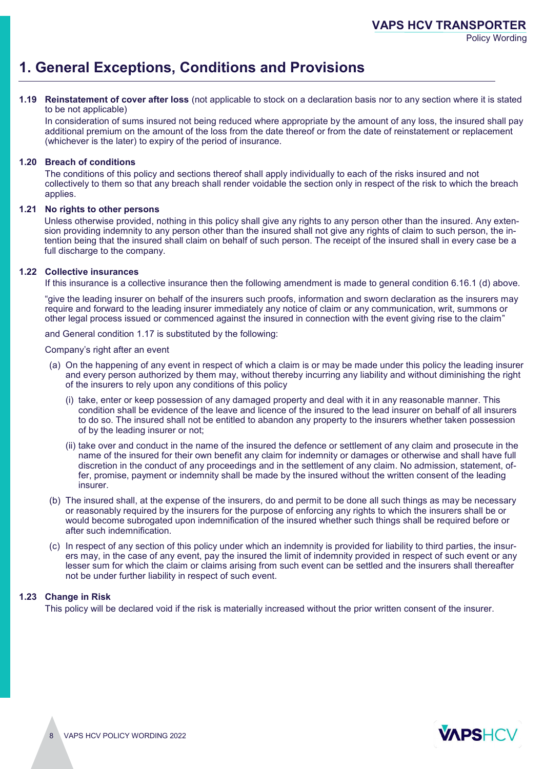# 1. General Exceptions, Conditions and Provisions

**1.19 Reinstatement of cover after loss** (not applicable to stock on a declaration basis nor to any section where it is stated to be not applicable)

In consideration of sums insured not being reduced where appropriate by the amount of any loss, the insured shall pay additional premium on the amount of the loss from the date thereof or from the date of reinstatement or replacement (whichever is the later) to expiry of the period of insurance.

**1.20 Breach of conditions**

The conditions of this policy and sections thereof shall apply individually to each of the risks insured and not collectively to them so that any breach shall render voidable the section only in respect of the risk to which the breach applies.

**1.21 No rights to other persons**

Unless otherwise provided, nothing in this policy shall give any rights to any person other than the insured. Any extension providing indemnity to any person other than the insured shall not give any rights of claim to such person, the intention being that the insured shall claim on behalf of such person. The receipt of the insured shall in every case be a full discharge to the company.

**1.22 Collective insurances**

If this insurance is a collective insurance then the following amendment is made to general condition 6.16.1 (d) above.

"give the leading insurer on behalf of the insurers such proofs, information and sworn declaration as the insurers may require and forward to the leading insurer immediately any notice of claim or any communication, writ, summons or other legal process issued or commenced against the insured in connection with the event giving rise to the claim"

and General condition 1.17 is substituted by the following:

Company's right after an event

(a) On the happening of any event in respect of which a claim is or may be made under this policy the leading insurer and every person authorized by them may, without thereby incurring any liability and without diminishing the right of the insurers to rely upon any conditions of this policy

   (i) take, enter or keep possession of any damaged property and deal with it in any reasonable manner. This condition shall be evidence of the leave and licence of the insured to the lead insurer on behalf of all insurers to do so. The insured shall not be entitled to abandon any property to the insurers whether taken possession of by the leading insurer or not;

   (ii) take over and conduct in the name of the insured the defence or settlement of any claim and prosecute in the name of the insured for their own benefit any claim for indemnity or damages or otherwise and shall have full discretion in the conduct of any proceedings and in the settlement of any claim. No admission, statement, offer, promise, payment or indemnity shall be made by the insured without the written consent of the leading insurer.

(b) The insured shall, at the expense of the insurers, do and permit to be done all such things as may be necessary or reasonably required by the insurers for the purpose of enforcing any rights to which the insurers shall be or would become subrogated upon indemnification of the insured whether such things shall be required before or after such indemnification.

(c) In respect of any section of this policy under which an indemnity is provided for liability to third parties, the insurers may, in the case of any event, pay the insured the limit of indemnity provided in respect of such event or any lesser sum for which the claim or claims arising from such event can be settled and the insurers shall thereafter not be under further liability in respect of such event.

**1.23 Change in Risk**

This policy will be declared void if the risk is materially increased without the prior written consent of the insurer.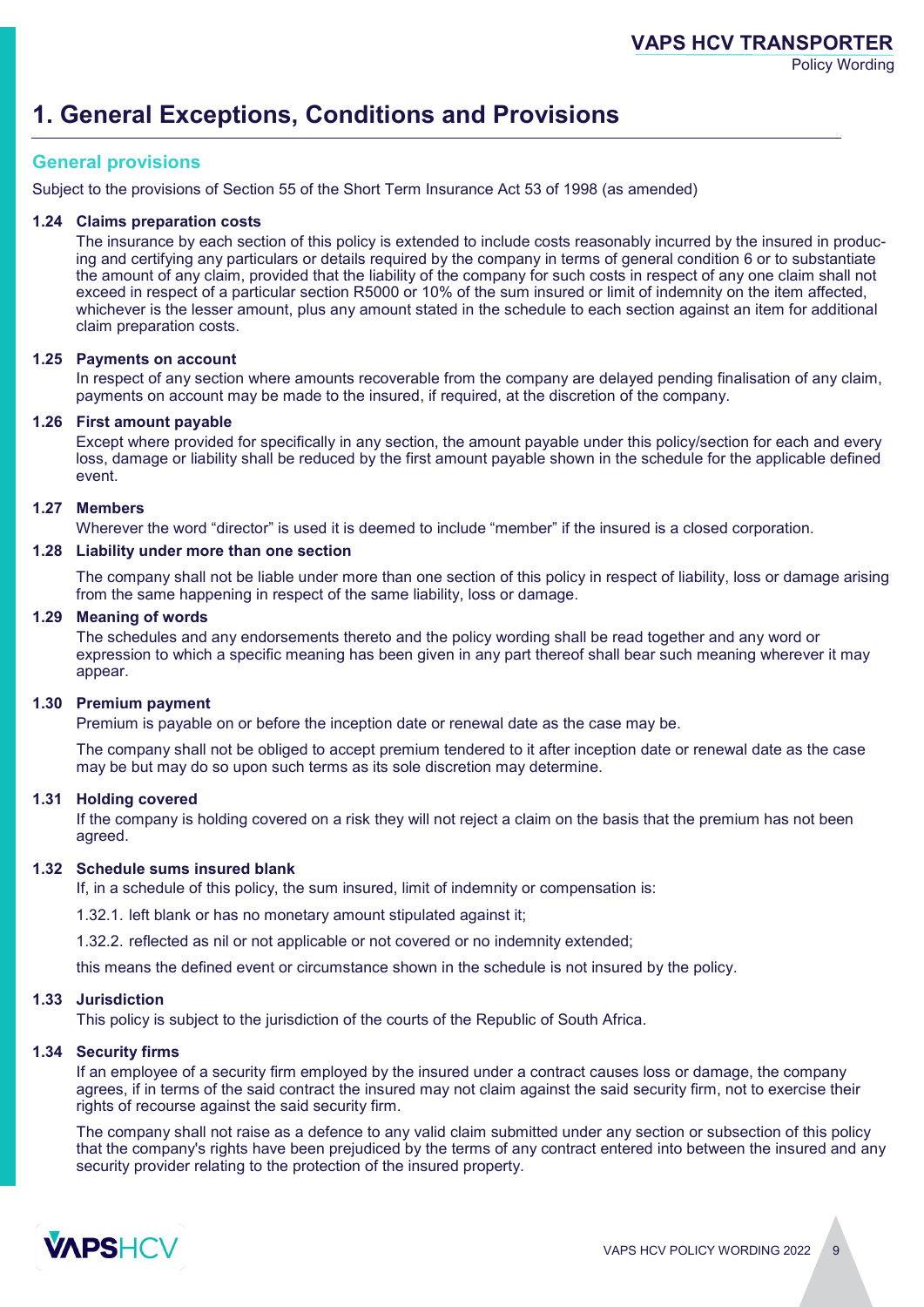# 1. General Exceptions, Conditions and Provisions

## General provisions

Subject to the provisions of Section 55 of the Short Term Insurance Act 53 of 1998 (as amended)

**1.24 Claims preparation costs**

The insurance by each section of this policy is extended to include costs reasonably incurred by the insured in producing and certifying any particulars or details required by the company in terms of general condition 6 or to substantiate the amount of any claim, provided that the liability of the company for such costs in respect of any one claim shall not exceed in respect of a particular section R5000 or 10% of the sum insured or limit of indemnity on the item affected, whichever is the lesser amount, plus any amount stated in the schedule to each section against an item for additional claim preparation costs.

**1.25 Payments on account**

In respect of any section where amounts recoverable from the company are delayed pending finalisation of any claim, payments on account may be made to the insured, if required, at the discretion of the company.

**1.26 First amount payable**

Except where provided for specifically in any section, the amount payable under this policy/section for each and every loss, damage or liability shall be reduced by the first amount payable shown in the schedule for the applicable defined event.

**1.27 Members**

Wherever the word "director" is used it is deemed to include "member" if the insured is a closed corporation.

**1.28 Liability under more than one section**

The company shall not be liable under more than one section of this policy in respect of liability, loss or damage arising from the same happening in respect of the same liability, loss or damage.

**1.29 Meaning of words**

The schedules and any endorsements thereto and the policy wording shall be read together and any word or expression to which a specific meaning has been given in any part thereof shall bear such meaning wherever it may appear.

**1.30 Premium payment**

Premium is payable on or before the inception date or renewal date as the case may be.

The company shall not be obliged to accept premium tendered to it after inception date or renewal date as the case may be but may do so upon such terms as its sole discretion may determine.

**1.31 Holding covered**

If the company is holding covered on a risk they will not reject a claim on the basis that the premium has not been agreed.

**1.32 Schedule sums insured blank**

If, in a schedule of this policy, the sum insured, limit of indemnity or compensation is:

1.32.1. left blank or has no monetary amount stipulated against it;

1.32.2. reflected as nil or not applicable or not covered or no indemnity extended;

this means the defined event or circumstance shown in the schedule is not insured by the policy.

**1.33 Jurisdiction**

This policy is subject to the jurisdiction of the courts of the Republic of South Africa.

**1.34 Security firms**

If an employee of a security firm employed by the insured under a contract causes loss or damage, the company agrees, if in terms of the said contract the insured may not claim against the said security firm, not to exercise their rights of recourse against the said security firm.

The company shall not raise as a defence to any valid claim submitted under any section or subsection of this policy that the company's rights have been prejudiced by the terms of any contract entered into between the insured and any security provider relating to the protection of the insured property.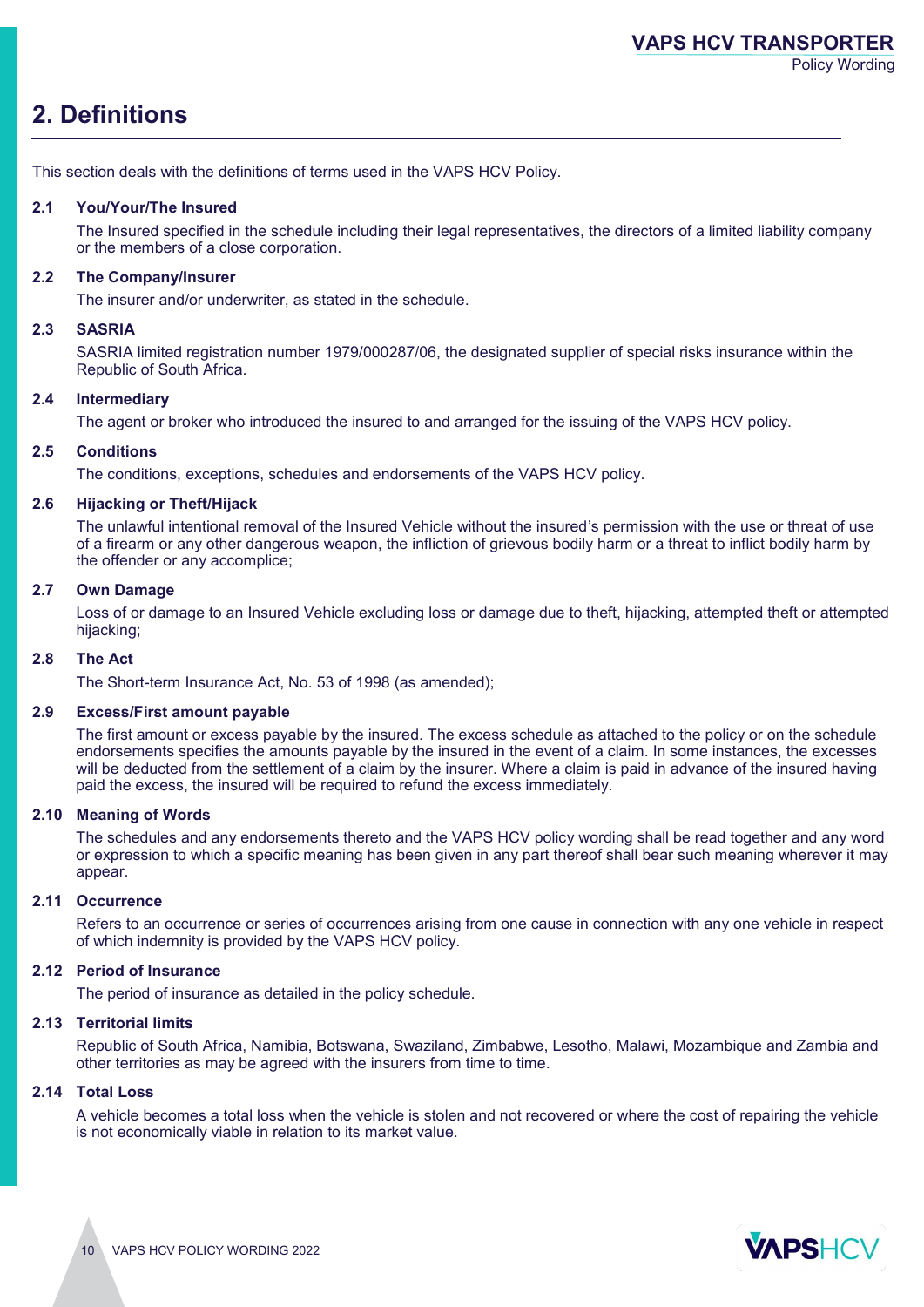## 2. Definitions

This section deals with the definitions of terms used in the VAPS HCV Policy.

### 2.1 You/Your/The Insured

The Insured specified in the schedule including their legal representatives, the directors of a limited liability company or the members of a close corporation.

### 2.2 The Company/Insurer

The insurer and/or underwriter, as stated in the schedule.

### 2.3 SASRIA

SASRIA limited registration number 1979/000287/06, the designated supplier of special risks insurance within the Republic of South Africa.

### 2.4 Intermediary

The agent or broker who introduced the insured to and arranged for the issuing of the VAPS HCV policy.

### 2.5 Conditions

The conditions, exceptions, schedules and endorsements of the VAPS HCV policy.

### 2.6 Hijacking or Theft/Hijack

The unlawful intentional removal of the Insured Vehicle without the insured's permission with the use or threat of use of a firearm or any other dangerous weapon, the infliction of grievous bodily harm or a threat to inflict bodily harm by the offender or any accomplice;

### 2.7 Own Damage

Loss of or damage to an Insured Vehicle excluding loss or damage due to theft, hijacking, attempted theft or attempted hijacking;

### 2.8 The Act

The Short-term Insurance Act, No. 53 of 1998 (as amended);

### 2.9 Excess/First amount payable

The first amount or excess payable by the insured. The excess schedule as attached to the policy or on the schedule endorsements specifies the amounts payable by the insured in the event of a claim. In some instances, the excesses will be deducted from the settlement of a claim by the insurer. Where a claim is paid in advance of the insured having paid the excess, the insured will be required to refund the excess immediately.

### 2.10 Meaning of Words

The schedules and any endorsements thereto and the VAPS HCV policy wording shall be read together and any word or expression to which a specific meaning has been given in any part thereof shall bear such meaning wherever it may appear.

### 2.11 Occurrence

Refers to an occurrence or series of occurrences arising from one cause in connection with any one vehicle in respect of which indemnity is provided by the VAPS HCV policy.

### 2.12 Period of Insurance

The period of insurance as detailed in the policy schedule.

### 2.13 Territorial limits

Republic of South Africa, Namibia, Botswana, Swaziland, Zimbabwe, Lesotho, Malawi, Mozambique and Zambia and other territories as may be agreed with the insurers from time to time.

### 2.14 Total Loss

A vehicle becomes a total loss when the vehicle is stolen and not recovered or where the cost of repairing the vehicle is not economically viable in relation to its market value.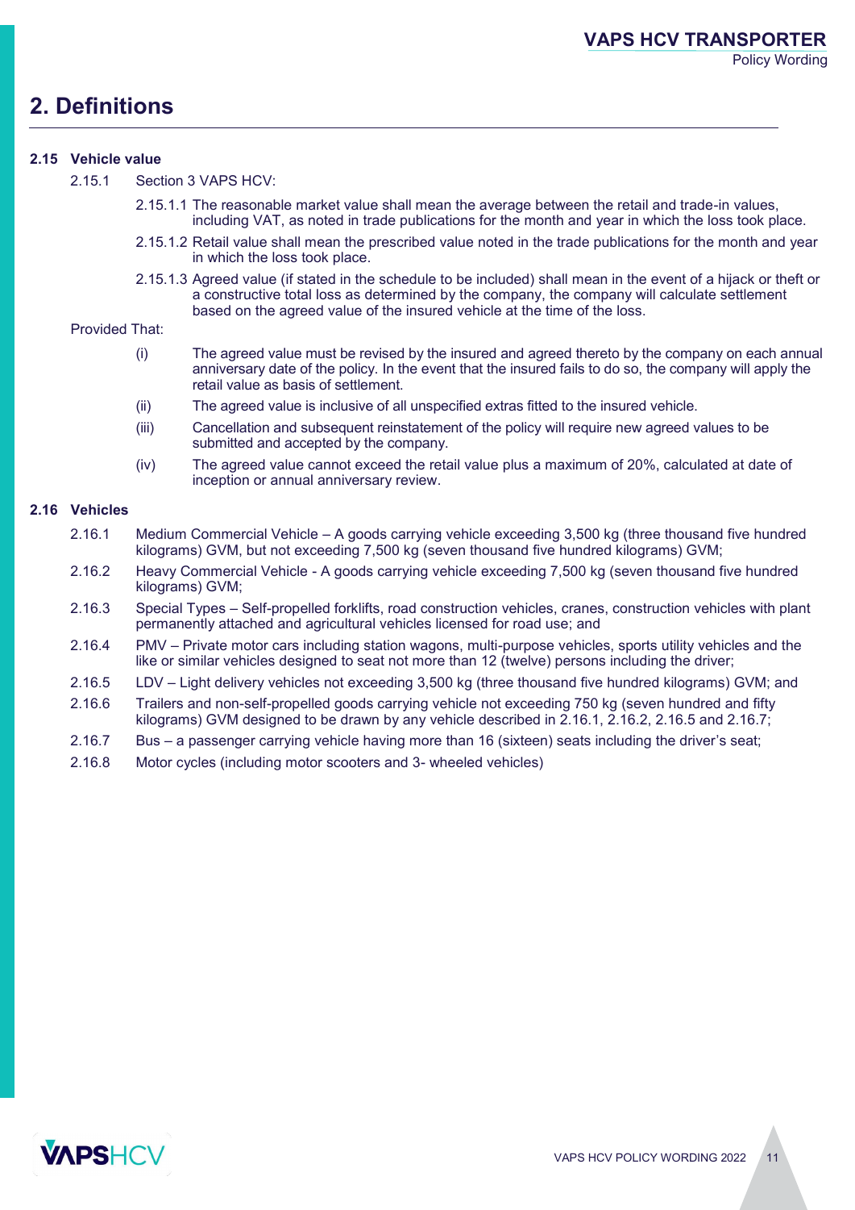## 2. Definitions

### 2.15 Vehicle value

2.15.1 Section 3 VAPS HCV:

2.15.1.1 The reasonable market value shall mean the average between the retail and trade-in values, including VAT, as noted in trade publications for the month and year in which the loss took place.

2.15.1.2 Retail value shall mean the prescribed value noted in the trade publications for the month and year in which the loss took place.

2.15.1.3 Agreed value (if stated in the schedule to be included) shall mean in the event of a hijack or theft or a constructive total loss as determined by the company, the company will calculate settlement based on the agreed value of the insured vehicle at the time of the loss.

Provided That:

(i) The agreed value must be revised by the insured and agreed thereto by the company on each annual anniversary date of the policy. In the event that the insured fails to do so, the company will apply the retail value as basis of settlement.

(ii) The agreed value is inclusive of all unspecified extras fitted to the insured vehicle.

(iii) Cancellation and subsequent reinstatement of the policy will require new agreed values to be submitted and accepted by the company.

(iv) The agreed value cannot exceed the retail value plus a maximum of 20%, calculated at date of inception or annual anniversary review.

### 2.16 Vehicles

2.16.1 Medium Commercial Vehicle – A goods carrying vehicle exceeding 3,500 kg (three thousand five hundred kilograms) GVM, but not exceeding 7,500 kg (seven thousand five hundred kilograms) GVM;

2.16.2 Heavy Commercial Vehicle - A goods carrying vehicle exceeding 7,500 kg (seven thousand five hundred kilograms) GVM;

2.16.3 Special Types – Self-propelled forklifts, road construction vehicles, cranes, construction vehicles with plant permanently attached and agricultural vehicles licensed for road use; and

2.16.4 PMV – Private motor cars including station wagons, multi-purpose vehicles, sports utility vehicles and the like or similar vehicles designed to seat not more than 12 (twelve) persons including the driver;

2.16.5 LDV – Light delivery vehicles not exceeding 3,500 kg (three thousand five hundred kilograms) GVM; and

2.16.6 Trailers and non-self-propelled goods carrying vehicle not exceeding 750 kg (seven hundred and fifty kilograms) GVM designed to be drawn by any vehicle described in 2.16.1, 2.16.2, 2.16.5 and 2.16.7;

2.16.7 Bus – a passenger carrying vehicle having more than 16 (sixteen) seats including the driver's seat;

2.16.8 Motor cycles (including motor scooters and 3- wheeled vehicles)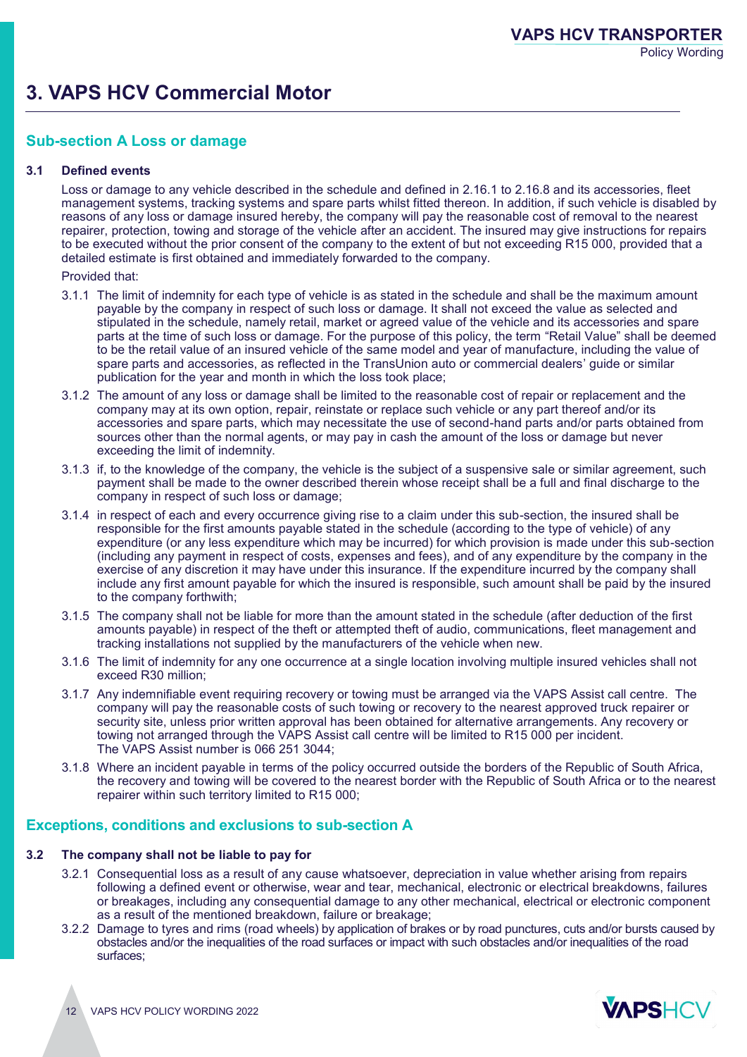# 3. VAPS HCV Commercial Motor

## Sub-section A Loss or damage

### 3.1 Defined events

Loss or damage to any vehicle described in the schedule and defined in 2.16.1 to 2.16.8 and its accessories, fleet management systems, tracking systems and spare parts whilst fitted thereon. In addition, if such vehicle is disabled by reasons of any loss or damage insured hereby, the company will pay the reasonable cost of removal to the nearest repairer, protection, towing and storage of the vehicle after an accident. The insured may give instructions for repairs to be executed without the prior consent of the company to the extent of but not exceeding R15 000, provided that a detailed estimate is first obtained and immediately forwarded to the company.

Provided that:

3.1.1 The limit of indemnity for each type of vehicle is as stated in the schedule and shall be the maximum amount payable by the company in respect of such loss or damage. It shall not exceed the value as selected and stipulated in the schedule, namely retail, market or agreed value of the vehicle and its accessories and spare parts at the time of such loss or damage. For the purpose of this policy, the term "Retail Value" shall be deemed to be the retail value of an insured vehicle of the same model and year of manufacture, including the value of spare parts and accessories, as reflected in the TransUnion auto or commercial dealers' guide or similar publication for the year and month in which the loss took place;

3.1.2 The amount of any loss or damage shall be limited to the reasonable cost of repair or replacement and the company may at its own option, repair, reinstate or replace such vehicle or any part thereof and/or its accessories and spare parts, which may necessitate the use of second-hand parts and/or parts obtained from sources other than the normal agents, or may pay in cash the amount of the loss or damage but never exceeding the limit of indemnity.

3.1.3 if, to the knowledge of the company, the vehicle is the subject of a suspensive sale or similar agreement, such payment shall be made to the owner described therein whose receipt shall be a full and final discharge to the company in respect of such loss or damage;

3.1.4 in respect of each and every occurrence giving rise to a claim under this sub-section, the insured shall be responsible for the first amounts payable stated in the schedule (according to the type of vehicle) of any expenditure (or any less expenditure which may be incurred) for which provision is made under this sub-section (including any payment in respect of costs, expenses and fees), and of any expenditure by the company in the exercise of any discretion it may have under this insurance. If the expenditure incurred by the company shall include any first amount payable for which the insured is responsible, such amount shall be paid by the insured to the company forthwith;

3.1.5 The company shall not be liable for more than the amount stated in the schedule (after deduction of the first amounts payable) in respect of the theft or attempted theft of audio, communications, fleet management and tracking installations not supplied by the manufacturers of the vehicle when new.

3.1.6 The limit of indemnity for any one occurrence at a single location involving multiple insured vehicles shall not exceed R30 million;

3.1.7 Any indemnifiable event requiring recovery or towing must be arranged via the VAPS Assist call centre. The company will pay the reasonable costs of such towing or recovery to the nearest approved truck repairer or security site, unless prior written approval has been obtained for alternative arrangements. Any recovery or towing not arranged through the VAPS Assist call centre will be limited to R15 000 per incident. The VAPS Assist number is 066 251 3044;

3.1.8 Where an incident payable in terms of the policy occurred outside the borders of the Republic of South Africa, the recovery and towing will be covered to the nearest border with the Republic of South Africa or to the nearest repairer within such territory limited to R15 000;

## Exceptions, conditions and exclusions to sub-section A

### 3.2 The company shall not be liable to pay for

3.2.1 Consequential loss as a result of any cause whatsoever, depreciation in value whether arising from repairs following a defined event or otherwise, wear and tear, mechanical, electronic or electrical breakdowns, failures or breakages, including any consequential damage to any other mechanical, electrical or electronic component as a result of the mentioned breakdown, failure or breakage;

3.2.2 Damage to tyres and rims (road wheels) by application of brakes or by road punctures, cuts and/or bursts caused by obstacles and/or the inequalities of the road surfaces or impact with such obstacles and/or inequalities of the road surfaces;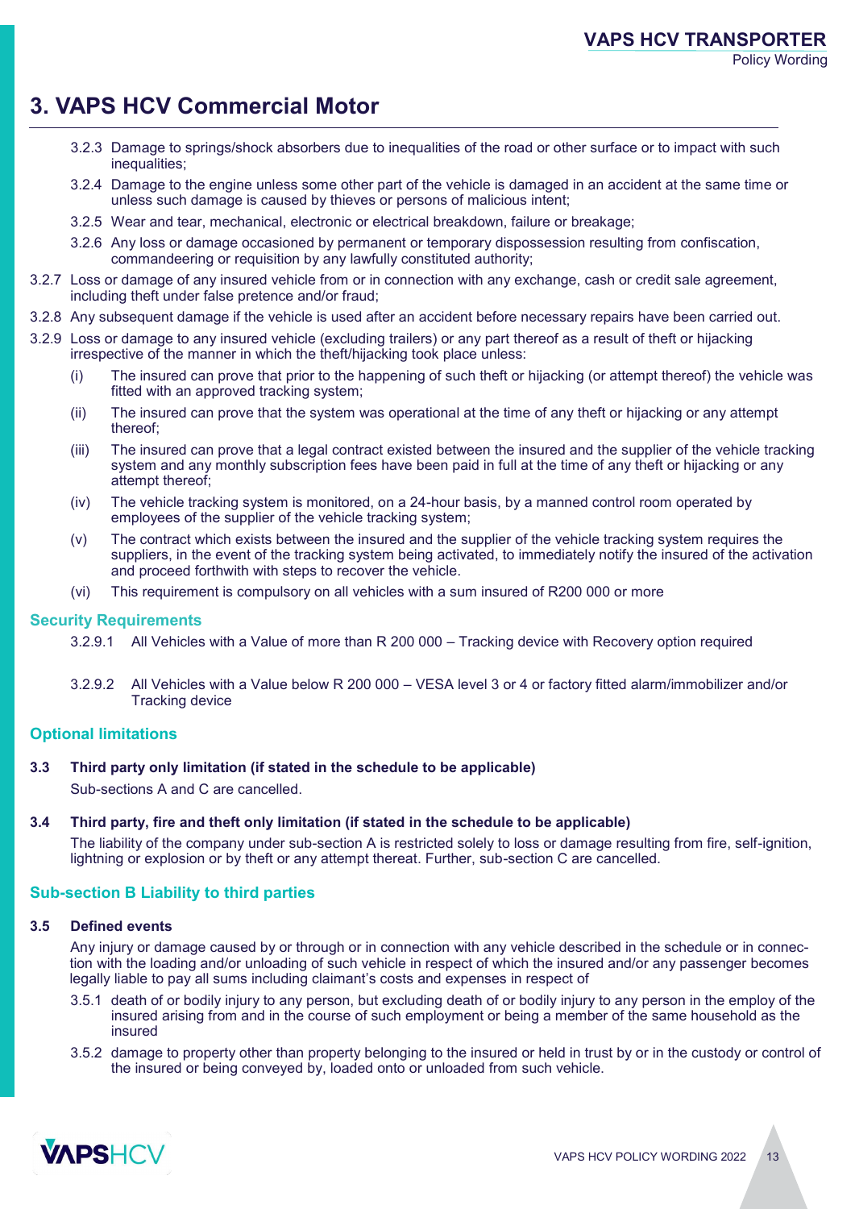# 3. VAPS HCV Commercial Motor

3.2.3 Damage to springs/shock absorbers due to inequalities of the road or other surface or to impact with such inequalities;

3.2.4 Damage to the engine unless some other part of the vehicle is damaged in an accident at the same time or unless such damage is caused by thieves or persons of malicious intent;

3.2.5 Wear and tear, mechanical, electronic or electrical breakdown, failure or breakage;

3.2.6 Any loss or damage occasioned by permanent or temporary dispossession resulting from confiscation, commandeering or requisition by any lawfully constituted authority;

3.2.7 Loss or damage of any insured vehicle from or in connection with any exchange, cash or credit sale agreement, including theft under false pretence and/or fraud;

3.2.8 Any subsequent damage if the vehicle is used after an accident before necessary repairs have been carried out.

3.2.9 Loss or damage to any insured vehicle (excluding trailers) or any part thereof as a result of theft or hijacking irrespective of the manner in which the theft/hijacking took place unless:

(i) The insured can prove that prior to the happening of such theft or hijacking (or attempt thereof) the vehicle was fitted with an approved tracking system;

(ii) The insured can prove that the system was operational at the time of any theft or hijacking or any attempt thereof;

(iii) The insured can prove that a legal contract existed between the insured and the supplier of the vehicle tracking system and any monthly subscription fees have been paid in full at the time of any theft or hijacking or any attempt thereof;

(iv) The vehicle tracking system is monitored, on a 24-hour basis, by a manned control room operated by employees of the supplier of the vehicle tracking system;

(v) The contract which exists between the insured and the supplier of the vehicle tracking system requires the suppliers, in the event of the tracking system being activated, to immediately notify the insured of the activation and proceed forthwith with steps to recover the vehicle.

(vi) This requirement is compulsory on all vehicles with a sum insured of R200 000 or more

## Security Requirements

3.2.9.1 All Vehicles with a Value of more than R 200 000 – Tracking device with Recovery option required

3.2.9.2 All Vehicles with a Value below R 200 000 – VESA level 3 or 4 or factory fitted alarm/immobilizer and/or Tracking device

## Optional limitations

**3.3 Third party only limitation (if stated in the schedule to be applicable)**

Sub-sections A and C are cancelled.

**3.4 Third party, fire and theft only limitation (if stated in the schedule to be applicable)**

The liability of the company under sub-section A is restricted solely to loss or damage resulting from fire, self-ignition, lightning or explosion or by theft or any attempt thereat. Further, sub-section C are cancelled.

## Sub-section B Liability to third parties

**3.5 Defined events**

Any injury or damage caused by or through or in connection with any vehicle described in the schedule or in connection with the loading and/or unloading of such vehicle in respect of which the insured and/or any passenger becomes legally liable to pay all sums including claimant's costs and expenses in respect of

3.5.1 death of or bodily injury to any person, but excluding death of or bodily injury to any person in the employ of the insured arising from and in the course of such employment or being a member of the same household as the insured

3.5.2 damage to property other than property belonging to the insured or held in trust by or in the custody or control of the insured or being conveyed by, loaded onto or unloaded from such vehicle.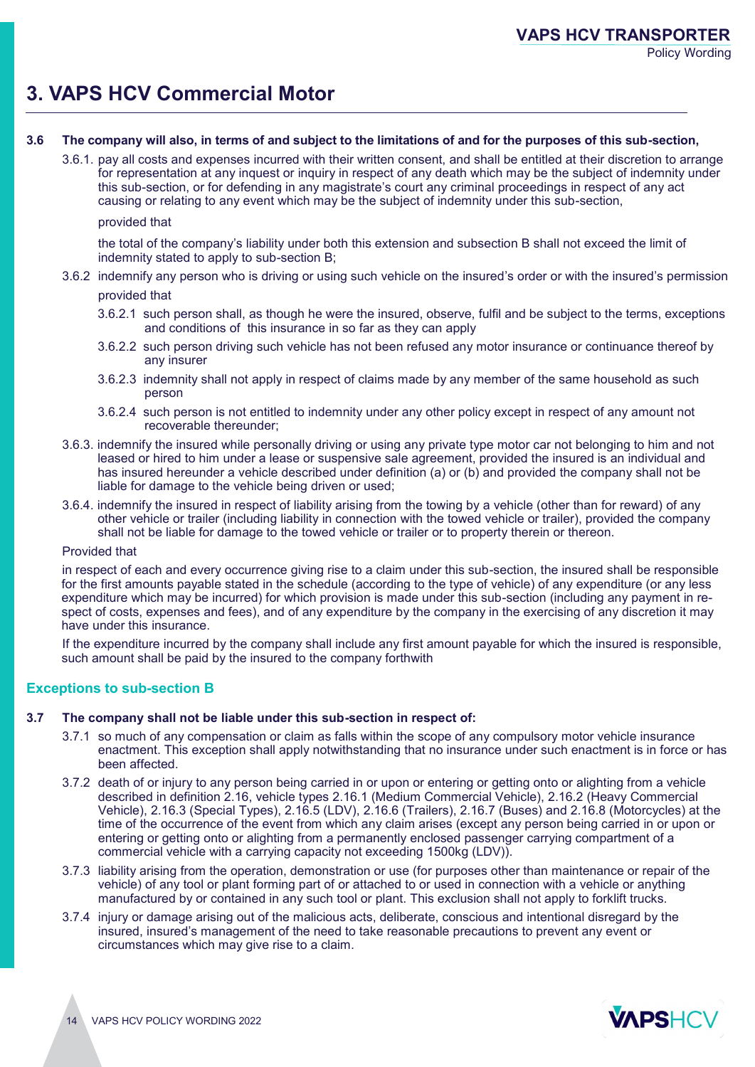# 3. VAPS HCV Commercial Motor

**3.6 The company will also, in terms of and subject to the limitations of and for the purposes of this sub-section,**

3.6.1. pay all costs and expenses incurred with their written consent, and shall be entitled at their discretion to arrange for representation at any inquest or inquiry in respect of any death which may be the subject of indemnity under this sub-section, or for defending in any magistrate's court any criminal proceedings in respect of any act causing or relating to any event which may be the subject of indemnity under this sub-section,

provided that

the total of the company's liability under both this extension and subsection B shall not exceed the limit of indemnity stated to apply to sub-section B;

3.6.2 indemnify any person who is driving or using such vehicle on the insured's order or with the insured's permission

provided that

3.6.2.1 such person shall, as though he were the insured, observe, fulfil and be subject to the terms, exceptions and conditions of this insurance in so far as they can apply

3.6.2.2 such person driving such vehicle has not been refused any motor insurance or continuance thereof by any insurer

3.6.2.3 indemnity shall not apply in respect of claims made by any member of the same household as such person

3.6.2.4 such person is not entitled to indemnity under any other policy except in respect of any amount not recoverable thereunder;

3.6.3. indemnify the insured while personally driving or using any private type motor car not belonging to him and not leased or hired to him under a lease or suspensive sale agreement, provided the insured is an individual and has insured hereunder a vehicle described under definition (a) or (b) and provided the company shall not be liable for damage to the vehicle being driven or used;

3.6.4. indemnify the insured in respect of liability arising from the towing by a vehicle (other than for reward) of any other vehicle or trailer (including liability in connection with the towed vehicle or trailer), provided the company shall not be liable for damage to the towed vehicle or trailer or to property therein or thereon.

Provided that

in respect of each and every occurrence giving rise to a claim under this sub-section, the insured shall be responsible for the first amounts payable stated in the schedule (according to the type of vehicle) of any expenditure (or any less expenditure which may be incurred) for which provision is made under this sub-section (including any payment in respect of costs, expenses and fees), and of any expenditure by the company in the exercising of any discretion it may have under this insurance.

If the expenditure incurred by the company shall include any first amount payable for which the insured is responsible, such amount shall be paid by the insured to the company forthwith

## Exceptions to sub-section B

**3.7 The company shall not be liable under this sub-section in respect of:**

3.7.1 so much of any compensation or claim as falls within the scope of any compulsory motor vehicle insurance enactment. This exception shall apply notwithstanding that no insurance under such enactment is in force or has been affected.

3.7.2 death of or injury to any person being carried in or upon or entering or getting onto or alighting from a vehicle described in definition 2.16, vehicle types 2.16.1 (Medium Commercial Vehicle), 2.16.2 (Heavy Commercial Vehicle), 2.16.3 (Special Types), 2.16.5 (LDV), 2.16.6 (Trailers), 2.16.7 (Buses) and 2.16.8 (Motorcycles) at the time of the occurrence of the event from which any claim arises (except any person being carried in or upon or entering or getting onto or alighting from a permanently enclosed passenger carrying compartment of a commercial vehicle with a carrying capacity not exceeding 1500kg (LDV)).

3.7.3 liability arising from the operation, demonstration or use (for purposes other than maintenance or repair of the vehicle) of any tool or plant forming part of or attached to or used in connection with a vehicle or anything manufactured by or contained in any such tool or plant. This exclusion shall not apply to forklift trucks.

3.7.4 injury or damage arising out of the malicious acts, deliberate, conscious and intentional disregard by the insured, insured's management of the need to take reasonable precautions to prevent any event or circumstances which may give rise to a claim.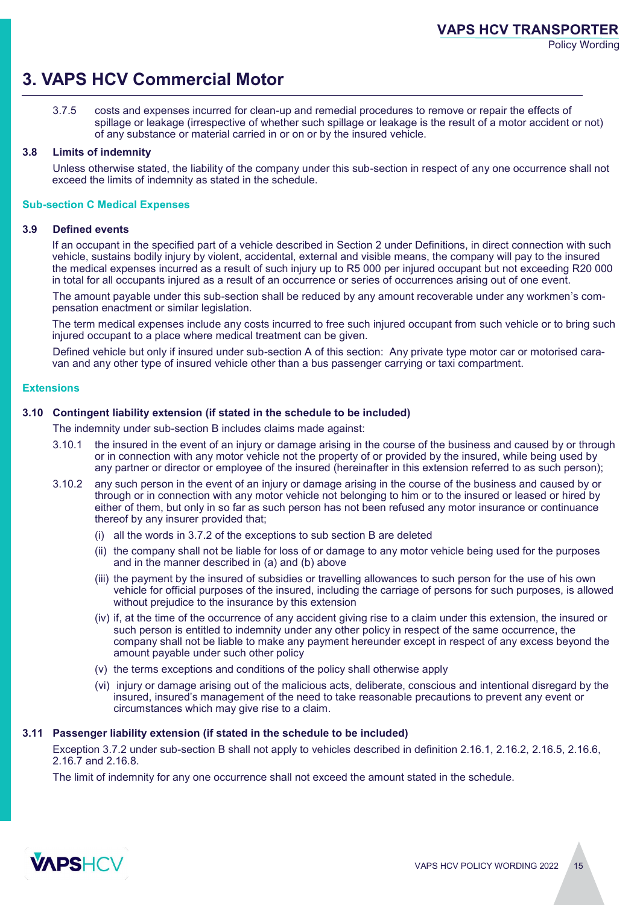# 3. VAPS HCV Commercial Motor

3.7.5 costs and expenses incurred for clean-up and remedial procedures to remove or repair the effects of spillage or leakage (irrespective of whether such spillage or leakage is the result of a motor accident or not) of any substance or material carried in or on or by the insured vehicle.

### 3.8 Limits of indemnity

Unless otherwise stated, the liability of the company under this sub-section in respect of any one occurrence shall not exceed the limits of indemnity as stated in the schedule.

## Sub-section C Medical Expenses

### 3.9 Defined events

If an occupant in the specified part of a vehicle described in Section 2 under Definitions, in direct connection with such vehicle, sustains bodily injury by violent, accidental, external and visible means, the company will pay to the insured the medical expenses incurred as a result of such injury up to R5 000 per injured occupant but not exceeding R20 000 in total for all occupants injured as a result of an occurrence or series of occurrences arising out of one event.

The amount payable under this sub-section shall be reduced by any amount recoverable under any workmen's compensation enactment or similar legislation.

The term medical expenses include any costs incurred to free such injured occupant from such vehicle or to bring such injured occupant to a place where medical treatment can be given.

Defined vehicle but only if insured under sub-section A of this section: Any private type motor car or motorised caravan and any other type of insured vehicle other than a bus passenger carrying or taxi compartment.

## Extensions

### 3.10 Contingent liability extension (if stated in the schedule to be included)

The indemnity under sub-section B includes claims made against:

3.10.1 the insured in the event of an injury or damage arising in the course of the business and caused by or through or in connection with any motor vehicle not the property of or provided by the insured, while being used by any partner or director or employee of the insured (hereinafter in this extension referred to as such person);

3.10.2 any such person in the event of an injury or damage arising in the course of the business and caused by or through or in connection with any motor vehicle not belonging to him or to the insured or leased or hired by either of them, but only in so far as such person has not been refused any motor insurance or continuance thereof by any insurer provided that;

(i) all the words in 3.7.2 of the exceptions to sub section B are deleted

(ii) the company shall not be liable for loss of or damage to any motor vehicle being used for the purposes and in the manner described in (a) and (b) above

(iii) the payment by the insured of subsidies or travelling allowances to such person for the use of his own vehicle for official purposes of the insured, including the carriage of persons for such purposes, is allowed without prejudice to the insurance by this extension

(iv) if, at the time of the occurrence of any accident giving rise to a claim under this extension, the insured or such person is entitled to indemnity under any other policy in respect of the same occurrence, the company shall not be liable to make any payment hereunder except in respect of any excess beyond the amount payable under such other policy

(v) the terms exceptions and conditions of the policy shall otherwise apply

(vi) injury or damage arising out of the malicious acts, deliberate, conscious and intentional disregard by the insured, insured's management of the need to take reasonable precautions to prevent any event or circumstances which may give rise to a claim.

### 3.11 Passenger liability extension (if stated in the schedule to be included)

Exception 3.7.2 under sub-section B shall not apply to vehicles described in definition 2.16.1, 2.16.2, 2.16.5, 2.16.6, 2.16.7 and 2.16.8.

The limit of indemnity for any one occurrence shall not exceed the amount stated in the schedule.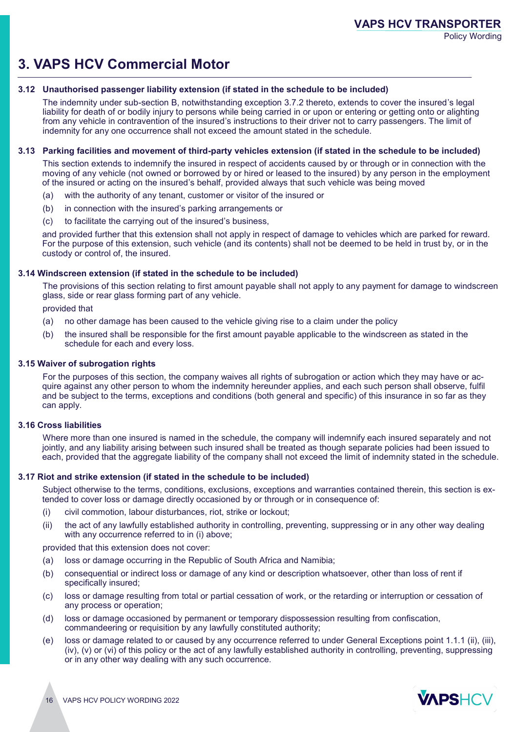# 3. VAPS HCV Commercial Motor

### 3.12 Unauthorised passenger liability extension (if stated in the schedule to be included)

The indemnity under sub-section B, notwithstanding exception 3.7.2 thereto, extends to cover the insured's legal liability for death of or bodily injury to persons while being carried in or upon or entering or getting onto or alighting from any vehicle in contravention of the insured's instructions to their driver not to carry passengers. The limit of indemnity for any one occurrence shall not exceed the amount stated in the schedule.

### 3.13 Parking facilities and movement of third-party vehicles extension (if stated in the schedule to be included)

This section extends to indemnify the insured in respect of accidents caused by or through or in connection with the moving of any vehicle (not owned or borrowed by or hired or leased to the insured) by any person in the employment of the insured or acting on the insured's behalf, provided always that such vehicle was being moved

(a) with the authority of any tenant, customer or visitor of the insured or

(b) in connection with the insured's parking arrangements or

(c) to facilitate the carrying out of the insured's business,

and provided further that this extension shall not apply in respect of damage to vehicles which are parked for reward. For the purpose of this extension, such vehicle (and its contents) shall not be deemed to be held in trust by, or in the custody or control of, the insured.

### 3.14 Windscreen extension (if stated in the schedule to be included)

The provisions of this section relating to first amount payable shall not apply to any payment for damage to windscreen glass, side or rear glass forming part of any vehicle.

provided that

(a) no other damage has been caused to the vehicle giving rise to a claim under the policy

(b) the insured shall be responsible for the first amount payable applicable to the windscreen as stated in the schedule for each and every loss.

### 3.15 Waiver of subrogation rights

For the purposes of this section, the company waives all rights of subrogation or action which they may have or acquire against any other person to whom the indemnity hereunder applies, and each such person shall observe, fulfil and be subject to the terms, exceptions and conditions (both general and specific) of this insurance in so far as they can apply.

### 3.16 Cross liabilities

Where more than one insured is named in the schedule, the company will indemnify each insured separately and not jointly, and any liability arising between such insured shall be treated as though separate policies had been issued to each, provided that the aggregate liability of the company shall not exceed the limit of indemnity stated in the schedule.

### 3.17 Riot and strike extension (if stated in the schedule to be included)

Subject otherwise to the terms, conditions, exclusions, exceptions and warranties contained therein, this section is extended to cover loss or damage directly occasioned by or through or in consequence of:

(i) civil commotion, labour disturbances, riot, strike or lockout;

(ii) the act of any lawfully established authority in controlling, preventing, suppressing or in any other way dealing with any occurrence referred to in (i) above;

provided that this extension does not cover:

(a) loss or damage occurring in the Republic of South Africa and Namibia;

(b) consequential or indirect loss or damage of any kind or description whatsoever, other than loss of rent if specifically insured;

(c) loss or damage resulting from total or partial cessation of work, or the retarding or interruption or cessation of any process or operation;

(d) loss or damage occasioned by permanent or temporary dispossession resulting from confiscation, commandeering or requisition by any lawfully constituted authority;

(e) loss or damage related to or caused by any occurrence referred to under General Exceptions point 1.1.1 (ii), (iii), (iv), (v) or (vi) of this policy or the act of any lawfully established authority in controlling, preventing, suppressing or in any other way dealing with any such occurrence.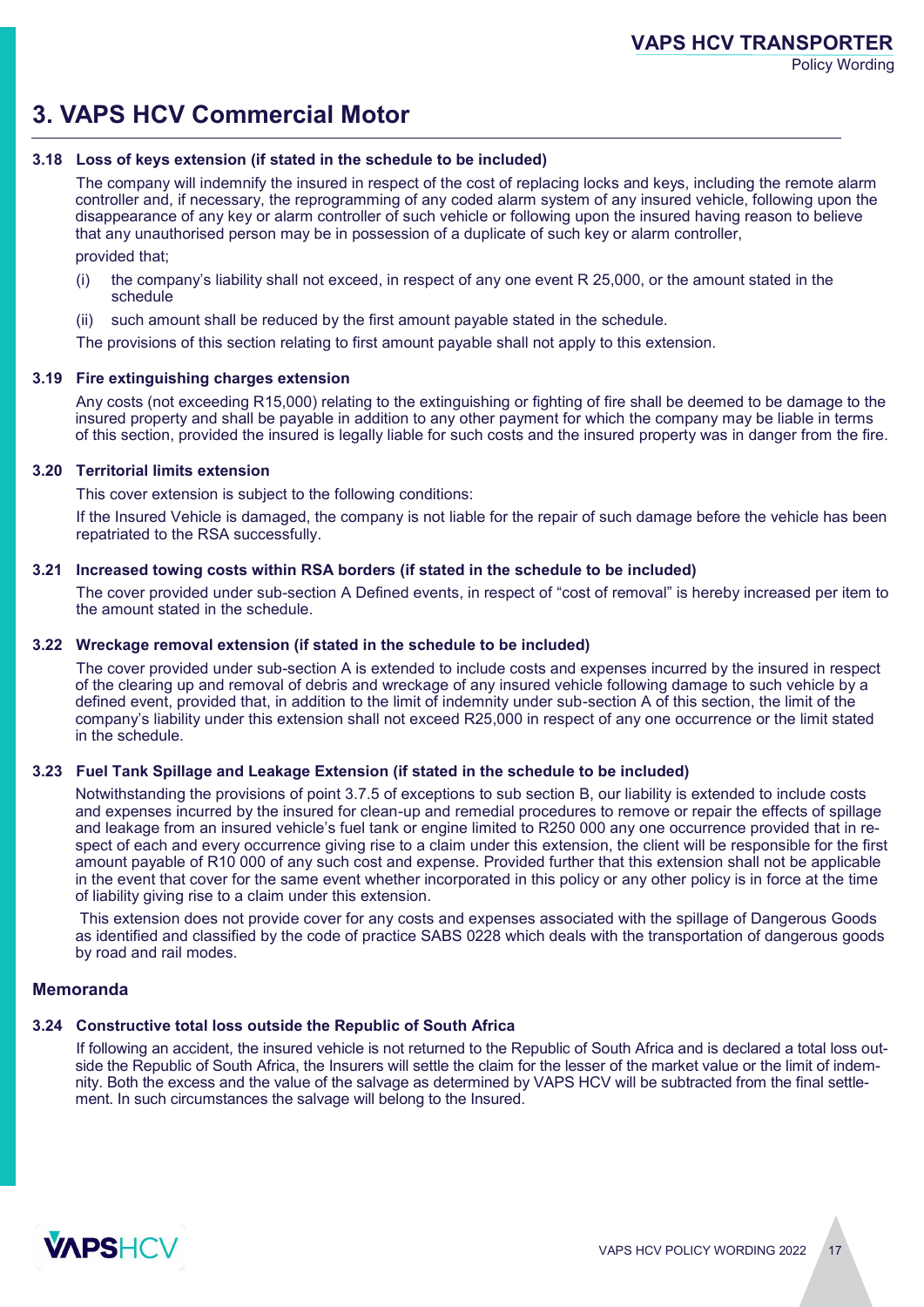# 3. VAPS HCV Commercial Motor

### 3.18 Loss of keys extension (if stated in the schedule to be included)

The company will indemnify the insured in respect of the cost of replacing locks and keys, including the remote alarm controller and, if necessary, the reprogramming of any coded alarm system of any insured vehicle, following upon the disappearance of any key or alarm controller of such vehicle or following upon the insured having reason to believe that any unauthorised person may be in possession of a duplicate of such key or alarm controller,

provided that;

(i) the company's liability shall not exceed, in respect of any one event R 25,000, or the amount stated in the schedule

(ii) such amount shall be reduced by the first amount payable stated in the schedule.

The provisions of this section relating to first amount payable shall not apply to this extension.

### 3.19 Fire extinguishing charges extension

Any costs (not exceeding R15,000) relating to the extinguishing or fighting of fire shall be deemed to be damage to the insured property and shall be payable in addition to any other payment for which the company may be liable in terms of this section, provided the insured is legally liable for such costs and the insured property was in danger from the fire.

### 3.20 Territorial limits extension

This cover extension is subject to the following conditions:

If the Insured Vehicle is damaged, the company is not liable for the repair of such damage before the vehicle has been repatriated to the RSA successfully.

### 3.21 Increased towing costs within RSA borders (if stated in the schedule to be included)

The cover provided under sub-section A Defined events, in respect of "cost of removal" is hereby increased per item to the amount stated in the schedule.

### 3.22 Wreckage removal extension (if stated in the schedule to be included)

The cover provided under sub-section A is extended to include costs and expenses incurred by the insured in respect of the clearing up and removal of debris and wreckage of any insured vehicle following damage to such vehicle by a defined event, provided that, in addition to the limit of indemnity under sub-section A of this section, the limit of the company's liability under this extension shall not exceed R25,000 in respect of any one occurrence or the limit stated in the schedule.

### 3.23 Fuel Tank Spillage and Leakage Extension (if stated in the schedule to be included)

Notwithstanding the provisions of point 3.7.5 of exceptions to sub section B, our liability is extended to include costs and expenses incurred by the insured for clean-up and remedial procedures to remove or repair the effects of spillage and leakage from an insured vehicle's fuel tank or engine limited to R250 000 any one occurrence provided that in respect of each and every occurrence giving rise to a claim under this extension, the client will be responsible for the first amount payable of R10 000 of any such cost and expense. Provided further that this extension shall not be applicable in the event that cover for the same event whether incorporated in this policy or any other policy is in force at the time of liability giving rise to a claim under this extension.

This extension does not provide cover for any costs and expenses associated with the spillage of Dangerous Goods as identified and classified by the code of practice SABS 0228 which deals with the transportation of dangerous goods by road and rail modes.

## Memoranda

### 3.24 Constructive total loss outside the Republic of South Africa

If following an accident, the insured vehicle is not returned to the Republic of South Africa and is declared a total loss outside the Republic of South Africa, the Insurers will settle the claim for the lesser of the market value or the limit of indemnity. Both the excess and the value of the salvage as determined by VAPS HCV will be subtracted from the final settlement. In such circumstances the salvage will belong to the Insured.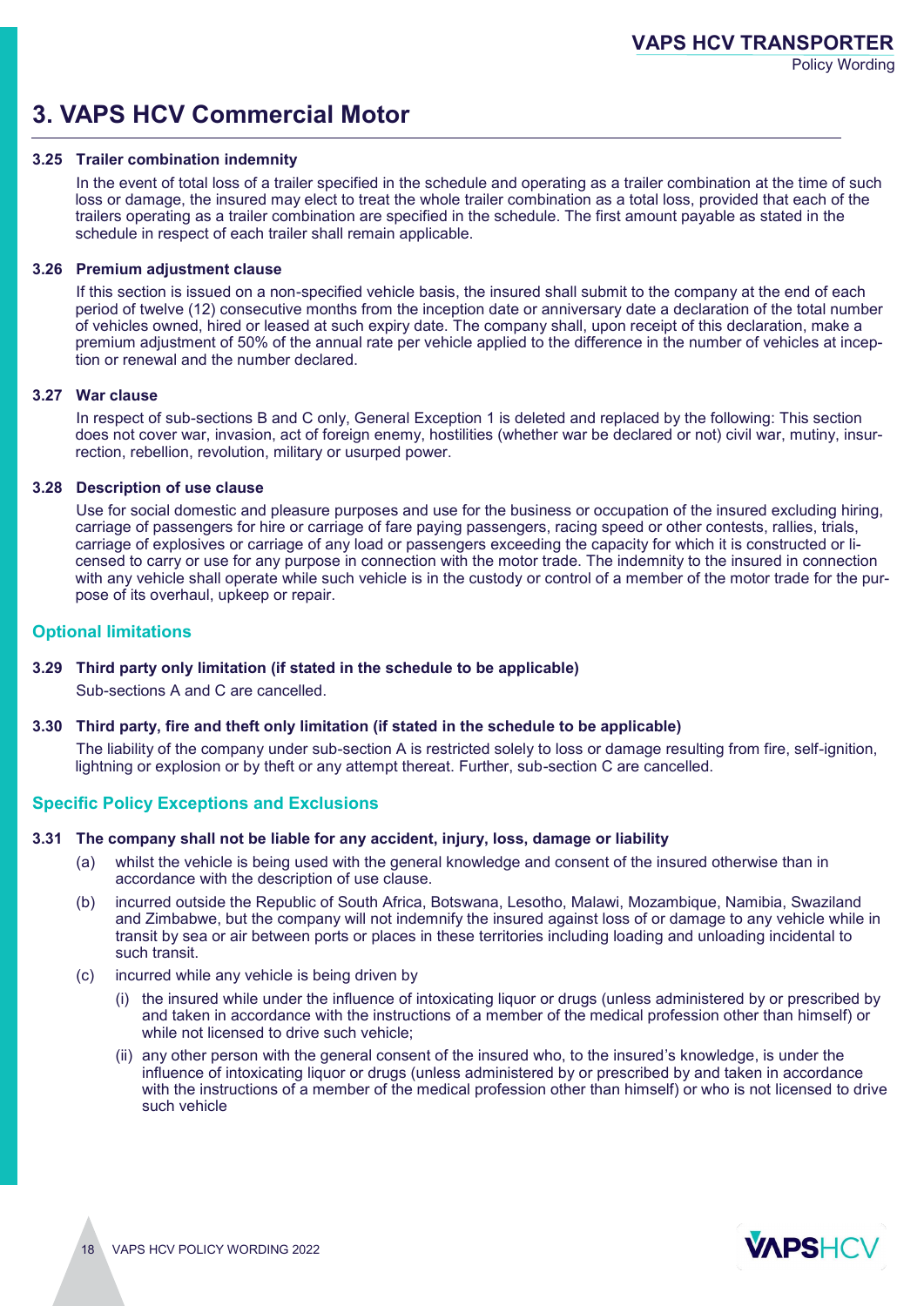# 3. VAPS HCV Commercial Motor

### 3.25 Trailer combination indemnity

In the event of total loss of a trailer specified in the schedule and operating as a trailer combination at the time of such loss or damage, the insured may elect to treat the whole trailer combination as a total loss, provided that each of the trailers operating as a trailer combination are specified in the schedule. The first amount payable as stated in the schedule in respect of each trailer shall remain applicable.

### 3.26 Premium adjustment clause

If this section is issued on a non-specified vehicle basis, the insured shall submit to the company at the end of each period of twelve (12) consecutive months from the inception date or anniversary date a declaration of the total number of vehicles owned, hired or leased at such expiry date. The company shall, upon receipt of this declaration, make a premium adjustment of 50% of the annual rate per vehicle applied to the difference in the number of vehicles at inception or renewal and the number declared.

### 3.27 War clause

In respect of sub-sections B and C only, General Exception 1 is deleted and replaced by the following: This section does not cover war, invasion, act of foreign enemy, hostilities (whether war be declared or not) civil war, mutiny, insurrection, rebellion, revolution, military or usurped power.

### 3.28 Description of use clause

Use for social domestic and pleasure purposes and use for the business or occupation of the insured excluding hiring, carriage of passengers for hire or carriage of fare paying passengers, racing speed or other contests, rallies, trials, carriage of explosives or carriage of any load or passengers exceeding the capacity for which it is constructed or licensed to carry or use for any purpose in connection with the motor trade. The indemnity to the insured in connection with any vehicle shall operate while such vehicle is in the custody or control of a member of the motor trade for the purpose of its overhaul, upkeep or repair.

## Optional limitations

### 3.29 Third party only limitation (if stated in the schedule to be applicable)

Sub-sections A and C are cancelled.

### 3.30 Third party, fire and theft only limitation (if stated in the schedule to be applicable)

The liability of the company under sub-section A is restricted solely to loss or damage resulting from fire, self-ignition, lightning or explosion or by theft or any attempt thereat. Further, sub-section C are cancelled.

## Specific Policy Exceptions and Exclusions

### 3.31 The company shall not be liable for any accident, injury, loss, damage or liability

(a) whilst the vehicle is being used with the general knowledge and consent of the insured otherwise than in accordance with the description of use clause.

(b) incurred outside the Republic of South Africa, Botswana, Lesotho, Malawi, Mozambique, Namibia, Swaziland and Zimbabwe, but the company will not indemnify the insured against loss of or damage to any vehicle while in transit by sea or air between ports or places in these territories including loading and unloading incidental to such transit.

(c) incurred while any vehicle is being driven by

  (i) the insured while under the influence of intoxicating liquor or drugs (unless administered by or prescribed by and taken in accordance with the instructions of a member of the medical profession other than himself) or while not licensed to drive such vehicle;

  (ii) any other person with the general consent of the insured who, to the insured's knowledge, is under the influence of intoxicating liquor or drugs (unless administered by or prescribed by and taken in accordance with the instructions of a member of the medical profession other than himself) or who is not licensed to drive such vehicle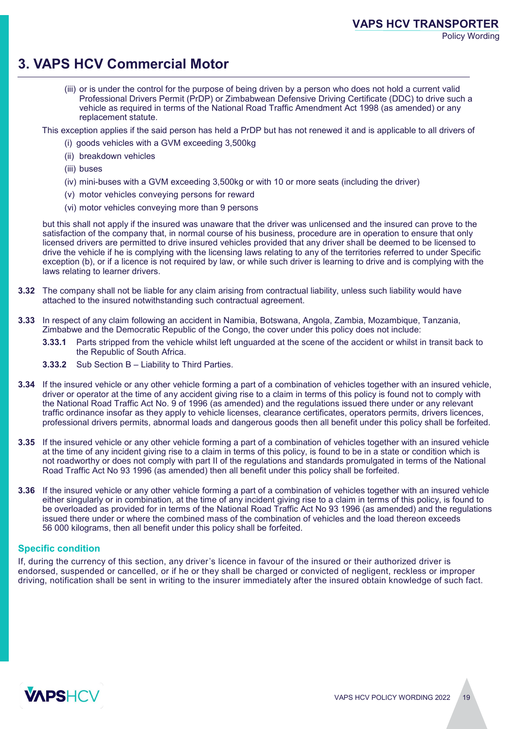## 3. VAPS HCV Commercial Motor

(iii) or is under the control for the purpose of being driven by a person who does not hold a current valid Professional Drivers Permit (PrDP) or Zimbabwean Defensive Driving Certificate (DDC) to drive such a vehicle as required in terms of the National Road Traffic Amendment Act 1998 (as amended) or any replacement statute.

This exception applies if the said person has held a PrDP but has not renewed it and is applicable to all drivers of

(i) goods vehicles with a GVM exceeding 3,500kg
(ii) breakdown vehicles
(iii) buses
(iv) mini-buses with a GVM exceeding 3,500kg or with 10 or more seats (including the driver)
(v) motor vehicles conveying persons for reward
(vi) motor vehicles conveying more than 9 persons

but this shall not apply if the insured was unaware that the driver was unlicensed and the insured can prove to the satisfaction of the company that, in normal course of his business, procedure are in operation to ensure that only licensed drivers are permitted to drive insured vehicles provided that any driver shall be deemed to be licensed to drive the vehicle if he is complying with the licensing laws relating to any of the territories referred to under Specific exception (b), or if a licence is not required by law, or while such driver is learning to drive and is complying with the laws relating to learner drivers.

**3.32** The company shall not be liable for any claim arising from contractual liability, unless such liability would have attached to the insured notwithstanding such contractual agreement.

**3.33** In respect of any claim following an accident in Namibia, Botswana, Angola, Zambia, Mozambique, Tanzania, Zimbabwe and the Democratic Republic of the Congo, the cover under this policy does not include:

**3.33.1** Parts stripped from the vehicle whilst left unguarded at the scene of the accident or whilst in transit back to the Republic of South Africa.

**3.33.2** Sub Section B – Liability to Third Parties.

**3.34** If the insured vehicle or any other vehicle forming a part of a combination of vehicles together with an insured vehicle, driver or operator at the time of any accident giving rise to a claim in terms of this policy is found not to comply with the National Road Traffic Act No. 9 of 1996 (as amended) and the regulations issued there under or any relevant traffic ordinance insofar as they apply to vehicle licenses, clearance certificates, operators permits, drivers licences, professional drivers permits, abnormal loads and dangerous goods then all benefit under this policy shall be forfeited.

**3.35** If the insured vehicle or any other vehicle forming a part of a combination of vehicles together with an insured vehicle at the time of any incident giving rise to a claim in terms of this policy, is found to be in a state or condition which is not roadworthy or does not comply with part II of the regulations and standards promulgated in terms of the National Road Traffic Act No 93 1996 (as amended) then all benefit under this policy shall be forfeited.

**3.36** If the insured vehicle or any other vehicle forming a part of a combination of vehicles together with an insured vehicle either singularly or in combination, at the time of any incident giving rise to a claim in terms of this policy, is found to be overloaded as provided for in terms of the National Road Traffic Act No 93 1996 (as amended) and the regulations issued there under or where the combined mass of the combination of vehicles and the load thereon exceeds 56 000 kilograms, then all benefit under this policy shall be forfeited.

### Specific condition

If, during the currency of this section, any driver's licence in favour of the insured or their authorized driver is endorsed, suspended or cancelled, or if he or they shall be charged or convicted of negligent, reckless or improper driving, notification shall be sent in writing to the insurer immediately after the insured obtain knowledge of such fact.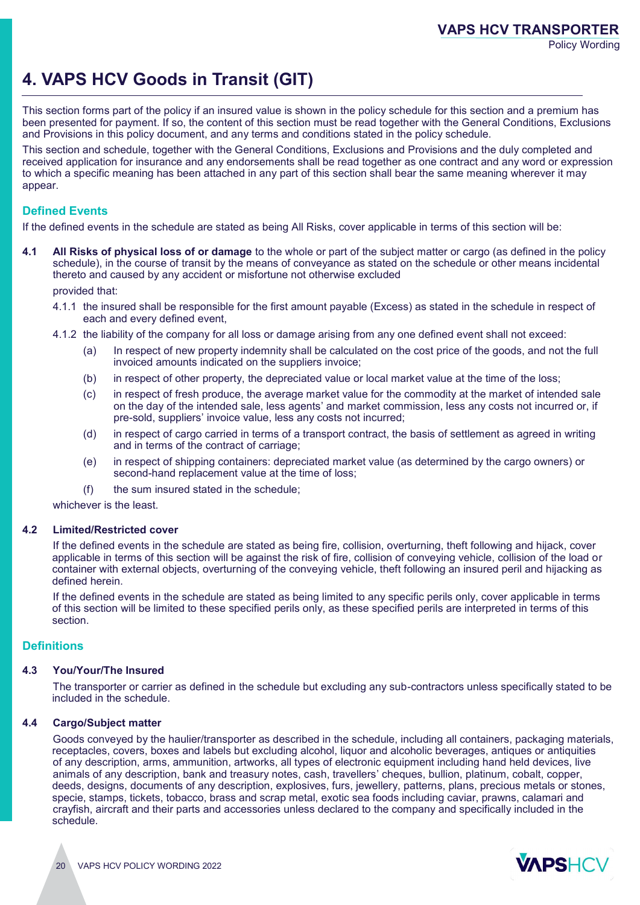# 4. VAPS HCV Goods in Transit (GIT)

This section forms part of the policy if an insured value is shown in the policy schedule for this section and a premium has been presented for payment. If so, the content of this section must be read together with the General Conditions, Exclusions and Provisions in this policy document, and any terms and conditions stated in the policy schedule.

This section and schedule, together with the General Conditions, Exclusions and Provisions and the duly completed and received application for insurance and any endorsements shall be read together as one contract and any word or expression to which a specific meaning has been attached in any part of this section shall bear the same meaning wherever it may appear.

## Defined Events

If the defined events in the schedule are stated as being All Risks, cover applicable in terms of this section will be:

**4.1 All Risks of physical loss of or damage** to the whole or part of the subject matter or cargo (as defined in the policy schedule), in the course of transit by the means of conveyance as stated on the schedule or other means incidental thereto and caused by any accident or misfortune not otherwise excluded

provided that:

4.1.1 the insured shall be responsible for the first amount payable (Excess) as stated in the schedule in respect of each and every defined event,

4.1.2 the liability of the company for all loss or damage arising from any one defined event shall not exceed:

(a) In respect of new property indemnity shall be calculated on the cost price of the goods, and not the full invoiced amounts indicated on the suppliers invoice;

(b) in respect of other property, the depreciated value or local market value at the time of the loss;

(c) in respect of fresh produce, the average market value for the commodity at the market of intended sale on the day of the intended sale, less agents' and market commission, less any costs not incurred or, if pre-sold, suppliers' invoice value, less any costs not incurred;

(d) in respect of cargo carried in terms of a transport contract, the basis of settlement as agreed in writing and in terms of the contract of carriage;

(e) in respect of shipping containers: depreciated market value (as determined by the cargo owners) or second-hand replacement value at the time of loss;

(f) the sum insured stated in the schedule;

whichever is the least.

**4.2 Limited/Restricted cover**

If the defined events in the schedule are stated as being fire, collision, overturning, theft following and hijack, cover applicable in terms of this section will be against the risk of fire, collision of conveying vehicle, collision of the load or container with external objects, overturning of the conveying vehicle, theft following an insured peril and hijacking as defined herein.

If the defined events in the schedule are stated as being limited to any specific perils only, cover applicable in terms of this section will be limited to these specified perils only, as these specified perils are interpreted in terms of this section.

## Definitions

**4.3 You/Your/The Insured**

The transporter or carrier as defined in the schedule but excluding any sub-contractors unless specifically stated to be included in the schedule.

**4.4 Cargo/Subject matter**

Goods conveyed by the haulier/transporter as described in the schedule, including all containers, packaging materials, receptacles, covers, boxes and labels but excluding alcohol, liquor and alcoholic beverages, antiques or antiquities of any description, arms, ammunition, artworks, all types of electronic equipment including hand held devices, live animals of any description, bank and treasury notes, cash, travellers' cheques, bullion, platinum, cobalt, copper, deeds, designs, documents of any description, explosives, furs, jewellery, patterns, plans, precious metals or stones, specie, stamps, tickets, tobacco, brass and scrap metal, exotic sea foods including caviar, prawns, calamari and crayfish, aircraft and their parts and accessories unless declared to the company and specifically included in the schedule.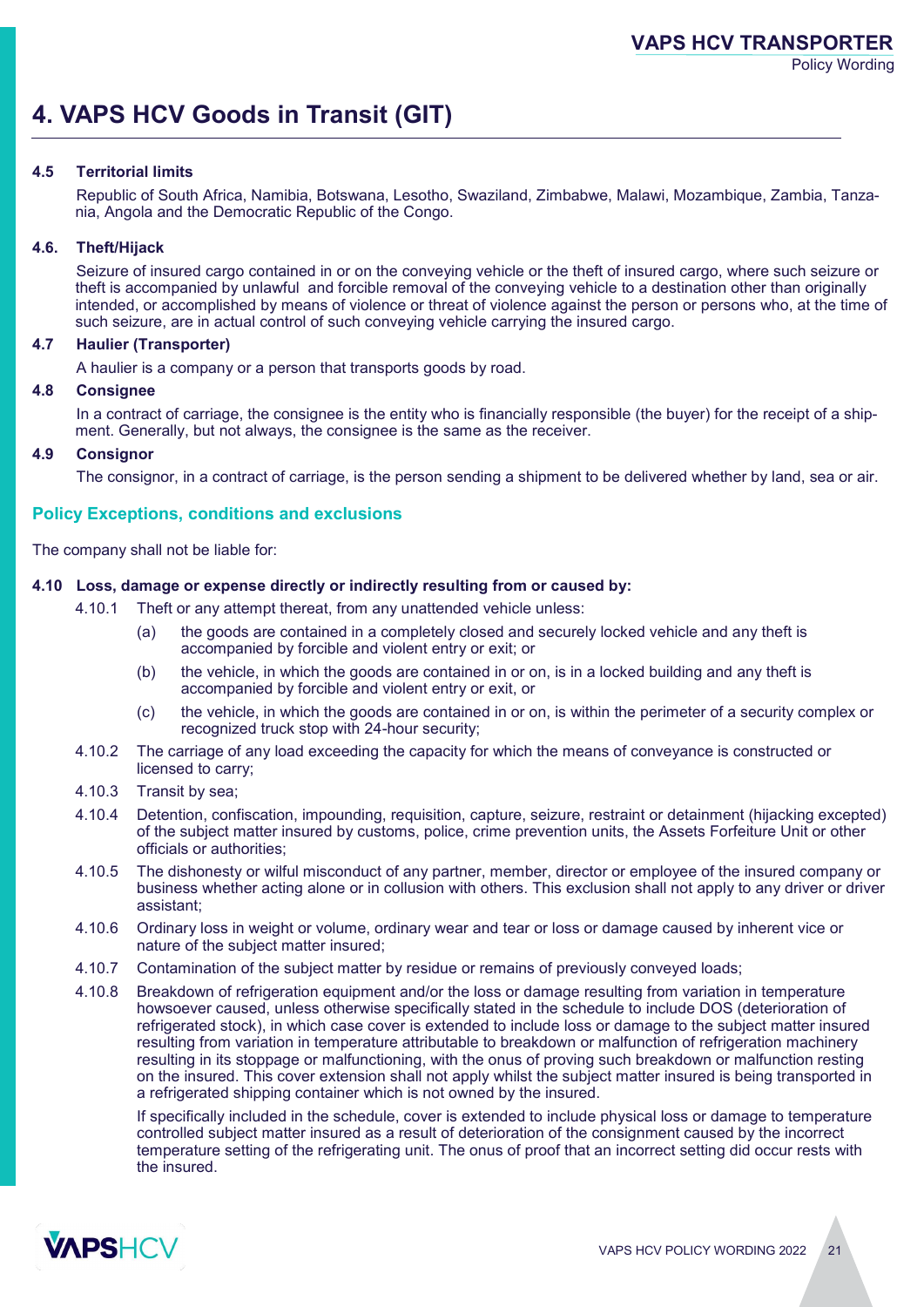## 4. VAPS HCV Goods in Transit (GIT)

**4.5 Territorial limits**

Republic of South Africa, Namibia, Botswana, Lesotho, Swaziland, Zimbabwe, Malawi, Mozambique, Zambia, Tanzania, Angola and the Democratic Republic of the Congo.

**4.6. Theft/Hijack**

Seizure of insured cargo contained in or on the conveying vehicle or the theft of insured cargo, where such seizure or theft is accompanied by unlawful and forcible removal of the conveying vehicle to a destination other than originally intended, or accomplished by means of violence or threat of violence against the person or persons who, at the time of such seizure, are in actual control of such conveying vehicle carrying the insured cargo.

**4.7 Haulier (Transporter)**

A haulier is a company or a person that transports goods by road.

**4.8 Consignee**

In a contract of carriage, the consignee is the entity who is financially responsible (the buyer) for the receipt of a shipment. Generally, but not always, the consignee is the same as the receiver.

**4.9 Consignor**

The consignor, in a contract of carriage, is the person sending a shipment to be delivered whether by land, sea or air.

### Policy Exceptions, conditions and exclusions

The company shall not be liable for:

**4.10 Loss, damage or expense directly or indirectly resulting from or caused by:**

4.10.1 Theft or any attempt thereat, from any unattended vehicle unless:

- (a) the goods are contained in a completely closed and securely locked vehicle and any theft is accompanied by forcible and violent entry or exit; or
- (b) the vehicle, in which the goods are contained in or on, is in a locked building and any theft is accompanied by forcible and violent entry or exit, or
- (c) the vehicle, in which the goods are contained in or on, is within the perimeter of a security complex or recognized truck stop with 24-hour security;

4.10.2 The carriage of any load exceeding the capacity for which the means of conveyance is constructed or licensed to carry;

4.10.3 Transit by sea;

4.10.4 Detention, confiscation, impounding, requisition, capture, seizure, restraint or detainment (hijacking excepted) of the subject matter insured by customs, police, crime prevention units, the Assets Forfeiture Unit or other officials or authorities;

4.10.5 The dishonesty or wilful misconduct of any partner, member, director or employee of the insured company or business whether acting alone or in collusion with others. This exclusion shall not apply to any driver or driver assistant;

4.10.6 Ordinary loss in weight or volume, ordinary wear and tear or loss or damage caused by inherent vice or nature of the subject matter insured;

4.10.7 Contamination of the subject matter by residue or remains of previously conveyed loads;

4.10.8 Breakdown of refrigeration equipment and/or the loss or damage resulting from variation in temperature howsoever caused, unless otherwise specifically stated in the schedule to include DOS (deterioration of refrigerated stock), in which case cover is extended to include loss or damage to the subject matter insured resulting from variation in temperature attributable to breakdown or malfunction of refrigeration machinery resulting in its stoppage or malfunctioning, with the onus of proving such breakdown or malfunction resting on the insured. This cover extension shall not apply whilst the subject matter insured is being transported in a refrigerated shipping container which is not owned by the insured.

If specifically included in the schedule, cover is extended to include physical loss or damage to temperature controlled subject matter insured as a result of deterioration of the consignment caused by the incorrect temperature setting of the refrigerating unit. The onus of proof that an incorrect setting did occur rests with the insured.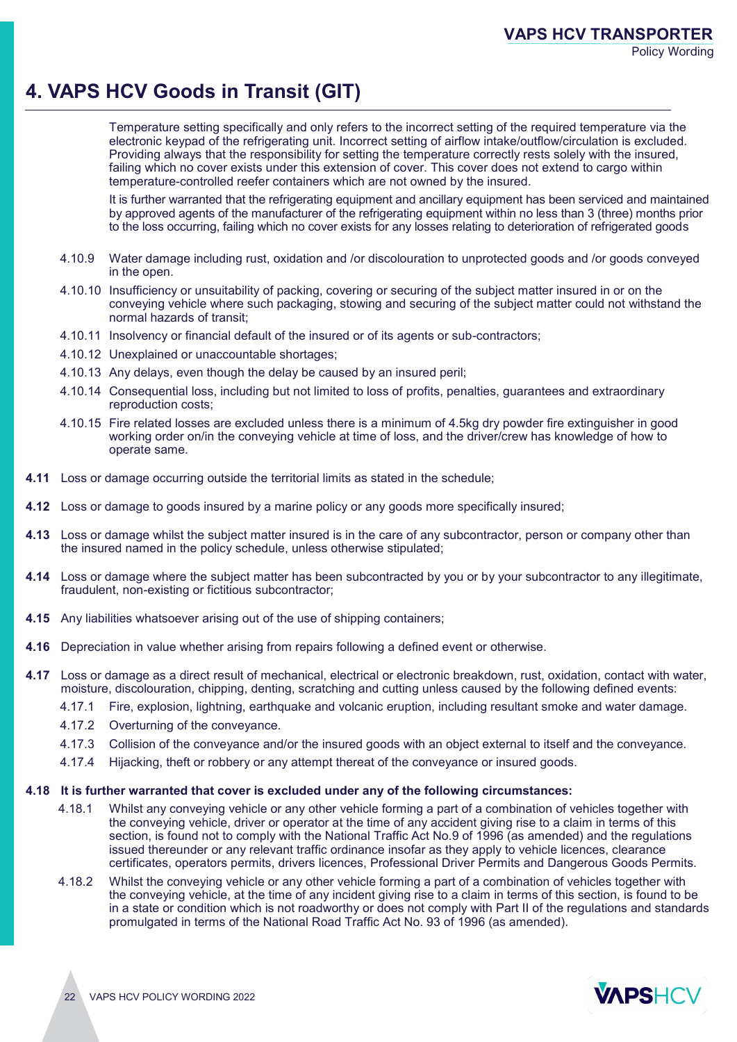# 4. VAPS HCV Goods in Transit (GIT)

Temperature setting specifically and only refers to the incorrect setting of the required temperature via the electronic keypad of the refrigerating unit. Incorrect setting of airflow intake/outflow/circulation is excluded. Providing always that the responsibility for setting the temperature correctly rests solely with the insured, failing which no cover exists under this extension of cover. This cover does not extend to cargo within temperature-controlled reefer containers which are not owned by the insured.

It is further warranted that the refrigerating equipment and ancillary equipment has been serviced and maintained by approved agents of the manufacturer of the refrigerating equipment within no less than 3 (three) months prior to the loss occurring, failing which no cover exists for any losses relating to deterioration of refrigerated goods

4.10.9 Water damage including rust, oxidation and /or discolouration to unprotected goods and /or goods conveyed in the open.

4.10.10 Insufficiency or unsuitability of packing, covering or securing of the subject matter insured in or on the conveying vehicle where such packaging, stowing and securing of the subject matter could not withstand the normal hazards of transit;

4.10.11 Insolvency or financial default of the insured or of its agents or sub-contractors;

4.10.12 Unexplained or unaccountable shortages;

4.10.13 Any delays, even though the delay be caused by an insured peril;

4.10.14 Consequential loss, including but not limited to loss of profits, penalties, guarantees and extraordinary reproduction costs;

4.10.15 Fire related losses are excluded unless there is a minimum of 4.5kg dry powder fire extinguisher in good working order on/in the conveying vehicle at time of loss, and the driver/crew has knowledge of how to operate same.

**4.11** Loss or damage occurring outside the territorial limits as stated in the schedule;

**4.12** Loss or damage to goods insured by a marine policy or any goods more specifically insured;

**4.13** Loss or damage whilst the subject matter insured is in the care of any subcontractor, person or company other than the insured named in the policy schedule, unless otherwise stipulated;

**4.14** Loss or damage where the subject matter has been subcontracted by you or by your subcontractor to any illegitimate, fraudulent, non-existing or fictitious subcontractor;

**4.15** Any liabilities whatsoever arising out of the use of shipping containers;

**4.16** Depreciation in value whether arising from repairs following a defined event or otherwise.

**4.17** Loss or damage as a direct result of mechanical, electrical or electronic breakdown, rust, oxidation, contact with water, moisture, discolouration, chipping, denting, scratching and cutting unless caused by the following defined events:

4.17.1 Fire, explosion, lightning, earthquake and volcanic eruption, including resultant smoke and water damage.

4.17.2 Overturning of the conveyance.

4.17.3 Collision of the conveyance and/or the insured goods with an object external to itself and the conveyance.

4.17.4 Hijacking, theft or robbery or any attempt thereat of the conveyance or insured goods.

**4.18 It is further warranted that cover is excluded under any of the following circumstances:**

4.18.1 Whilst any conveying vehicle or any other vehicle forming a part of a combination of vehicles together with the conveying vehicle, driver or operator at the time of any accident giving rise to a claim in terms of this section, is found not to comply with the National Traffic Act No.9 of 1996 (as amended) and the regulations issued thereunder or any relevant traffic ordinance insofar as they apply to vehicle licences, clearance certificates, operators permits, drivers licences, Professional Driver Permits and Dangerous Goods Permits.

4.18.2 Whilst the conveying vehicle or any other vehicle forming a part of a combination of vehicles together with the conveying vehicle, at the time of any incident giving rise to a claim in terms of this section, is found to be in a state or condition which is not roadworthy or does not comply with Part II of the regulations and standards promulgated in terms of the National Road Traffic Act No. 93 of 1996 (as amended).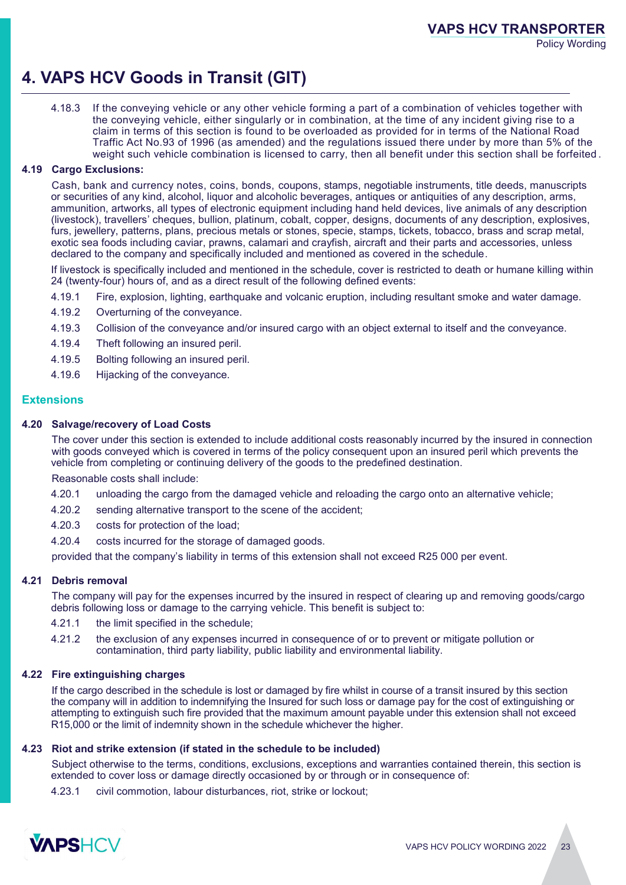# 4. VAPS HCV Goods in Transit (GIT)

4.18.3 If the conveying vehicle or any other vehicle forming a part of a combination of vehicles together with the conveying vehicle, either singularly or in combination, at the time of any incident giving rise to a claim in terms of this section is found to be overloaded as provided for in terms of the National Road Traffic Act No.93 of 1996 (as amended) and the regulations issued there under by more than 5% of the weight such vehicle combination is licensed to carry, then all benefit under this section shall be forfeited.

### 4.19 Cargo Exclusions:

Cash, bank and currency notes, coins, bonds, coupons, stamps, negotiable instruments, title deeds, manuscripts or securities of any kind, alcohol, liquor and alcoholic beverages, antiques or antiquities of any description, arms, ammunition, artworks, all types of electronic equipment including hand held devices, live animals of any description (livestock), travellers' cheques, bullion, platinum, cobalt, copper, designs, documents of any description, explosives, furs, jewellery, patterns, plans, precious metals or stones, specie, stamps, tickets, tobacco, brass and scrap metal, exotic sea foods including caviar, prawns, calamari and crayfish, aircraft and their parts and accessories, unless declared to the company and specifically included and mentioned as covered in the schedule.

If livestock is specifically included and mentioned in the schedule, cover is restricted to death or humane killing within 24 (twenty-four) hours of, and as a direct result of the following defined events:

4.19.1 Fire, explosion, lighting, earthquake and volcanic eruption, including resultant smoke and water damage.

4.19.2 Overturning of the conveyance.

4.19.3 Collision of the conveyance and/or insured cargo with an object external to itself and the conveyance.

4.19.4 Theft following an insured peril.

4.19.5 Bolting following an insured peril.

4.19.6 Hijacking of the conveyance.

## Extensions

### 4.20 Salvage/recovery of Load Costs

The cover under this section is extended to include additional costs reasonably incurred by the insured in connection with goods conveyed which is covered in terms of the policy consequent upon an insured peril which prevents the vehicle from completing or continuing delivery of the goods to the predefined destination.

Reasonable costs shall include:

4.20.1 unloading the cargo from the damaged vehicle and reloading the cargo onto an alternative vehicle;

4.20.2 sending alternative transport to the scene of the accident;

4.20.3 costs for protection of the load;

4.20.4 costs incurred for the storage of damaged goods.

provided that the company's liability in terms of this extension shall not exceed R25 000 per event.

### 4.21 Debris removal

The company will pay for the expenses incurred by the insured in respect of clearing up and removing goods/cargo debris following loss or damage to the carrying vehicle. This benefit is subject to:

4.21.1 the limit specified in the schedule;

4.21.2 the exclusion of any expenses incurred in consequence of or to prevent or mitigate pollution or contamination, third party liability, public liability and environmental liability.

### 4.22 Fire extinguishing charges

If the cargo described in the schedule is lost or damaged by fire whilst in course of a transit insured by this section the company will in addition to indemnifying the Insured for such loss or damage pay for the cost of extinguishing or attempting to extinguish such fire provided that the maximum amount payable under this extension shall not exceed R15,000 or the limit of indemnity shown in the schedule whichever the higher.

### 4.23 Riot and strike extension (if stated in the schedule to be included)

Subject otherwise to the terms, conditions, exclusions, exceptions and warranties contained therein, this section is extended to cover loss or damage directly occasioned by or through or in consequence of:

4.23.1 civil commotion, labour disturbances, riot, strike or lockout;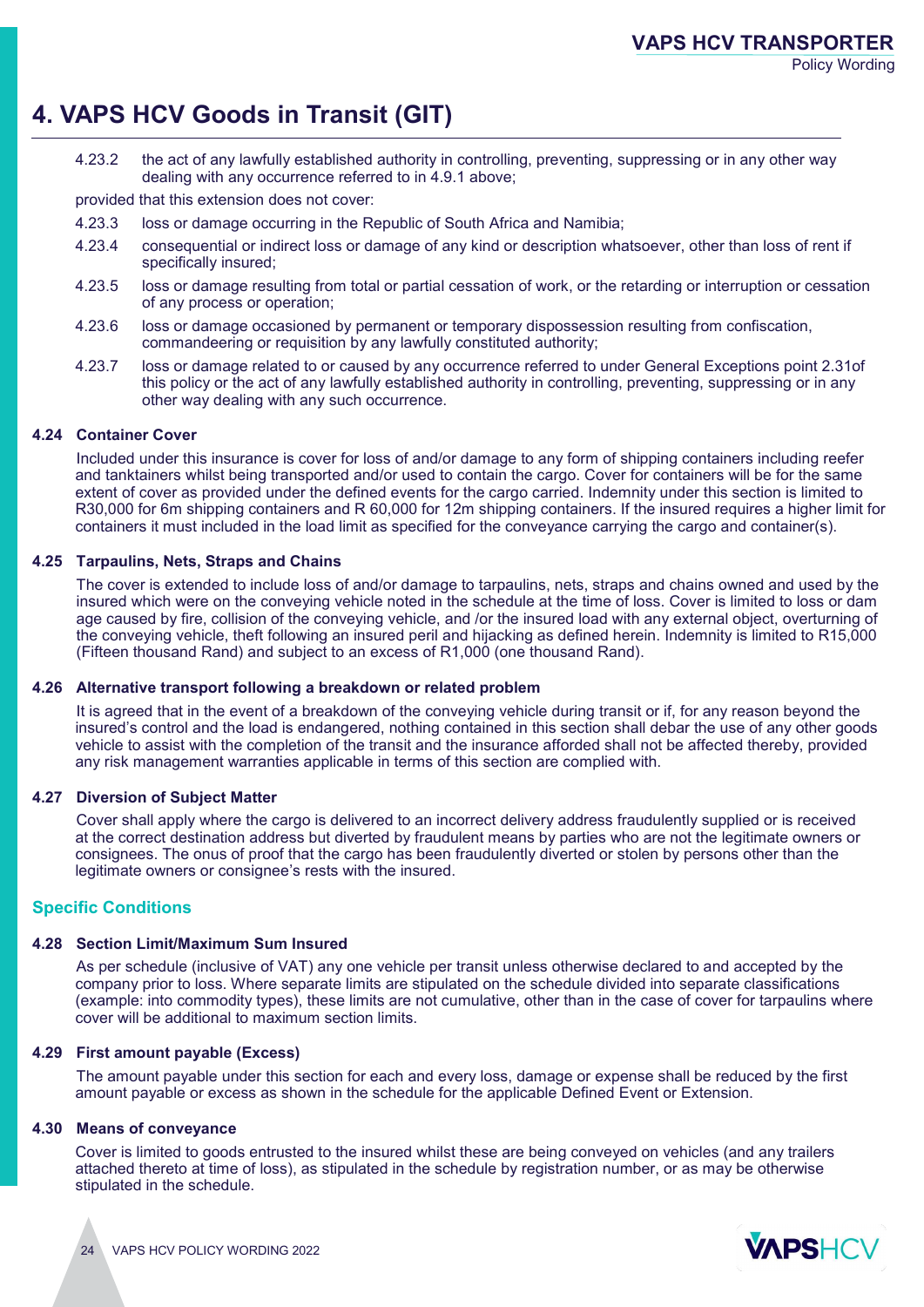# 4. VAPS HCV Goods in Transit (GIT)

4.23.2 the act of any lawfully established authority in controlling, preventing, suppressing or in any other way dealing with any occurrence referred to in 4.9.1 above;

provided that this extension does not cover:

4.23.3 loss or damage occurring in the Republic of South Africa and Namibia;

4.23.4 consequential or indirect loss or damage of any kind or description whatsoever, other than loss of rent if specifically insured;

4.23.5 loss or damage resulting from total or partial cessation of work, or the retarding or interruption or cessation of any process or operation;

4.23.6 loss or damage occasioned by permanent or temporary dispossession resulting from confiscation, commandeering or requisition by any lawfully constituted authority;

4.23.7 loss or damage related to or caused by any occurrence referred to under General Exceptions point 2.31of this policy or the act of any lawfully established authority in controlling, preventing, suppressing or in any other way dealing with any such occurrence.

**4.24 Container Cover**

Included under this insurance is cover for loss of and/or damage to any form of shipping containers including reefer and tanktainers whilst being transported and/or used to contain the cargo. Cover for containers will be for the same extent of cover as provided under the defined events for the cargo carried. Indemnity under this section is limited to R30,000 for 6m shipping containers and R 60,000 for 12m shipping containers. If the insured requires a higher limit for containers it must included in the load limit as specified for the conveyance carrying the cargo and container(s).

**4.25 Tarpaulins, Nets, Straps and Chains**

The cover is extended to include loss of and/or damage to tarpaulins, nets, straps and chains owned and used by the insured which were on the conveying vehicle noted in the schedule at the time of loss. Cover is limited to loss or dam age caused by fire, collision of the conveying vehicle, and /or the insured load with any external object, overturning of the conveying vehicle, theft following an insured peril and hijacking as defined herein. Indemnity is limited to R15,000 (Fifteen thousand Rand) and subject to an excess of R1,000 (one thousand Rand).

**4.26 Alternative transport following a breakdown or related problem**

It is agreed that in the event of a breakdown of the conveying vehicle during transit or if, for any reason beyond the insured's control and the load is endangered, nothing contained in this section shall debar the use of any other goods vehicle to assist with the completion of the transit and the insurance afforded shall not be affected thereby, provided any risk management warranties applicable in terms of this section are complied with.

**4.27 Diversion of Subject Matter**

Cover shall apply where the cargo is delivered to an incorrect delivery address fraudulently supplied or is received at the correct destination address but diverted by fraudulent means by parties who are not the legitimate owners or consignees. The onus of proof that the cargo has been fraudulently diverted or stolen by persons other than the legitimate owners or consignee's rests with the insured.

## Specific Conditions

**4.28 Section Limit/Maximum Sum Insured**

As per schedule (inclusive of VAT) any one vehicle per transit unless otherwise declared to and accepted by the company prior to loss. Where separate limits are stipulated on the schedule divided into separate classifications (example: into commodity types), these limits are not cumulative, other than in the case of cover for tarpaulins where cover will be additional to maximum section limits.

**4.29 First amount payable (Excess)**

The amount payable under this section for each and every loss, damage or expense shall be reduced by the first amount payable or excess as shown in the schedule for the applicable Defined Event or Extension.

**4.30 Means of conveyance**

Cover is limited to goods entrusted to the insured whilst these are being conveyed on vehicles (and any trailers attached thereto at time of loss), as stipulated in the schedule by registration number, or as may be otherwise stipulated in the schedule.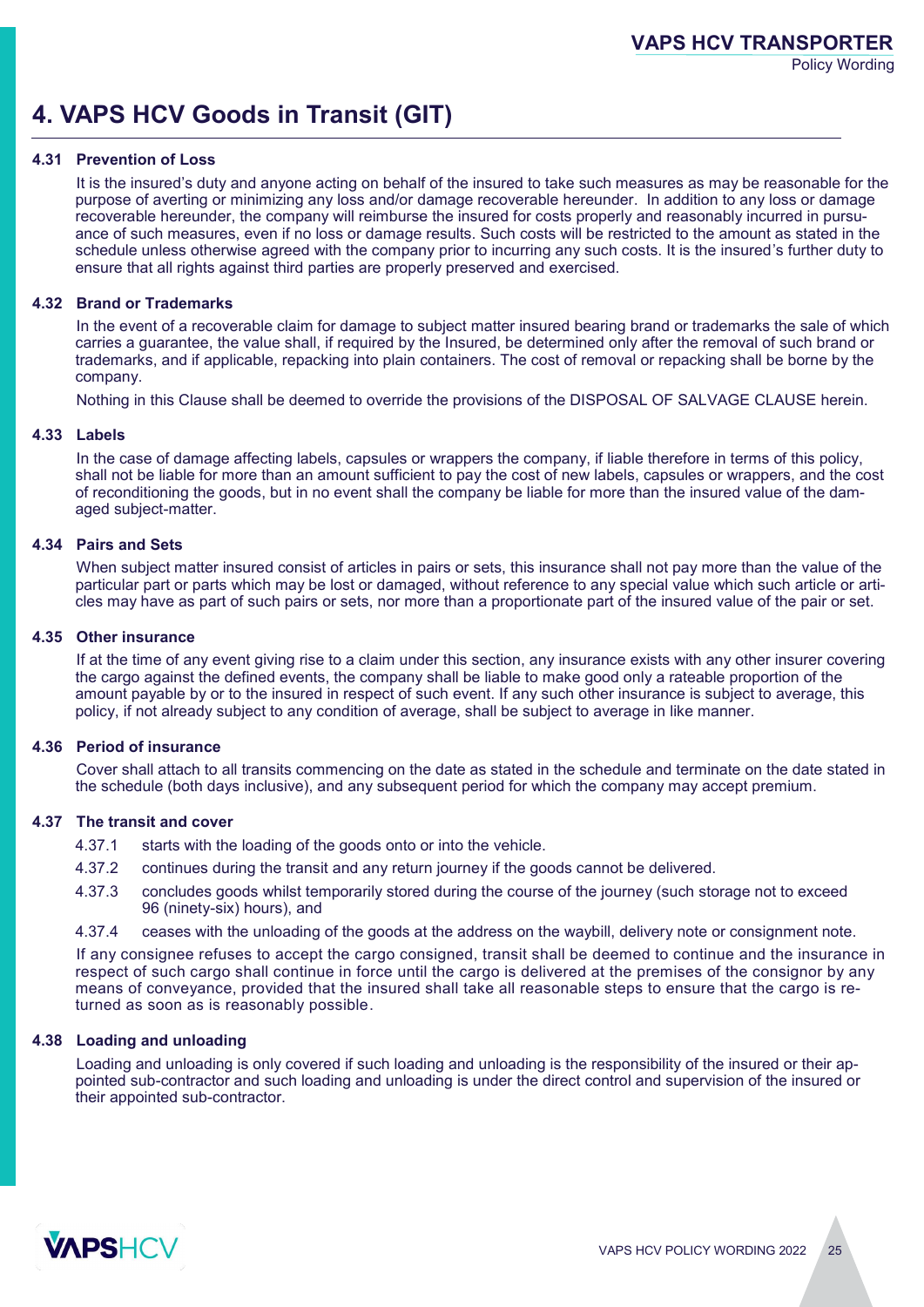# 4. VAPS HCV Goods in Transit (GIT)

### 4.31 Prevention of Loss

It is the insured's duty and anyone acting on behalf of the insured to take such measures as may be reasonable for the purpose of averting or minimizing any loss and/or damage recoverable hereunder. In addition to any loss or damage recoverable hereunder, the company will reimburse the insured for costs properly and reasonably incurred in pursuance of such measures, even if no loss or damage results. Such costs will be restricted to the amount as stated in the schedule unless otherwise agreed with the company prior to incurring any such costs. It is the insured's further duty to ensure that all rights against third parties are properly preserved and exercised.

### 4.32 Brand or Trademarks

In the event of a recoverable claim for damage to subject matter insured bearing brand or trademarks the sale of which carries a guarantee, the value shall, if required by the Insured, be determined only after the removal of such brand or trademarks, and if applicable, repacking into plain containers. The cost of removal or repacking shall be borne by the company.

Nothing in this Clause shall be deemed to override the provisions of the DISPOSAL OF SALVAGE CLAUSE herein.

### 4.33 Labels

In the case of damage affecting labels, capsules or wrappers the company, if liable therefore in terms of this policy, shall not be liable for more than an amount sufficient to pay the cost of new labels, capsules or wrappers, and the cost of reconditioning the goods, but in no event shall the company be liable for more than the insured value of the damaged subject-matter.

### 4.34 Pairs and Sets

When subject matter insured consist of articles in pairs or sets, this insurance shall not pay more than the value of the particular part or parts which may be lost or damaged, without reference to any special value which such article or articles may have as part of such pairs or sets, nor more than a proportionate part of the insured value of the pair or set.

### 4.35 Other insurance

If at the time of any event giving rise to a claim under this section, any insurance exists with any other insurer covering the cargo against the defined events, the company shall be liable to make good only a rateable proportion of the amount payable by or to the insured in respect of such event. If any such other insurance is subject to average, this policy, if not already subject to any condition of average, shall be subject to average in like manner.

### 4.36 Period of insurance

Cover shall attach to all transits commencing on the date as stated in the schedule and terminate on the date stated in the schedule (both days inclusive), and any subsequent period for which the company may accept premium.

### 4.37 The transit and cover

- 4.37.1 starts with the loading of the goods onto or into the vehicle.
- 4.37.2 continues during the transit and any return journey if the goods cannot be delivered.
- 4.37.3 concludes goods whilst temporarily stored during the course of the journey (such storage not to exceed 96 (ninety-six) hours), and
- 4.37.4 ceases with the unloading of the goods at the address on the waybill, delivery note or consignment note.

If any consignee refuses to accept the cargo consigned, transit shall be deemed to continue and the insurance in respect of such cargo shall continue in force until the cargo is delivered at the premises of the consignor by any means of conveyance, provided that the insured shall take all reasonable steps to ensure that the cargo is returned as soon as is reasonably possible.

### 4.38 Loading and unloading

Loading and unloading is only covered if such loading and unloading is the responsibility of the insured or their appointed sub-contractor and such loading and unloading is under the direct control and supervision of the insured or their appointed sub-contractor.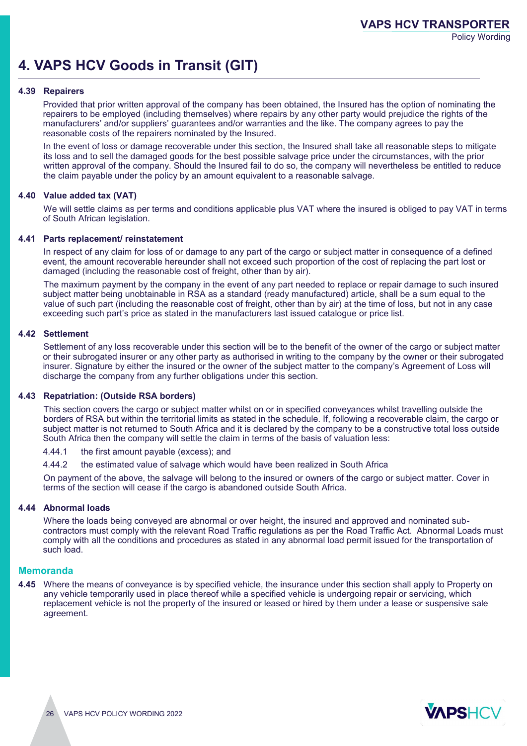# 4. VAPS HCV Goods in Transit (GIT)

### 4.39 Repairers

Provided that prior written approval of the company has been obtained, the Insured has the option of nominating the repairers to be employed (including themselves) where repairs by any other party would prejudice the rights of the manufacturers' and/or suppliers' guarantees and/or warranties and the like. The company agrees to pay the reasonable costs of the repairers nominated by the Insured.

In the event of loss or damage recoverable under this section, the Insured shall take all reasonable steps to mitigate its loss and to sell the damaged goods for the best possible salvage price under the circumstances, with the prior written approval of the company. Should the Insured fail to do so, the company will nevertheless be entitled to reduce the claim payable under the policy by an amount equivalent to a reasonable salvage.

### 4.40 Value added tax (VAT)

We will settle claims as per terms and conditions applicable plus VAT where the insured is obliged to pay VAT in terms of South African legislation.

### 4.41 Parts replacement/ reinstatement

In respect of any claim for loss of or damage to any part of the cargo or subject matter in consequence of a defined event, the amount recoverable hereunder shall not exceed such proportion of the cost of replacing the part lost or damaged (including the reasonable cost of freight, other than by air).

The maximum payment by the company in the event of any part needed to replace or repair damage to such insured subject matter being unobtainable in RSA as a standard (ready manufactured) article, shall be a sum equal to the value of such part (including the reasonable cost of freight, other than by air) at the time of loss, but not in any case exceeding such part's price as stated in the manufacturers last issued catalogue or price list.

### 4.42 Settlement

Settlement of any loss recoverable under this section will be to the benefit of the owner of the cargo or subject matter or their subrogated insurer or any other party as authorised in writing to the company by the owner or their subrogated insurer. Signature by either the insured or the owner of the subject matter to the company's Agreement of Loss will discharge the company from any further obligations under this section.

### 4.43 Repatriation: (Outside RSA borders)

This section covers the cargo or subject matter whilst on or in specified conveyances whilst travelling outside the borders of RSA but within the territorial limits as stated in the schedule. If, following a recoverable claim, the cargo or subject matter is not returned to South Africa and it is declared by the company to be a constructive total loss outside South Africa then the company will settle the claim in terms of the basis of valuation less:

4.44.1 the first amount payable (excess); and

4.44.2 the estimated value of salvage which would have been realized in South Africa

On payment of the above, the salvage will belong to the insured or owners of the cargo or subject matter. Cover in terms of the section will cease if the cargo is abandoned outside South Africa.

### 4.44 Abnormal loads

Where the loads being conveyed are abnormal or over height, the insured and approved and nominated sub-contractors must comply with the relevant Road Traffic regulations as per the Road Traffic Act. Abnormal Loads must comply with all the conditions and procedures as stated in any abnormal load permit issued for the transportation of such load.

## Memoranda

**4.45** Where the means of conveyance is by specified vehicle, the insurance under this section shall apply to Property on any vehicle temporarily used in place thereof while a specified vehicle is undergoing repair or servicing, which replacement vehicle is not the property of the insured or leased or hired by them under a lease or suspensive sale agreement.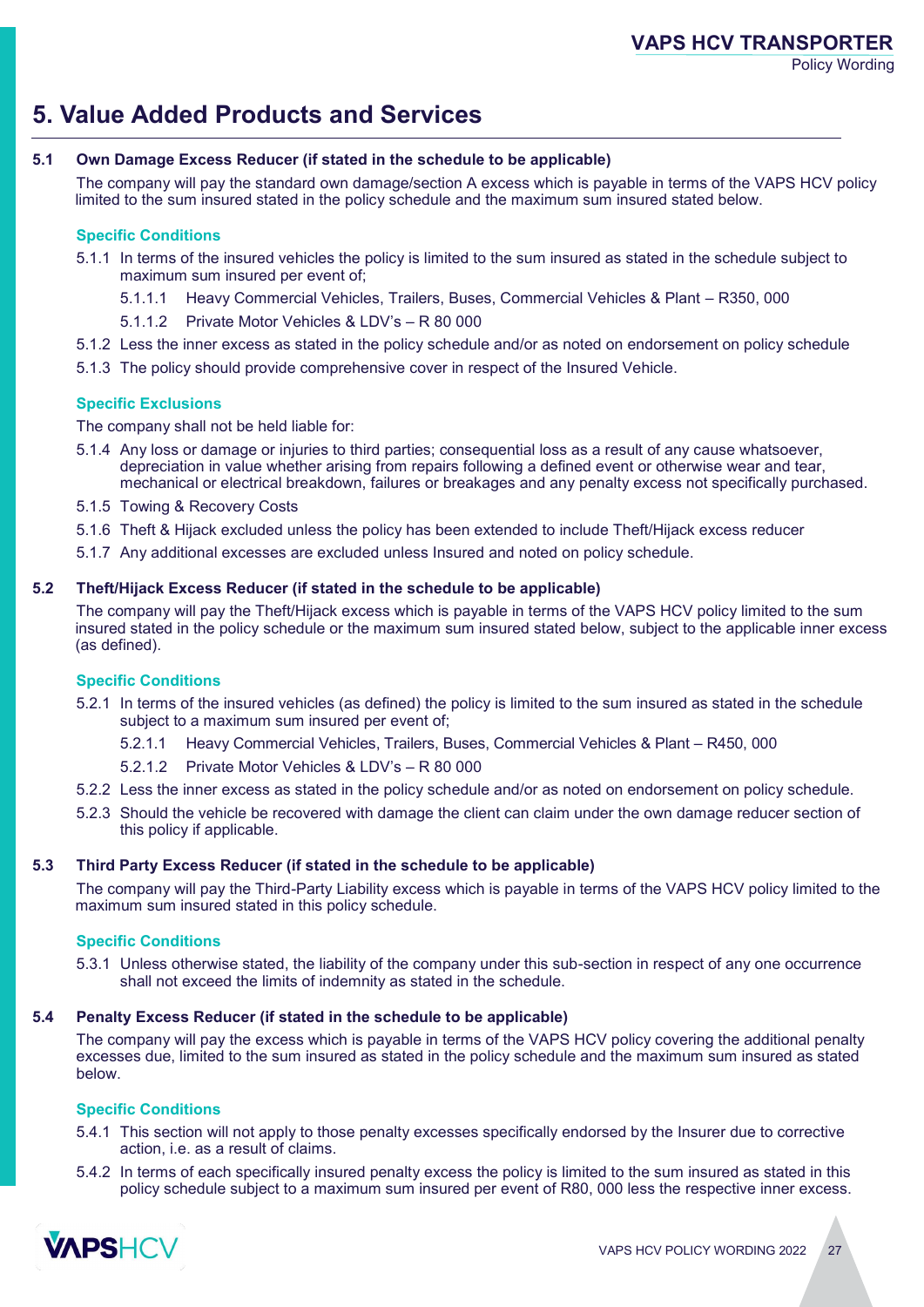# 5. Value Added Products and Services

## 5.1 Own Damage Excess Reducer (if stated in the schedule to be applicable)

The company will pay the standard own damage/section A excess which is payable in terms of the VAPS HCV policy limited to the sum insured stated in the policy schedule and the maximum sum insured stated below.

### Specific Conditions

5.1.1 In terms of the insured vehicles the policy is limited to the sum insured as stated in the schedule subject to maximum sum insured per event of;

5.1.1.1 Heavy Commercial Vehicles, Trailers, Buses, Commercial Vehicles & Plant – R350, 000

5.1.1.2 Private Motor Vehicles & LDV's – R 80 000

5.1.2 Less the inner excess as stated in the policy schedule and/or as noted on endorsement on policy schedule

5.1.3 The policy should provide comprehensive cover in respect of the Insured Vehicle.

### Specific Exclusions

The company shall not be held liable for:

5.1.4 Any loss or damage or injuries to third parties; consequential loss as a result of any cause whatsoever, depreciation in value whether arising from repairs following a defined event or otherwise wear and tear, mechanical or electrical breakdown, failures or breakages and any penalty excess not specifically purchased.

5.1.5 Towing & Recovery Costs

5.1.6 Theft & Hijack excluded unless the policy has been extended to include Theft/Hijack excess reducer

5.1.7 Any additional excesses are excluded unless Insured and noted on policy schedule.

## 5.2 Theft/Hijack Excess Reducer (if stated in the schedule to be applicable)

The company will pay the Theft/Hijack excess which is payable in terms of the VAPS HCV policy limited to the sum insured stated in the policy schedule or the maximum sum insured stated below, subject to the applicable inner excess (as defined).

### Specific Conditions

5.2.1 In terms of the insured vehicles (as defined) the policy is limited to the sum insured as stated in the schedule subject to a maximum sum insured per event of;

5.2.1.1 Heavy Commercial Vehicles, Trailers, Buses, Commercial Vehicles & Plant – R450, 000

5.2.1.2 Private Motor Vehicles & LDV's – R 80 000

5.2.2 Less the inner excess as stated in the policy schedule and/or as noted on endorsement on policy schedule.

5.2.3 Should the vehicle be recovered with damage the client can claim under the own damage reducer section of this policy if applicable.

## 5.3 Third Party Excess Reducer (if stated in the schedule to be applicable)

The company will pay the Third-Party Liability excess which is payable in terms of the VAPS HCV policy limited to the maximum sum insured stated in this policy schedule.

### Specific Conditions

5.3.1 Unless otherwise stated, the liability of the company under this sub-section in respect of any one occurrence shall not exceed the limits of indemnity as stated in the schedule.

## 5.4 Penalty Excess Reducer (if stated in the schedule to be applicable)

The company will pay the excess which is payable in terms of the VAPS HCV policy covering the additional penalty excesses due, limited to the sum insured as stated in the policy schedule and the maximum sum insured as stated below.

### Specific Conditions

5.4.1 This section will not apply to those penalty excesses specifically endorsed by the Insurer due to corrective action, i.e. as a result of claims.

5.4.2 In terms of each specifically insured penalty excess the policy is limited to the sum insured as stated in this policy schedule subject to a maximum sum insured per event of R80, 000 less the respective inner excess.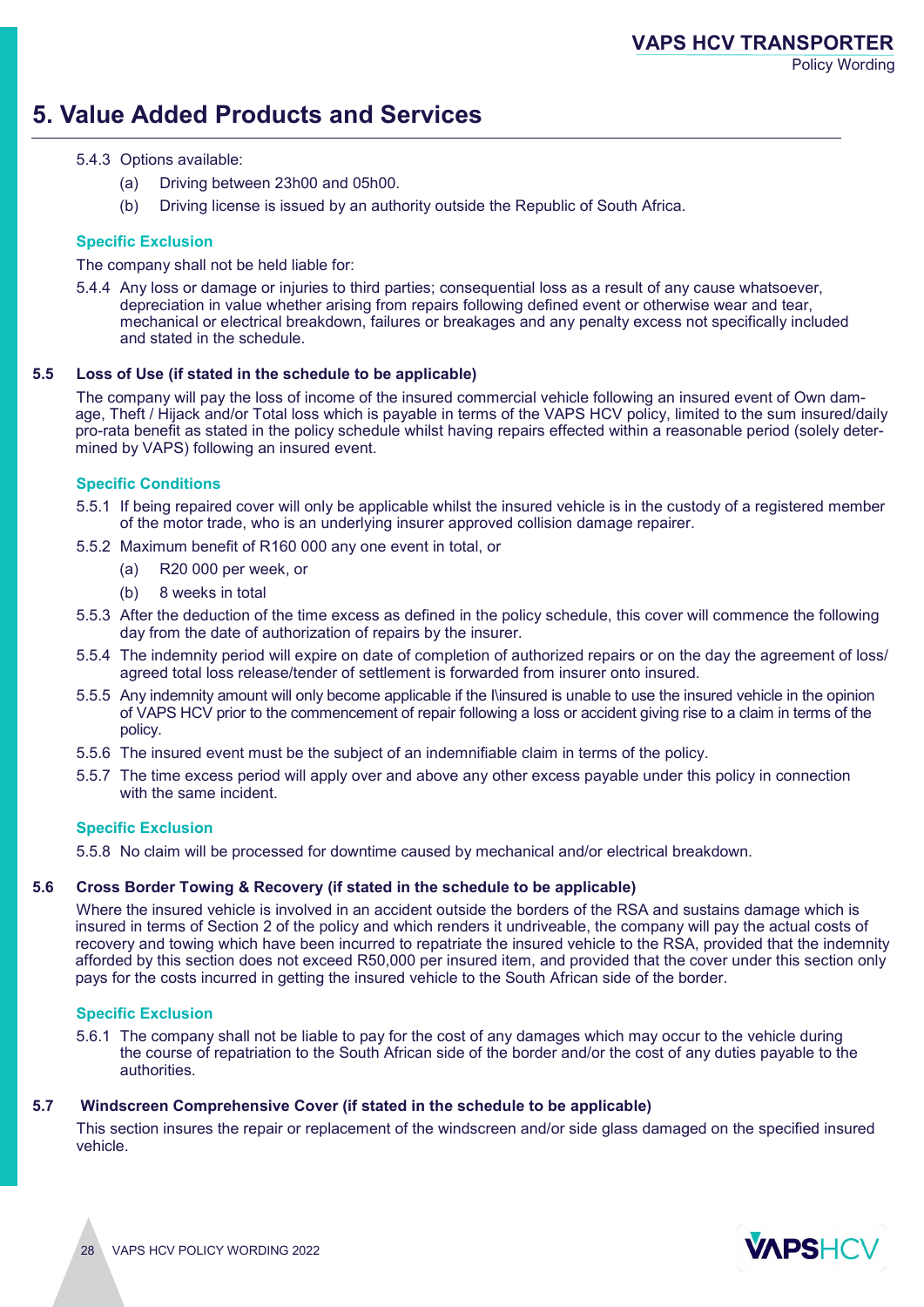# 5. Value Added Products and Services

5.4.3 Options available:

(a) Driving between 23h00 and 05h00.

(b) Driving license is issued by an authority outside the Republic of South Africa.

**Specific Exclusion**

The company shall not be held liable for:

5.4.4 Any loss or damage or injuries to third parties; consequential loss as a result of any cause whatsoever, depreciation in value whether arising from repairs following defined event or otherwise wear and tear, mechanical or electrical breakdown, failures or breakages and any penalty excess not specifically included and stated in the schedule.

### 5.5 Loss of Use (if stated in the schedule to be applicable)

The company will pay the loss of income of the insured commercial vehicle following an insured event of Own damage, Theft / Hijack and/or Total loss which is payable in terms of the VAPS HCV policy, limited to the sum insured/daily pro-rata benefit as stated in the policy schedule whilst having repairs effected within a reasonable period (solely determined by VAPS) following an insured event.

**Specific Conditions**

5.5.1 If being repaired cover will only be applicable whilst the insured vehicle is in the custody of a registered member of the motor trade, who is an underlying insurer approved collision damage repairer.

5.5.2 Maximum benefit of R160 000 any one event in total, or

(a) R20 000 per week, or

(b) 8 weeks in total

5.5.3 After the deduction of the time excess as defined in the policy schedule, this cover will commence the following day from the date of authorization of repairs by the insurer.

5.5.4 The indemnity period will expire on date of completion of authorized repairs or on the day the agreement of loss/ agreed total loss release/tender of settlement is forwarded from insurer onto insured.

5.5.5 Any indemnity amount will only become applicable if the I\insured is unable to use the insured vehicle in the opinion of VAPS HCV prior to the commencement of repair following a loss or accident giving rise to a claim in terms of the policy.

5.5.6 The insured event must be the subject of an indemnifiable claim in terms of the policy.

5.5.7 The time excess period will apply over and above any other excess payable under this policy in connection with the same incident.

**Specific Exclusion**

5.5.8 No claim will be processed for downtime caused by mechanical and/or electrical breakdown.

### 5.6 Cross Border Towing & Recovery (if stated in the schedule to be applicable)

Where the insured vehicle is involved in an accident outside the borders of the RSA and sustains damage which is insured in terms of Section 2 of the policy and which renders it undriveable, the company will pay the actual costs of recovery and towing which have been incurred to repatriate the insured vehicle to the RSA, provided that the indemnity afforded by this section does not exceed R50,000 per insured item, and provided that the cover under this section only pays for the costs incurred in getting the insured vehicle to the South African side of the border.

**Specific Exclusion**

5.6.1 The company shall not be liable to pay for the cost of any damages which may occur to the vehicle during the course of repatriation to the South African side of the border and/or the cost of any duties payable to the authorities.

### 5.7 Windscreen Comprehensive Cover (if stated in the schedule to be applicable)

This section insures the repair or replacement of the windscreen and/or side glass damaged on the specified insured vehicle.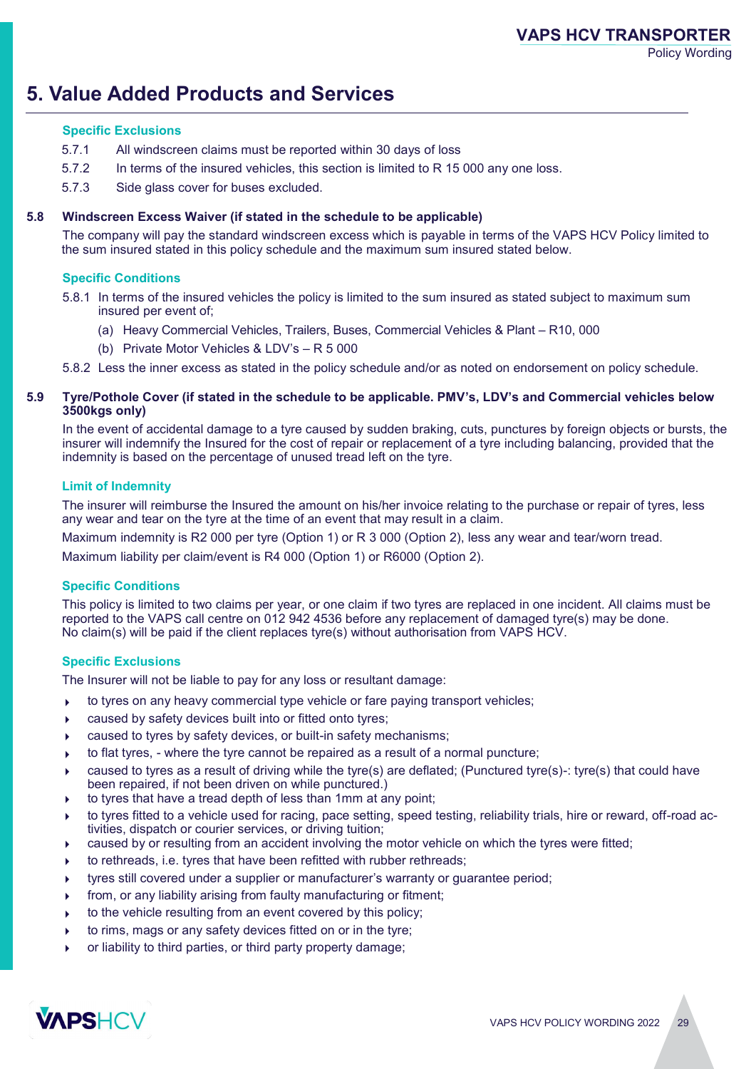# 5. Value Added Products and Services

#### Specific Exclusions

5.7.1 All windscreen claims must be reported within 30 days of loss

5.7.2 In terms of the insured vehicles, this section is limited to R 15 000 any one loss.

5.7.3 Side glass cover for buses excluded.

### 5.8 Windscreen Excess Waiver (if stated in the schedule to be applicable)

The company will pay the standard windscreen excess which is payable in terms of the VAPS HCV Policy limited to the sum insured stated in this policy schedule and the maximum sum insured stated below.

#### Specific Conditions

5.8.1 In terms of the insured vehicles the policy is limited to the sum insured as stated subject to maximum sum insured per event of;

(a) Heavy Commercial Vehicles, Trailers, Buses, Commercial Vehicles & Plant – R10, 000

(b) Private Motor Vehicles & LDV's – R 5 000

5.8.2 Less the inner excess as stated in the policy schedule and/or as noted on endorsement on policy schedule.

### 5.9 Tyre/Pothole Cover (if stated in the schedule to be applicable. PMV's, LDV's and Commercial vehicles below 3500kgs only)

In the event of accidental damage to a tyre caused by sudden braking, cuts, punctures by foreign objects or bursts, the insurer will indemnify the Insured for the cost of repair or replacement of a tyre including balancing, provided that the indemnity is based on the percentage of unused tread left on the tyre.

#### Limit of Indemnity

The insurer will reimburse the Insured the amount on his/her invoice relating to the purchase or repair of tyres, less any wear and tear on the tyre at the time of an event that may result in a claim.

Maximum indemnity is R2 000 per tyre (Option 1) or R 3 000 (Option 2), less any wear and tear/worn tread.

Maximum liability per claim/event is R4 000 (Option 1) or R6000 (Option 2).

#### Specific Conditions

This policy is limited to two claims per year, or one claim if two tyres are replaced in one incident. All claims must be reported to the VAPS call centre on 012 942 4536 before any replacement of damaged tyre(s) may be done. No claim(s) will be paid if the client replaces tyre(s) without authorisation from VAPS HCV.

#### Specific Exclusions

The Insurer will not be liable to pay for any loss or resultant damage:

- to tyres on any heavy commercial type vehicle or fare paying transport vehicles;
- caused by safety devices built into or fitted onto tyres;
- caused to tyres by safety devices, or built-in safety mechanisms;
- to flat tyres, - where the tyre cannot be repaired as a result of a normal puncture;
- caused to tyres as a result of driving while the tyre(s) are deflated; (Punctured tyre(s)-: tyre(s) that could have been repaired, if not been driven on while punctured.)
- to tyres that have a tread depth of less than 1mm at any point;
- to tyres fitted to a vehicle used for racing, pace setting, speed testing, reliability trials, hire or reward, off-road activities, dispatch or courier services, or driving tuition;
- caused by or resulting from an accident involving the motor vehicle on which the tyres were fitted;
- to rethreads, i.e. tyres that have been refitted with rubber rethreads;
- tyres still covered under a supplier or manufacturer's warranty or guarantee period;
- from, or any liability arising from faulty manufacturing or fitment;
- to the vehicle resulting from an event covered by this policy;
- to rims, mags or any safety devices fitted on or in the tyre;
- or liability to third parties, or third party property damage;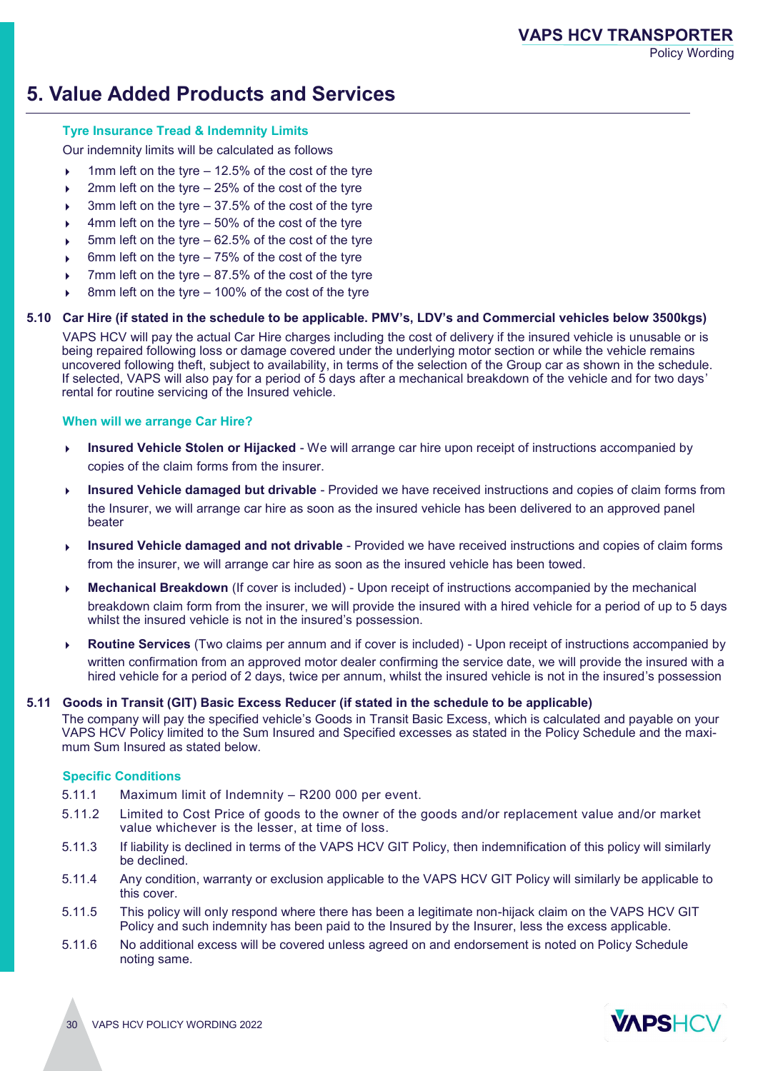# 5. Value Added Products and Services

### Tyre Insurance Tread & Indemnity Limits

Our indemnity limits will be calculated as follows

- 1mm left on the tyre – 12.5% of the cost of the tyre
- 2mm left on the tyre – 25% of the cost of the tyre
- 3mm left on the tyre – 37.5% of the cost of the tyre
- 4mm left on the tyre – 50% of the cost of the tyre
- 5mm left on the tyre – 62.5% of the cost of the tyre
- 6mm left on the tyre – 75% of the cost of the tyre
- 7mm left on the tyre – 87.5% of the cost of the tyre
- 8mm left on the tyre – 100% of the cost of the tyre

## 5.10 Car Hire (if stated in the schedule to be applicable. PMV's, LDV's and Commercial vehicles below 3500kgs)

VAPS HCV will pay the actual Car Hire charges including the cost of delivery if the insured vehicle is unusable or is being repaired following loss or damage covered under the underlying motor section or while the vehicle remains uncovered following theft, subject to availability, in terms of the selection of the Group car as shown in the schedule. If selected, VAPS will also pay for a period of 5 days after a mechanical breakdown of the vehicle and for two days' rental for routine servicing of the Insured vehicle.

### When will we arrange Car Hire?

- **Insured Vehicle Stolen or Hijacked** - We will arrange car hire upon receipt of instructions accompanied by copies of the claim forms from the insurer.
- **Insured Vehicle damaged but drivable** - Provided we have received instructions and copies of claim forms from the Insurer, we will arrange car hire as soon as the insured vehicle has been delivered to an approved panel beater
- **Insured Vehicle damaged and not drivable** - Provided we have received instructions and copies of claim forms from the insurer, we will arrange car hire as soon as the insured vehicle has been towed.
- **Mechanical Breakdown** (If cover is included) - Upon receipt of instructions accompanied by the mechanical breakdown claim form from the insurer, we will provide the insured with a hired vehicle for a period of up to 5 days whilst the insured vehicle is not in the insured's possession.
- **Routine Services** (Two claims per annum and if cover is included) - Upon receipt of instructions accompanied by written confirmation from an approved motor dealer confirming the service date, we will provide the insured with a hired vehicle for a period of 2 days, twice per annum, whilst the insured vehicle is not in the insured's possession

## 5.11 Goods in Transit (GIT) Basic Excess Reducer (if stated in the schedule to be applicable)

The company will pay the specified vehicle's Goods in Transit Basic Excess, which is calculated and payable on your VAPS HCV Policy limited to the Sum Insured and Specified excesses as stated in the Policy Schedule and the maximum Sum Insured as stated below.

### Specific Conditions

5.11.1 Maximum limit of Indemnity – R200 000 per event.

5.11.2 Limited to Cost Price of goods to the owner of the goods and/or replacement value and/or market value whichever is the lesser, at time of loss.

5.11.3 If liability is declined in terms of the VAPS HCV GIT Policy, then indemnification of this policy will similarly be declined.

5.11.4 Any condition, warranty or exclusion applicable to the VAPS HCV GIT Policy will similarly be applicable to this cover.

5.11.5 This policy will only respond where there has been a legitimate non-hijack claim on the VAPS HCV GIT Policy and such indemnity has been paid to the Insured by the Insurer, less the excess applicable.

5.11.6 No additional excess will be covered unless agreed on and endorsement is noted on Policy Schedule noting same.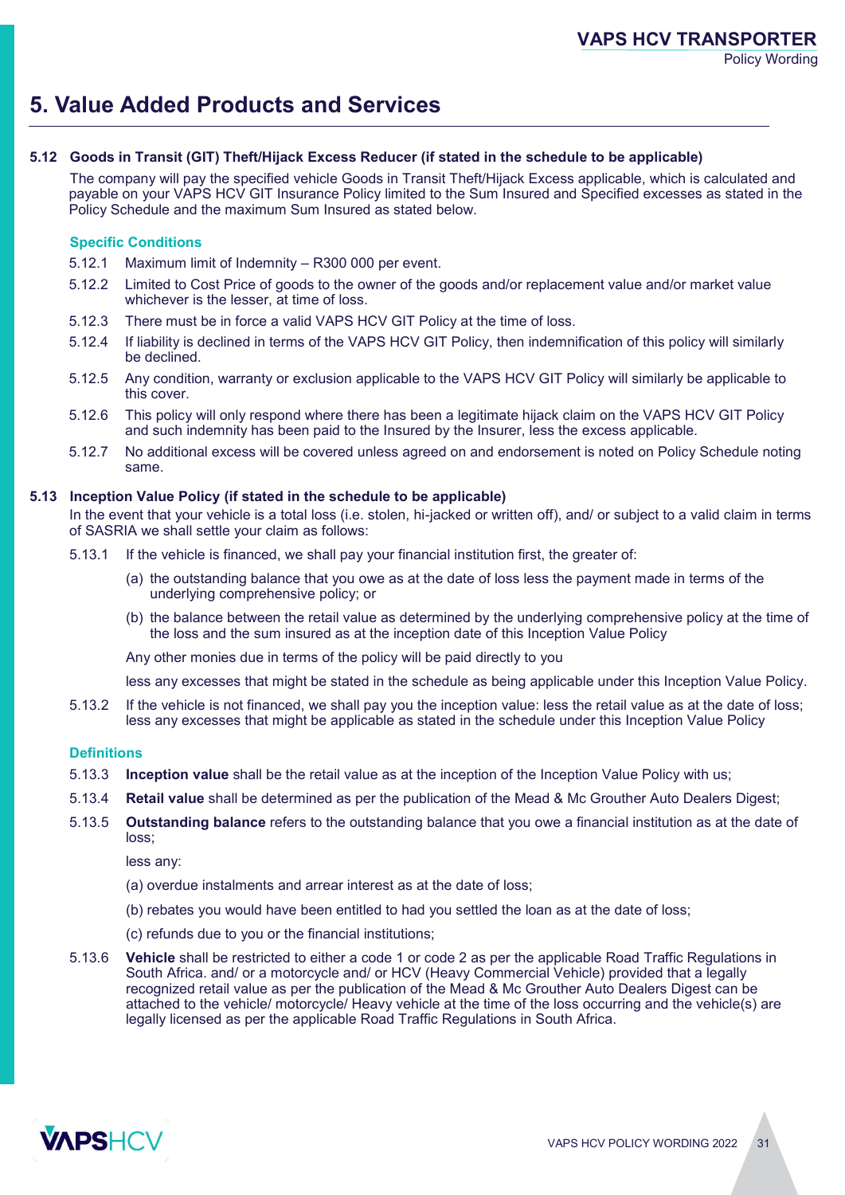# 5. Value Added Products and Services

### 5.12 Goods in Transit (GIT) Theft/Hijack Excess Reducer (if stated in the schedule to be applicable)

The company will pay the specified vehicle Goods in Transit Theft/Hijack Excess applicable, which is calculated and payable on your VAPS HCV GIT Insurance Policy limited to the Sum Insured and Specified excesses as stated in the Policy Schedule and the maximum Sum Insured as stated below.

#### Specific Conditions

5.12.1 Maximum limit of Indemnity – R300 000 per event.

5.12.2 Limited to Cost Price of goods to the owner of the goods and/or replacement value and/or market value whichever is the lesser, at time of loss.

5.12.3 There must be in force a valid VAPS HCV GIT Policy at the time of loss.

5.12.4 If liability is declined in terms of the VAPS HCV GIT Policy, then indemnification of this policy will similarly be declined.

5.12.5 Any condition, warranty or exclusion applicable to the VAPS HCV GIT Policy will similarly be applicable to this cover.

5.12.6 This policy will only respond where there has been a legitimate hijack claim on the VAPS HCV GIT Policy and such indemnity has been paid to the Insured by the Insurer, less the excess applicable.

5.12.7 No additional excess will be covered unless agreed on and endorsement is noted on Policy Schedule noting same.

### 5.13 Inception Value Policy (if stated in the schedule to be applicable)

In the event that your vehicle is a total loss (i.e. stolen, hi-jacked or written off), and/ or subject to a valid claim in terms of SASRIA we shall settle your claim as follows:

5.13.1 If the vehicle is financed, we shall pay your financial institution first, the greater of:

(a) the outstanding balance that you owe as at the date of loss less the payment made in terms of the underlying comprehensive policy; or

(b) the balance between the retail value as determined by the underlying comprehensive policy at the time of the loss and the sum insured as at the inception date of this Inception Value Policy

Any other monies due in terms of the policy will be paid directly to you

less any excesses that might be stated in the schedule as being applicable under this Inception Value Policy.

5.13.2 If the vehicle is not financed, we shall pay you the inception value: less the retail value as at the date of loss; less any excesses that might be applicable as stated in the schedule under this Inception Value Policy

#### Definitions

5.13.3 **Inception value** shall be the retail value as at the inception of the Inception Value Policy with us;

5.13.4 **Retail value** shall be determined as per the publication of the Mead & Mc Grouther Auto Dealers Digest;

5.13.5 **Outstanding balance** refers to the outstanding balance that you owe a financial institution as at the date of loss;

less any:

(a) overdue instalments and arrear interest as at the date of loss;

(b) rebates you would have been entitled to had you settled the loan as at the date of loss;

(c) refunds due to you or the financial institutions;

5.13.6 **Vehicle** shall be restricted to either a code 1 or code 2 as per the applicable Road Traffic Regulations in South Africa. and/ or a motorcycle and/ or HCV (Heavy Commercial Vehicle) provided that a legally recognized retail value as per the publication of the Mead & Mc Grouther Auto Dealers Digest can be attached to the vehicle/ motorcycle/ Heavy vehicle at the time of the loss occurring and the vehicle(s) are legally licensed as per the applicable Road Traffic Regulations in South Africa.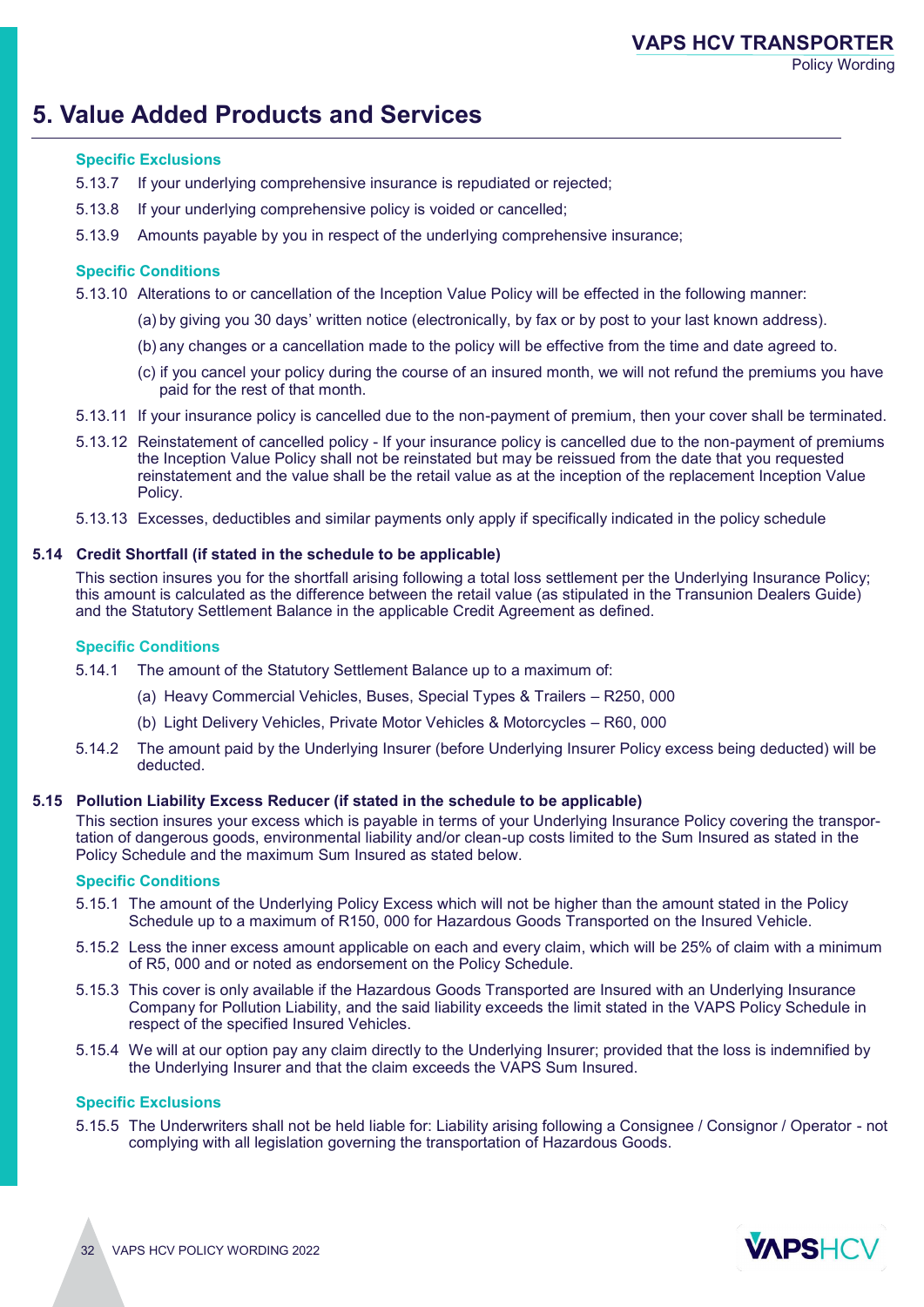# 5. Value Added Products and Services

#### Specific Exclusions

5.13.7 If your underlying comprehensive insurance is repudiated or rejected;

5.13.8 If your underlying comprehensive policy is voided or cancelled;

5.13.9 Amounts payable by you in respect of the underlying comprehensive insurance;

#### Specific Conditions

5.13.10 Alterations to or cancellation of the Inception Value Policy will be effected in the following manner:

(a) by giving you 30 days' written notice (electronically, by fax or by post to your last known address).

(b) any changes or a cancellation made to the policy will be effective from the time and date agreed to.

(c) if you cancel your policy during the course of an insured month, we will not refund the premiums you have paid for the rest of that month.

5.13.11 If your insurance policy is cancelled due to the non-payment of premium, then your cover shall be terminated.

5.13.12 Reinstatement of cancelled policy - If your insurance policy is cancelled due to the non-payment of premiums the Inception Value Policy shall not be reinstated but may be reissued from the date that you requested reinstatement and the value shall be the retail value as at the inception of the replacement Inception Value Policy.

5.13.13 Excesses, deductibles and similar payments only apply if specifically indicated in the policy schedule

### 5.14 Credit Shortfall (if stated in the schedule to be applicable)

This section insures you for the shortfall arising following a total loss settlement per the Underlying Insurance Policy; this amount is calculated as the difference between the retail value (as stipulated in the Transunion Dealers Guide) and the Statutory Settlement Balance in the applicable Credit Agreement as defined.

#### Specific Conditions

5.14.1 The amount of the Statutory Settlement Balance up to a maximum of:

(a) Heavy Commercial Vehicles, Buses, Special Types & Trailers – R250, 000

(b) Light Delivery Vehicles, Private Motor Vehicles & Motorcycles – R60, 000

5.14.2 The amount paid by the Underlying Insurer (before Underlying Insurer Policy excess being deducted) will be deducted.

### 5.15 Pollution Liability Excess Reducer (if stated in the schedule to be applicable)

This section insures your excess which is payable in terms of your Underlying Insurance Policy covering the transportation of dangerous goods, environmental liability and/or clean-up costs limited to the Sum Insured as stated in the Policy Schedule and the maximum Sum Insured as stated below.

#### Specific Conditions

5.15.1 The amount of the Underlying Policy Excess which will not be higher than the amount stated in the Policy Schedule up to a maximum of R150, 000 for Hazardous Goods Transported on the Insured Vehicle.

5.15.2 Less the inner excess amount applicable on each and every claim, which will be 25% of claim with a minimum of R5, 000 and or noted as endorsement on the Policy Schedule.

5.15.3 This cover is only available if the Hazardous Goods Transported are Insured with an Underlying Insurance Company for Pollution Liability, and the said liability exceeds the limit stated in the VAPS Policy Schedule in respect of the specified Insured Vehicles.

5.15.4 We will at our option pay any claim directly to the Underlying Insurer; provided that the loss is indemnified by the Underlying Insurer and that the claim exceeds the VAPS Sum Insured.

#### Specific Exclusions

5.15.5 The Underwriters shall not be held liable for: Liability arising following a Consignee / Consignor / Operator - not complying with all legislation governing the transportation of Hazardous Goods.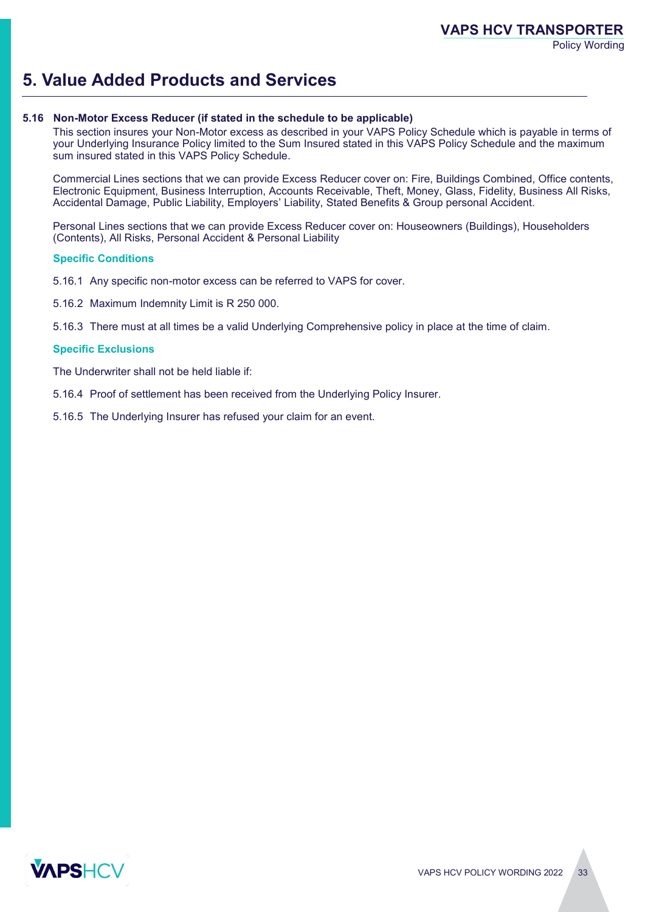# 5. Value Added Products and Services

### 5.16 Non-Motor Excess Reducer (if stated in the schedule to be applicable)

This section insures your Non-Motor excess as described in your VAPS Policy Schedule which is payable in terms of your Underlying Insurance Policy limited to the Sum Insured stated in this VAPS Policy Schedule and the maximum sum insured stated in this VAPS Policy Schedule.

Commercial Lines sections that we can provide Excess Reducer cover on: Fire, Buildings Combined, Office contents, Electronic Equipment, Business Interruption, Accounts Receivable, Theft, Money, Glass, Fidelity, Business All Risks, Accidental Damage, Public Liability, Employers' Liability, Stated Benefits & Group personal Accident.

Personal Lines sections that we can provide Excess Reducer cover on: Houseowners (Buildings), Householders (Contents), All Risks, Personal Accident & Personal Liability

**Specific Conditions**

5.16.1 Any specific non-motor excess can be referred to VAPS for cover.

5.16.2 Maximum Indemnity Limit is R 250 000.

5.16.3 There must at all times be a valid Underlying Comprehensive policy in place at the time of claim.

**Specific Exclusions**

The Underwriter shall not be held liable if:

5.16.4 Proof of settlement has been received from the Underlying Policy Insurer.

5.16.5 The Underlying Insurer has refused your claim for an event.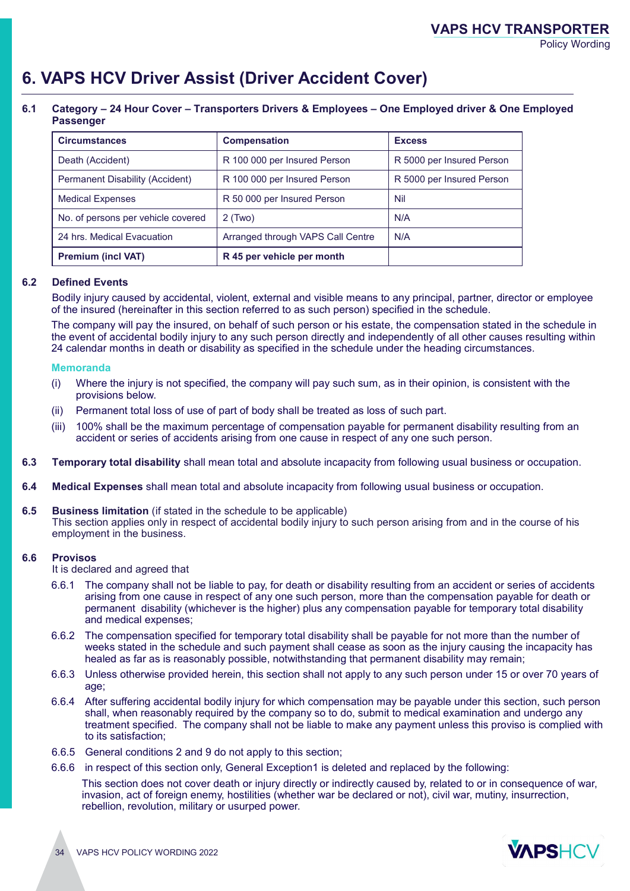# 6. VAPS HCV Driver Assist (Driver Accident Cover)

**6.1 Category – 24 Hour Cover – Transporters Drivers & Employees – One Employed driver & One Employed Passenger**

| Circumstances | Compensation | Excess |
|---|---|---|
| Death (Accident) | R 100 000 per Insured Person | R 5000 per Insured Person |
| Permanent Disability (Accident) | R 100 000 per Insured Person | R 5000 per Insured Person |
| Medical Expenses | R 50 000 per Insured Person | Nil |
| No. of persons per vehicle covered | 2 (Two) | N/A |
| 24 hrs. Medical Evacuation | Arranged through VAPS Call Centre | N/A |
| **Premium (incl VAT)** | **R 45 per vehicle per month** | |

**6.2 Defined Events**

Bodily injury caused by accidental, violent, external and visible means to any principal, partner, director or employee of the insured (hereinafter in this section referred to as such person) specified in the schedule.

The company will pay the insured, on behalf of such person or his estate, the compensation stated in the schedule in the event of accidental bodily injury to any such person directly and independently of all other causes resulting within 24 calendar months in death or disability as specified in the schedule under the heading circumstances.

**Memoranda**

(i) Where the injury is not specified, the company will pay such sum, as in their opinion, is consistent with the provisions below.

(ii) Permanent total loss of use of part of body shall be treated as loss of such part.

(iii) 100% shall be the maximum percentage of compensation payable for permanent disability resulting from an accident or series of accidents arising from one cause in respect of any one such person.

**6.3 Temporary total disability** shall mean total and absolute incapacity from following usual business or occupation.

**6.4 Medical Expenses** shall mean total and absolute incapacity from following usual business or occupation.

**6.5 Business limitation** (if stated in the schedule to be applicable)
This section applies only in respect of accidental bodily injury to such person arising from and in the course of his employment in the business.

**6.6 Provisos**
It is declared and agreed that

6.6.1 The company shall not be liable to pay, for death or disability resulting from an accident or series of accidents arising from one cause in respect of any one such person, more than the compensation payable for death or permanent disability (whichever is the higher) plus any compensation payable for temporary total disability and medical expenses;

6.6.2 The compensation specified for temporary total disability shall be payable for not more than the number of weeks stated in the schedule and such payment shall cease as soon as the injury causing the incapacity has healed as far as is reasonably possible, notwithstanding that permanent disability may remain;

6.6.3 Unless otherwise provided herein, this section shall not apply to any such person under 15 or over 70 years of age;

6.6.4 After suffering accidental bodily injury for which compensation may be payable under this section, such person shall, when reasonably required by the company so to do, submit to medical examination and undergo any treatment specified. The company shall not be liable to make any payment unless this proviso is complied with to its satisfaction;

6.6.5 General conditions 2 and 9 do not apply to this section;

6.6.6 in respect of this section only, General Exception1 is deleted and replaced by the following:

This section does not cover death or injury directly or indirectly caused by, related to or in consequence of war, invasion, act of foreign enemy, hostilities (whether war be declared or not), civil war, mutiny, insurrection, rebellion, revolution, military or usurped power.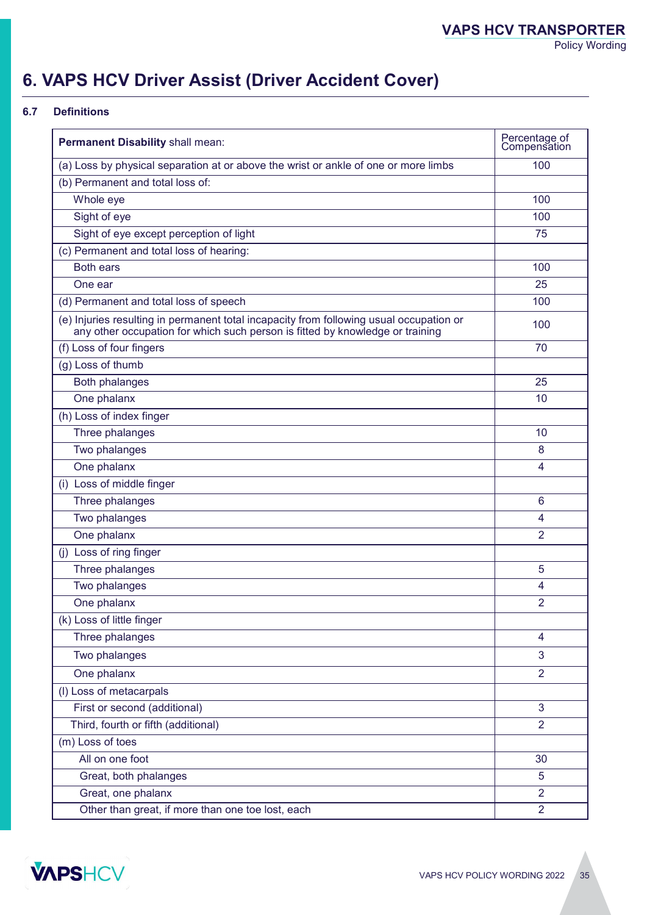# 6. VAPS HCV Driver Assist (Driver Accident Cover)

### 6.7 Definitions

| **Permanent Disability** shall mean: | Percentage of Compensation |
|---|---|
| (a) Loss by physical separation at or above the wrist or ankle of one or more limbs | 100 |
| (b) Permanent and total loss of: | |
| Whole eye | 100 |
| Sight of eye | 100 |
| Sight of eye except perception of light | 75 |
| (c) Permanent and total loss of hearing: | |
| Both ears | 100 |
| One ear | 25 |
| (d) Permanent and total loss of speech | 100 |
| (e) Injuries resulting in permanent total incapacity from following usual occupation or any other occupation for which such person is fitted by knowledge or training | 100 |
| (f) Loss of four fingers | 70 |
| (g) Loss of thumb | |
| Both phalanges | 25 |
| One phalanx | 10 |
| (h) Loss of index finger | |
| Three phalanges | 10 |
| Two phalanges | 8 |
| One phalanx | 4 |
| (i) Loss of middle finger | |
| Three phalanges | 6 |
| Two phalanges | 4 |
| One phalanx | 2 |
| (j) Loss of ring finger | |
| Three phalanges | 5 |
| Two phalanges | 4 |
| One phalanx | 2 |
| (k) Loss of little finger | |
| Three phalanges | 4 |
| Two phalanges | 3 |
| One phalanx | 2 |
| (l) Loss of metacarpals | |
| First or second (additional) | 3 |
| Third, fourth or fifth (additional) | 2 |
| (m) Loss of toes | |
| All on one foot | 30 |
| Great, both phalanges | 5 |
| Great, one phalanx | 2 |
| Other than great, if more than one toe lost, each | 2 |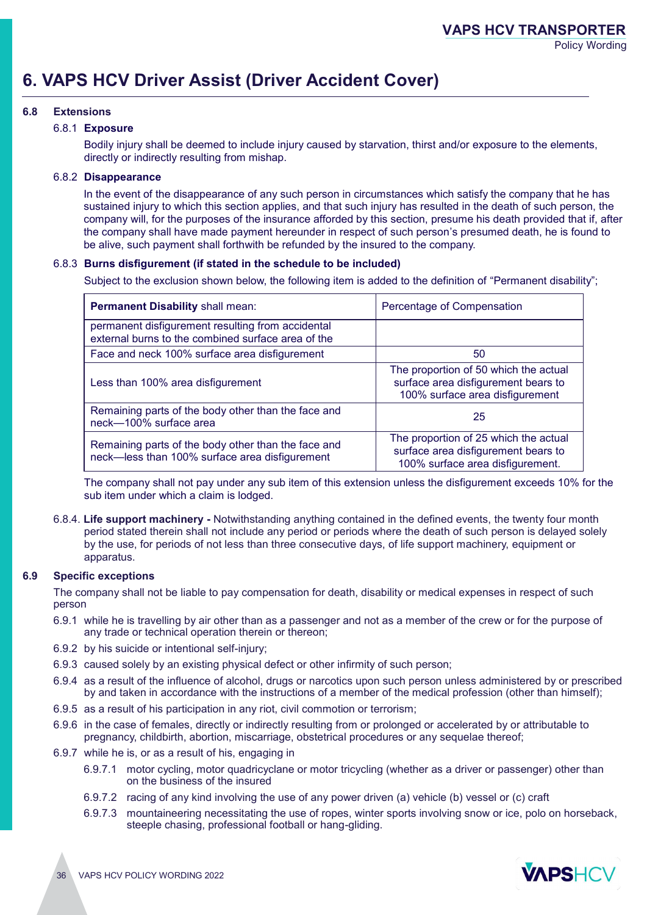# 6. VAPS HCV Driver Assist (Driver Accident Cover)

## 6.8 Extensions

### 6.8.1 Exposure

Bodily injury shall be deemed to include injury caused by starvation, thirst and/or exposure to the elements, directly or indirectly resulting from mishap.

### 6.8.2 Disappearance

In the event of the disappearance of any such person in circumstances which satisfy the company that he has sustained injury to which this section applies, and that such injury has resulted in the death of such person, the company will, for the purposes of the insurance afforded by this section, presume his death provided that if, after the company shall have made payment hereunder in respect of such person's presumed death, he is found to be alive, such payment shall forthwith be refunded by the insured to the company.

### 6.8.3 Burns disfigurement (if stated in the schedule to be included)

Subject to the exclusion shown below, the following item is added to the definition of "Permanent disability";

| **Permanent Disability** shall mean: | Percentage of Compensation |
|---|---|
| permanent disfigurement resulting from accidental external burns to the combined surface area of the | |
| Face and neck 100% surface area disfigurement | 50 |
| Less than 100% area disfigurement | The proportion of 50 which the actual surface area disfigurement bears to 100% surface area disfigurement |
| Remaining parts of the body other than the face and neck—100% surface area | 25 |
| Remaining parts of the body other than the face and neck—less than 100% surface area disfigurement | The proportion of 25 which the actual surface area disfigurement bears to 100% surface area disfigurement. |

The company shall not pay under any sub item of this extension unless the disfigurement exceeds 10% for the sub item under which a claim is lodged.

6.8.4. **Life support machinery -** Notwithstanding anything contained in the defined events, the twenty four month period stated therein shall not include any period or periods where the death of such person is delayed solely by the use, for periods of not less than three consecutive days, of life support machinery, equipment or apparatus.

## 6.9 Specific exceptions

The company shall not be liable to pay compensation for death, disability or medical expenses in respect of such person

- 6.9.1 while he is travelling by air other than as a passenger and not as a member of the crew or for the purpose of any trade or technical operation therein or thereon;
- 6.9.2 by his suicide or intentional self-injury;
- 6.9.3 caused solely by an existing physical defect or other infirmity of such person;
- 6.9.4 as a result of the influence of alcohol, drugs or narcotics upon such person unless administered by or prescribed by and taken in accordance with the instructions of a member of the medical profession (other than himself);
- 6.9.5 as a result of his participation in any riot, civil commotion or terrorism;
- 6.9.6 in the case of females, directly or indirectly resulting from or prolonged or accelerated by or attributable to pregnancy, childbirth, abortion, miscarriage, obstetrical procedures or any sequelae thereof;
- 6.9.7 while he is, or as a result of his, engaging in
  - 6.9.7.1 motor cycling, motor quadricyclane or motor tricycling (whether as a driver or passenger) other than on the business of the insured
  - 6.9.7.2 racing of any kind involving the use of any power driven (a) vehicle (b) vessel or (c) craft
  - 6.9.7.3 mountaineering necessitating the use of ropes, winter sports involving snow or ice, polo on horseback, steeple chasing, professional football or hang-gliding.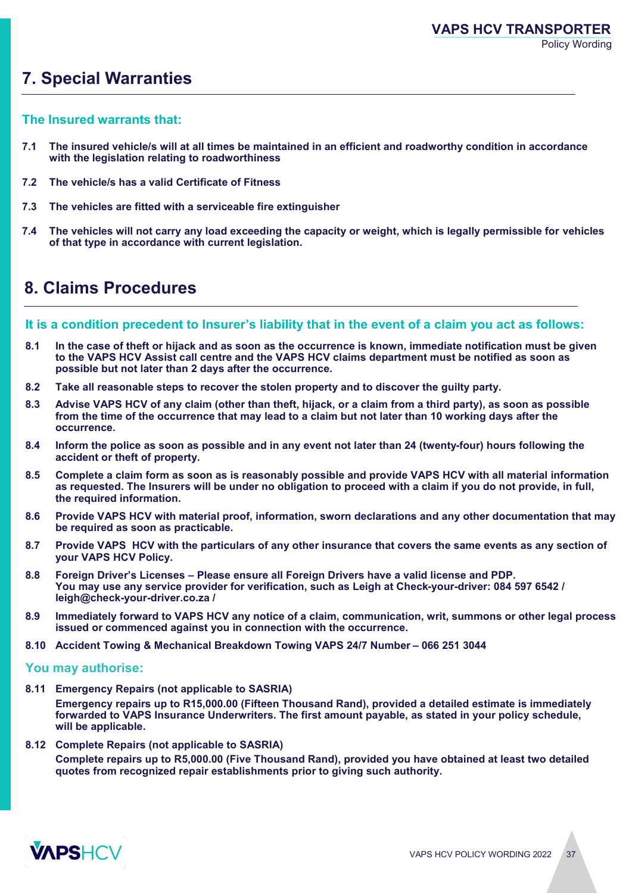## 7. Special Warranties

### The Insured warrants that:

**7.1 The insured vehicle/s will at all times be maintained in an efficient and roadworthy condition in accordance with the legislation relating to roadworthiness**

**7.2 The vehicle/s has a valid Certificate of Fitness**

**7.3 The vehicles are fitted with a serviceable fire extinguisher**

**7.4 The vehicles will not carry any load exceeding the capacity or weight, which is legally permissible for vehicles of that type in accordance with current legislation.**

## 8. Claims Procedures

### It is a condition precedent to Insurer's liability that in the event of a claim you act as follows:

**8.1 In the case of theft or hijack and as soon as the occurrence is known, immediate notification must be given to the VAPS HCV Assist call centre and the VAPS HCV claims department must be notified as soon as possible but not later than 2 days after the occurrence.**

**8.2 Take all reasonable steps to recover the stolen property and to discover the guilty party.**

**8.3 Advise VAPS HCV of any claim (other than theft, hijack, or a claim from a third party), as soon as possible from the time of the occurrence that may lead to a claim but not later than 10 working days after the occurrence.**

**8.4 Inform the police as soon as possible and in any event not later than 24 (twenty-four) hours following the accident or theft of property.**

**8.5 Complete a claim form as soon as is reasonably possible and provide VAPS HCV with all material information as requested. The Insurers will be under no obligation to proceed with a claim if you do not provide, in full, the required information.**

**8.6 Provide VAPS HCV with material proof, information, sworn declarations and any other documentation that may be required as soon as practicable.**

**8.7 Provide VAPS HCV with the particulars of any other insurance that covers the same events as any section of your VAPS HCV Policy.**

**8.8 Foreign Driver's Licenses – Please ensure all Foreign Drivers have a valid license and PDP. You may use any service provider for verification, such as Leigh at Check-your-driver: 084 597 6542 / leigh@check-your-driver.co.za /**

**8.9 Immediately forward to VAPS HCV any notice of a claim, communication, writ, summons or other legal process issued or commenced against you in connection with the occurrence.**

**8.10 Accident Towing & Mechanical Breakdown Towing VAPS 24/7 Number – 066 251 3044**

### You may authorise:

**8.11 Emergency Repairs (not applicable to SASRIA)**

**Emergency repairs up to R15,000.00 (Fifteen Thousand Rand), provided a detailed estimate is immediately forwarded to VAPS Insurance Underwriters. The first amount payable, as stated in your policy schedule, will be applicable.**

**8.12 Complete Repairs (not applicable to SASRIA)**

**Complete repairs up to R5,000.00 (Five Thousand Rand), provided you have obtained at least two detailed quotes from recognized repair establishments prior to giving such authority.**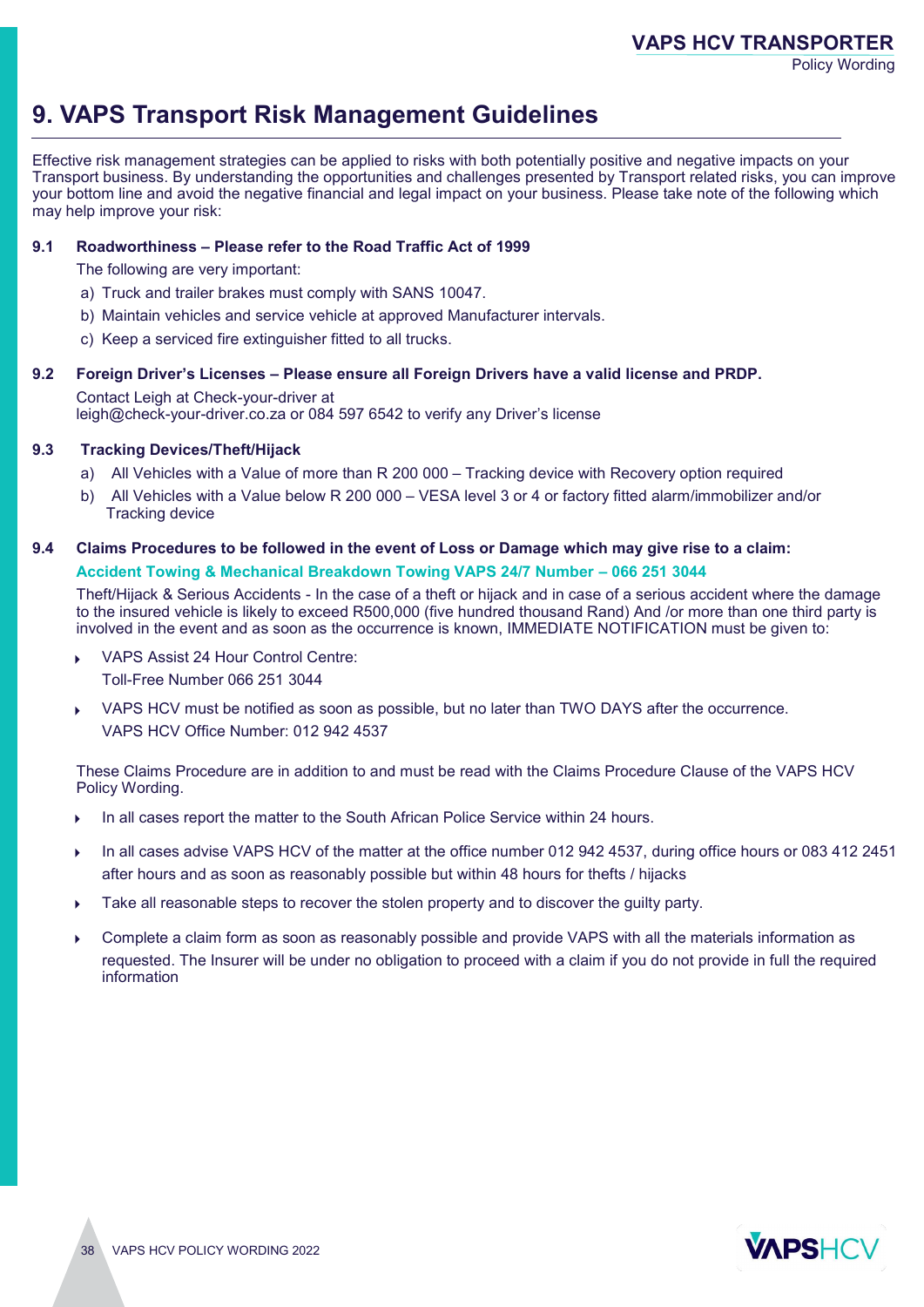# 9. VAPS Transport Risk Management Guidelines

Effective risk management strategies can be applied to risks with both potentially positive and negative impacts on your Transport business. By understanding the opportunities and challenges presented by Transport related risks, you can improve your bottom line and avoid the negative financial and legal impact on your business. Please take note of the following which may help improve your risk:

**9.1 Roadworthiness – Please refer to the Road Traffic Act of 1999**

The following are very important:

a) Truck and trailer brakes must comply with SANS 10047.

b) Maintain vehicles and service vehicle at approved Manufacturer intervals.

c) Keep a serviced fire extinguisher fitted to all trucks.

**9.2 Foreign Driver's Licenses – Please ensure all Foreign Drivers have a valid license and PRDP.**

Contact Leigh at Check-your-driver at
leigh@check-your-driver.co.za or 084 597 6542 to verify any Driver's license

**9.3 Tracking Devices/Theft/Hijack**

a) All Vehicles with a Value of more than R 200 000 – Tracking device with Recovery option required

b) All Vehicles with a Value below R 200 000 – VESA level 3 or 4 or factory fitted alarm/immobilizer and/or Tracking device

**9.4 Claims Procedures to be followed in the event of Loss or Damage which may give rise to a claim:**

**Accident Towing & Mechanical Breakdown Towing VAPS 24/7 Number – 066 251 3044**

Theft/Hijack & Serious Accidents - In the case of a theft or hijack and in case of a serious accident where the damage to the insured vehicle is likely to exceed R500,000 (five hundred thousand Rand) And /or more than one third party is involved in the event and as soon as the occurrence is known, IMMEDIATE NOTIFICATION must be given to:

- VAPS Assist 24 Hour Control Centre:
  Toll-Free Number 066 251 3044
- VAPS HCV must be notified as soon as possible, but no later than TWO DAYS after the occurrence.
  VAPS HCV Office Number: 012 942 4537

These Claims Procedure are in addition to and must be read with the Claims Procedure Clause of the VAPS HCV Policy Wording.

- In all cases report the matter to the South African Police Service within 24 hours.
- In all cases advise VAPS HCV of the matter at the office number 012 942 4537, during office hours or 083 412 2451 after hours and as soon as reasonably possible but within 48 hours for thefts / hijacks
- Take all reasonable steps to recover the stolen property and to discover the guilty party.
- Complete a claim form as soon as reasonably possible and provide VAPS with all the materials information as requested. The Insurer will be under no obligation to proceed with a claim if you do not provide in full the required information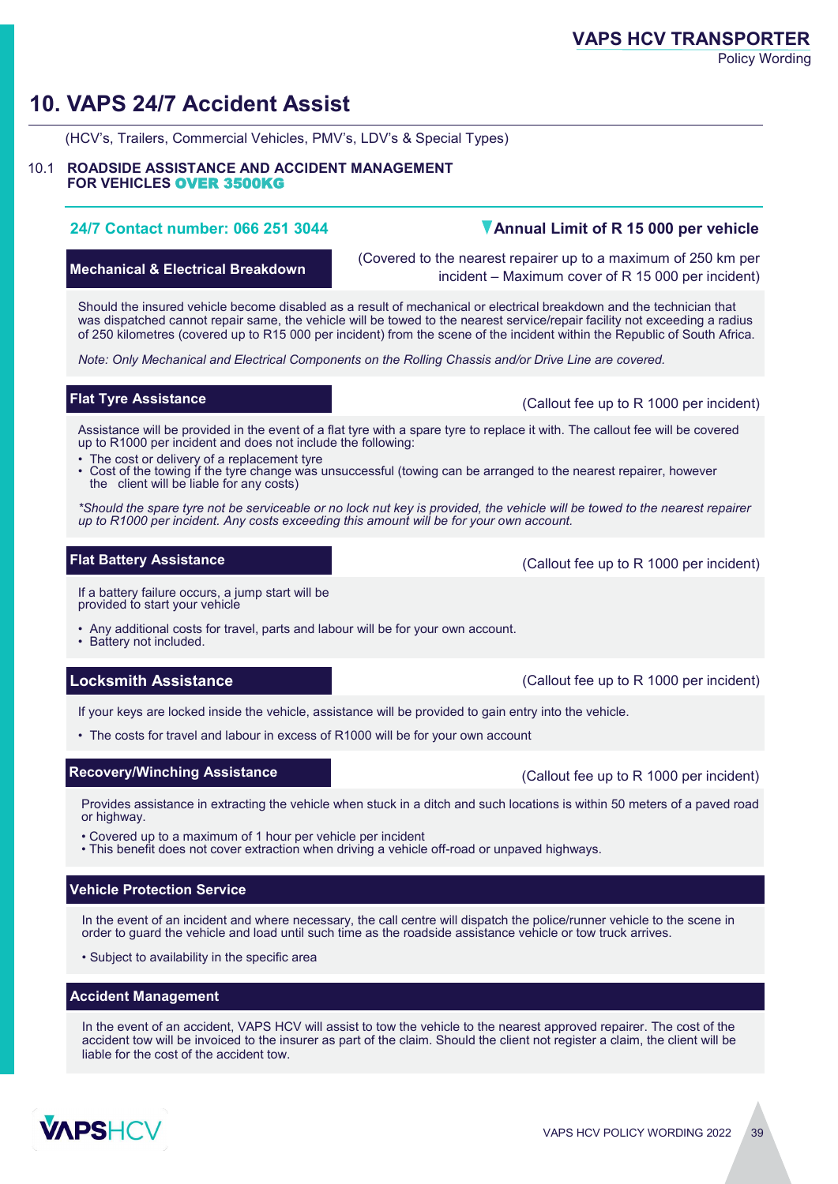# 10. VAPS 24/7 Accident Assist

(HCV's, Trailers, Commercial Vehicles, PMV's, LDV's & Special Types)

## 10.1 ROADSIDE ASSISTANCE AND ACCIDENT MANAGEMENT FOR VEHICLES OVER 3500KG

**24/7 Contact number: 066 251 3044**

**Annual Limit of R 15 000 per vehicle**

### Mechanical & Electrical Breakdown

(Covered to the nearest repairer up to a maximum of 250 km per incident – Maximum cover of R 15 000 per incident)

Should the insured vehicle become disabled as a result of mechanical or electrical breakdown and the technician that was dispatched cannot repair same, the vehicle will be towed to the nearest service/repair facility not exceeding a radius of 250 kilometres (covered up to R15 000 per incident) from the scene of the incident within the Republic of South Africa.

*Note: Only Mechanical and Electrical Components on the Rolling Chassis and/or Drive Line are covered.*

### Flat Tyre Assistance

(Callout fee up to R 1000 per incident)

Assistance will be provided in the event of a flat tyre with a spare tyre to replace it with. The callout fee will be covered up to R1000 per incident and does not include the following:

- The cost or delivery of a replacement tyre
- Cost of the towing if the tyre change was unsuccessful (towing can be arranged to the nearest repairer, however the client will be liable for any costs)

*\*Should the spare tyre not be serviceable or no lock nut key is provided, the vehicle will be towed to the nearest repairer up to R1000 per incident. Any costs exceeding this amount will be for your own account.*

### Flat Battery Assistance

(Callout fee up to R 1000 per incident)

If a battery failure occurs, a jump start will be provided to start your vehicle

- Any additional costs for travel, parts and labour will be for your own account.
- Battery not included.

### Locksmith Assistance

(Callout fee up to R 1000 per incident)

If your keys are locked inside the vehicle, assistance will be provided to gain entry into the vehicle.

- The costs for travel and labour in excess of R1000 will be for your own account

### Recovery/Winching Assistance

(Callout fee up to R 1000 per incident)

Provides assistance in extracting the vehicle when stuck in a ditch and such locations is within 50 meters of a paved road or highway.

- Covered up to a maximum of 1 hour per vehicle per incident
- This benefit does not cover extraction when driving a vehicle off-road or unpaved highways.

### Vehicle Protection Service

In the event of an incident and where necessary, the call centre will dispatch the police/runner vehicle to the scene in order to guard the vehicle and load until such time as the roadside assistance vehicle or tow truck arrives.

- Subject to availability in the specific area

### Accident Management

In the event of an accident, VAPS HCV will assist to tow the vehicle to the nearest approved repairer. The cost of the accident tow will be invoiced to the insurer as part of the claim. Should the client not register a claim, the client will be liable for the cost of the accident tow.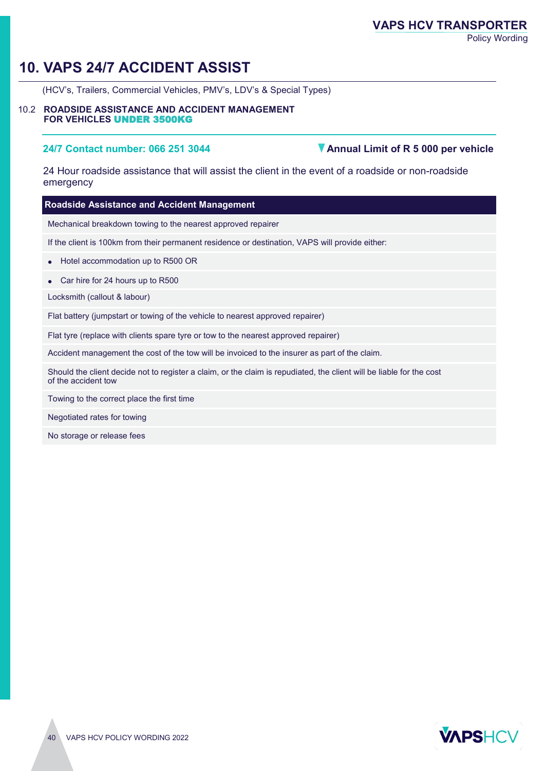# 10. VAPS 24/7 ACCIDENT ASSIST

(HCV's, Trailers, Commercial Vehicles, PMV's, LDV's & Special Types)

## 10.2 ROADSIDE ASSISTANCE AND ACCIDENT MANAGEMENT FOR VEHICLES UNDER 3500KG

**24/7 Contact number: 066 251 3044**

**Annual Limit of R 5 000 per vehicle**

24 Hour roadside assistance that will assist the client in the event of a roadside or non-roadside emergency

| Roadside Assistance and Accident Management |
| --- |
| Mechanical breakdown towing to the nearest approved repairer |
| If the client is 100km from their permanent residence or destination, VAPS will provide either: |
| • Hotel accommodation up to R500 OR |
| • Car hire for 24 hours up to R500 |
| Locksmith (callout & labour) |
| Flat battery (jumpstart or towing of the vehicle to nearest approved repairer) |
| Flat tyre (replace with clients spare tyre or tow to the nearest approved repairer) |
| Accident management the cost of the tow will be invoiced to the insurer as part of the claim. |
| Should the client decide not to register a claim, or the claim is repudiated, the client will be liable for the cost of the accident tow |
| Towing to the correct place the first time |
| Negotiated rates for towing |
| No storage or release fees |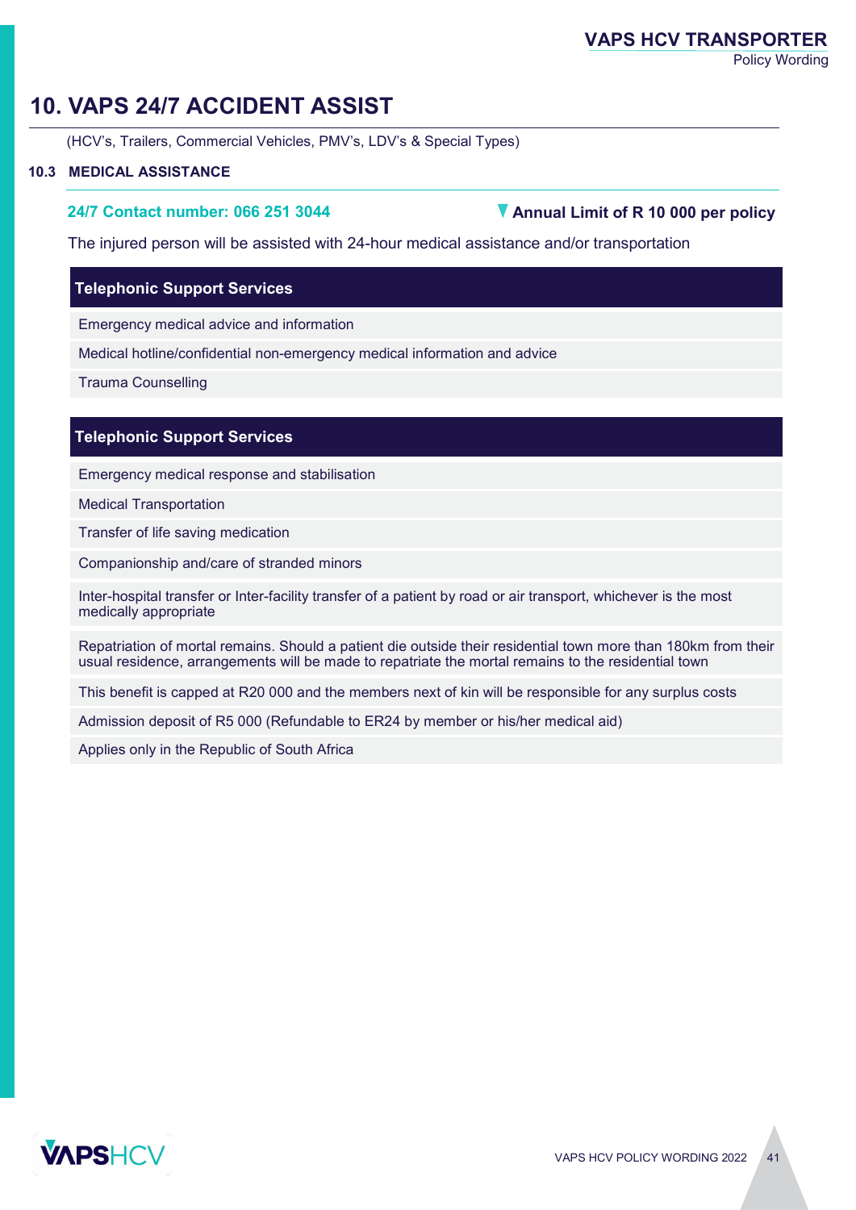# 10. VAPS 24/7 ACCIDENT ASSIST

(HCV's, Trailers, Commercial Vehicles, PMV's, LDV's & Special Types)

### 10.3 MEDICAL ASSISTANCE

**24/7 Contact number: 066 251 3044**

**Annual Limit of R 10 000 per policy**

The injured person will be assisted with 24-hour medical assistance and/or transportation

| Telephonic Support Services |
|---|
| Emergency medical advice and information |
| Medical hotline/confidential non-emergency medical information and advice |
| Trauma Counselling |

| Telephonic Support Services |
|---|
| Emergency medical response and stabilisation |
| Medical Transportation |
| Transfer of life saving medication |
| Companionship and/care of stranded minors |
| Inter-hospital transfer or Inter-facility transfer of a patient by road or air transport, whichever is the most medically appropriate |
| Repatriation of mortal remains. Should a patient die outside their residential town more than 180km from their usual residence, arrangements will be made to repatriate the mortal remains to the residential town |
| This benefit is capped at R20 000 and the members next of kin will be responsible for any surplus costs |
| Admission deposit of R5 000 (Refundable to ER24 by member or his/her medical aid) |
| Applies only in the Republic of South Africa |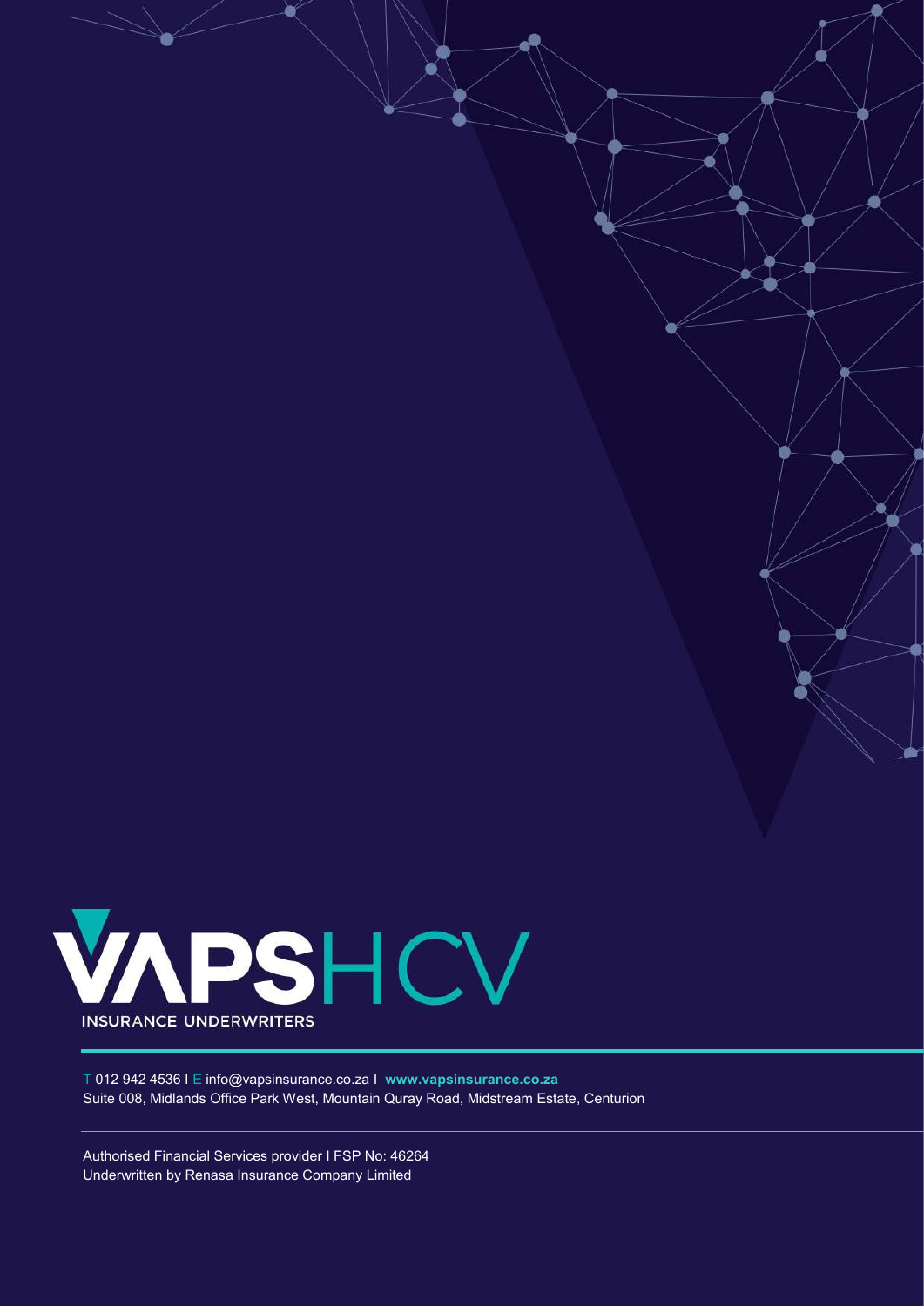VAPSHCV

INSURANCE UNDERWRITERS

T 012 942 4536 I E info@vapsinsurance.co.za I **www.vapsinsurance.co.za**
Suite 008, Midlands Office Park West, Mountain Quray Road, Midstream Estate, Centurion

Authorised Financial Services provider I FSP No: 46264
Underwritten by Renasa Insurance Company Limited